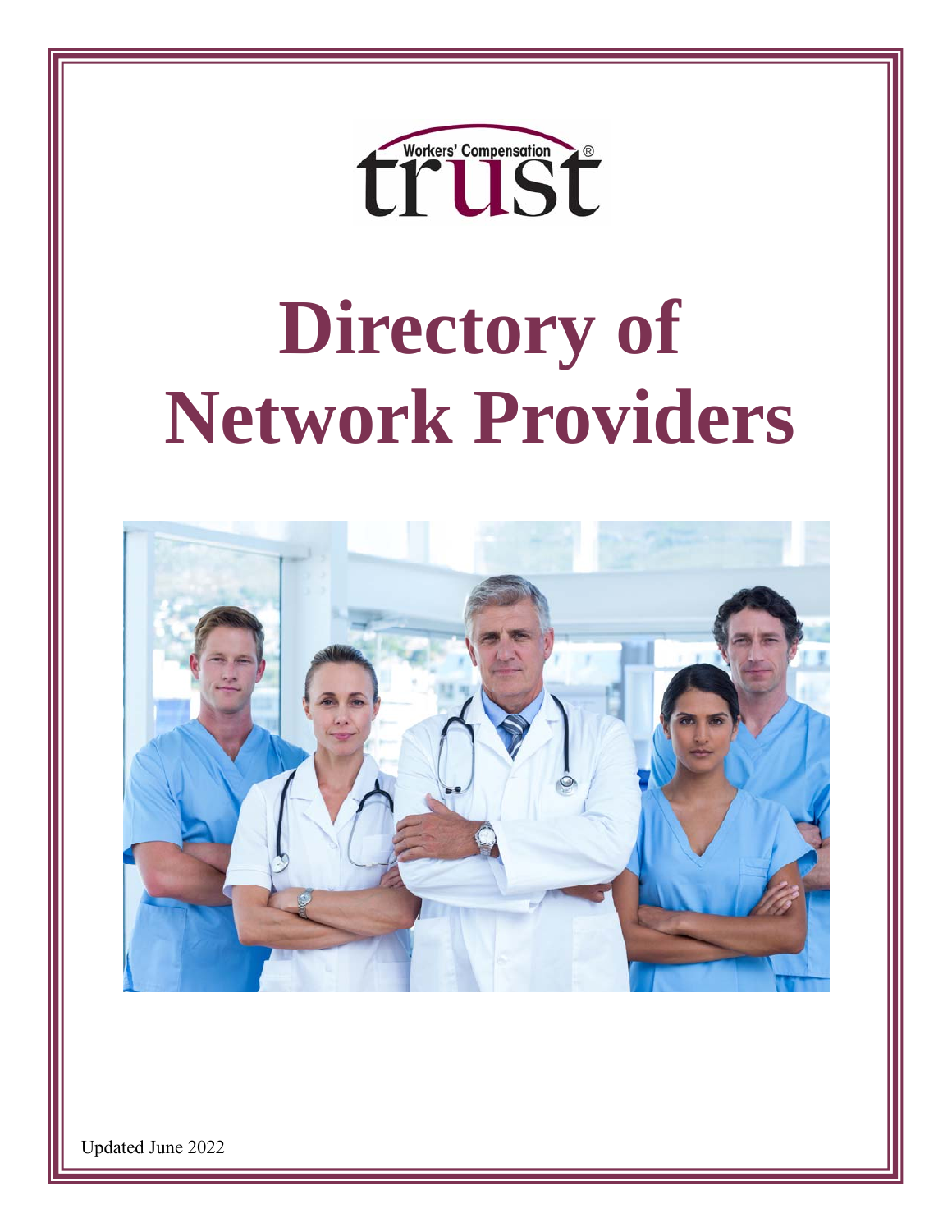Workers' Compensation trust®

# Directory of Network Providers

Updated June 2022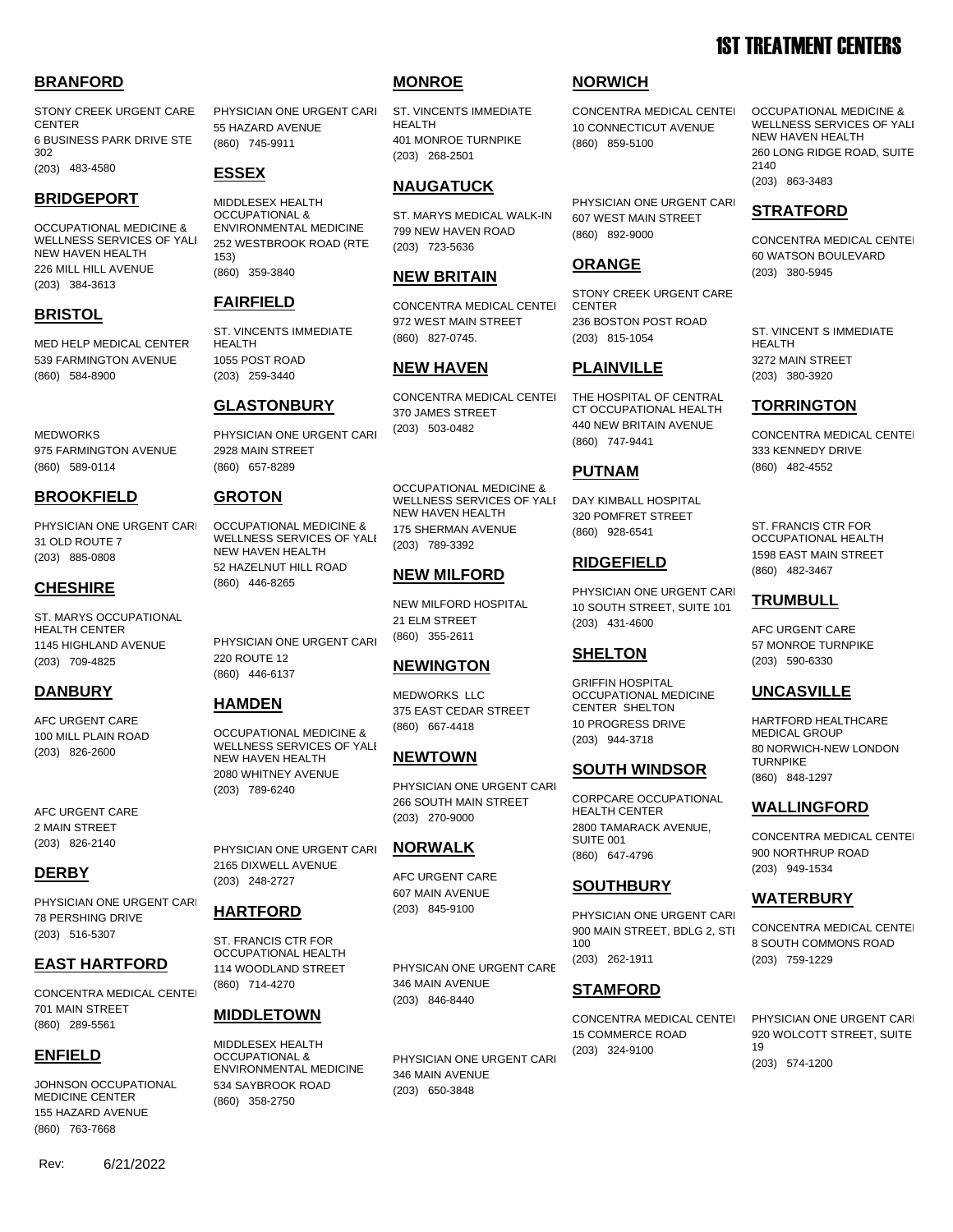# 1ST TREATMENT CENTERS

## BRANFORD

STONY CREEK URGENT CARE CENTER
6 BUSINESS PARK DRIVE STE 302
(203) 483-4580

PHYSICIAN ONE URGENT CARI
55 HAZARD AVENUE
(860) 745-9911

## BRIDGEPORT

OCCUPATIONAL MEDICINE & WELLNESS SERVICES OF YALI NEW HAVEN HEALTH
226 MILL HILL AVENUE
(203) 384-3613

## BRISTOL

MED HELP MEDICAL CENTER
539 FARMINGTON AVENUE
(860) 584-8900

MEDWORKS
975 FARMINGTON AVENUE
(860) 589-0114

## BROOKFIELD

PHYSICIAN ONE URGENT CARI
31 OLD ROUTE 7
(203) 885-0808

## CHESHIRE

ST. MARYS OCCUPATIONAL HEALTH CENTER
1145 HIGHLAND AVENUE
(203) 709-4825

## DANBURY

AFC URGENT CARE
100 MILL PLAIN ROAD
(203) 826-2600

AFC URGENT CARE
2 MAIN STREET
(203) 826-2140

## DERBY

PHYSICIAN ONE URGENT CARI
78 PERSHING DRIVE
(203) 516-5307

## EAST HARTFORD

CONCENTRA MEDICAL CENTEI
701 MAIN STREET
(860) 289-5561

## ENFIELD

JOHNSON OCCUPATIONAL MEDICINE CENTER
155 HAZARD AVENUE
(860) 763-7668

## ESSEX

MIDDLESEX HEALTH OCCUPATIONAL & ENVIRONMENTAL MEDICINE
252 WESTBROOK ROAD (RTE 153)
(860) 359-3840

## FAIRFIELD

ST. VINCENTS IMMEDIATE HEALTH
1055 POST ROAD
(203) 259-3440

## GLASTONBURY

PHYSICIAN ONE URGENT CARI
2928 MAIN STREET
(860) 657-8289

## GROTON

OCCUPATIONAL MEDICINE & WELLNESS SERVICES OF YALI NEW HAVEN HEALTH
52 HAZELNUT HILL ROAD
(860) 446-8265

PHYSICIAN ONE URGENT CARI
220 ROUTE 12
(860) 446-6137

## HAMDEN

OCCUPATIONAL MEDICINE & WELLNESS SERVICES OF YALI NEW HAVEN HEALTH
2080 WHITNEY AVENUE
(203) 789-6240

PHYSICIAN ONE URGENT CARI
2165 DIXWELL AVENUE
(203) 248-2727

## HARTFORD

ST. FRANCIS CTR FOR OCCUPATIONAL HEALTH
114 WOODLAND STREET
(860) 714-4270

## MIDDLETOWN

MIDDLESEX HEALTH OCCUPATIONAL & ENVIRONMENTAL MEDICINE
534 SAYBROOK ROAD
(860) 358-2750

## MONROE

ST. VINCENTS IMMEDIATE HEALTH
401 MONROE TURNPIKE
(203) 268-2501

## NAUGATUCK

ST. MARYS MEDICAL WALK-IN
799 NEW HAVEN ROAD
(203) 723-5636

## NEW BRITAIN

CONCENTRA MEDICAL CENTEI
972 WEST MAIN STREET
(860) 827-0745.

## NEW HAVEN

CONCENTRA MEDICAL CENTEI
370 JAMES STREET
(203) 503-0482

OCCUPATIONAL MEDICINE & WELLNESS SERVICES OF YALI NEW HAVEN HEALTH
175 SHERMAN AVENUE
(203) 789-3392

## NEW MILFORD

NEW MILFORD HOSPITAL
21 ELM STREET
(860) 355-2611

## NEWINGTON

MEDWORKS LLC
375 EAST CEDAR STREET
(860) 667-4418

## NEWTOWN

PHYSICIAN ONE URGENT CARI
266 SOUTH MAIN STREET
(203) 270-9000

## NORWALK

AFC URGENT CARE
607 MAIN AVENUE
(203) 845-9100

PHYSICAN ONE URGENT CARE
346 MAIN AVENUE
(203) 846-8440

PHYSICIAN ONE URGENT CARI
346 MAIN AVENUE
(203) 650-3848

## NORWICH

CONCENTRA MEDICAL CENTEI
10 CONNECTICUT AVENUE
(860) 859-5100

PHYSICIAN ONE URGENT CARI
607 WEST MAIN STREET
(860) 892-9000

## ORANGE

STONY CREEK URGENT CARE CENTER
236 BOSTON POST ROAD
(203) 815-1054

## PLAINVILLE

THE HOSPITAL OF CENTRAL CT OCCUPATIONAL HEALTH
440 NEW BRITAIN AVENUE
(860) 747-9441

## PUTNAM

DAY KIMBALL HOSPITAL
320 POMFRET STREET
(860) 928-6541

## RIDGEFIELD

PHYSICIAN ONE URGENT CARI
10 SOUTH STREET, SUITE 101
(203) 431-4600

## SHELTON

GRIFFIN HOSPITAL OCCUPATIONAL MEDICINE CENTER SHELTON
10 PROGRESS DRIVE
(203) 944-3718

## SOUTH WINDSOR

CORPCARE OCCUPATIONAL HEALTH CENTER
2800 TAMARACK AVENUE, SUITE 001
(860) 647-4796

## SOUTHBURY

PHYSICIAN ONE URGENT CARI
900 MAIN STREET, BDLG 2, STI 100
(203) 262-1911

## STAMFORD

CONCENTRA MEDICAL CENTEI
15 COMMERCE ROAD
(203) 324-9100

OCCUPATIONAL MEDICINE & WELLNESS SERVICES OF YALI NEW HAVEN HEALTH
260 LONG RIDGE ROAD, SUITE 2140
(203) 863-3483

## STRATFORD

CONCENTRA MEDICAL CENTEI
60 WATSON BOULEVARD
(203) 380-5945

ST. VINCENT S IMMEDIATE HEALTH
3272 MAIN STREET
(203) 380-3920

## TORRINGTON

CONCENTRA MEDICAL CENTEI
333 KENNEDY DRIVE
(860) 482-4552

ST. FRANCIS CTR FOR OCCUPATIONAL HEALTH
1598 EAST MAIN STREET
(860) 482-3467

## TRUMBULL

AFC URGENT CARE
57 MONROE TURNPIKE
(203) 590-6330

## UNCASVILLE

HARTFORD HEALTHCARE MEDICAL GROUP
80 NORWICH-NEW LONDON TURNPIKE
(860) 848-1297

## WALLINGFORD

CONCENTRA MEDICAL CENTEI
900 NORTHRUP ROAD
(203) 949-1534

## WATERBURY

CONCENTRA MEDICAL CENTEI
8 SOUTH COMMONS ROAD
(203) 759-1229

PHYSICIAN ONE URGENT CARI
920 WOLCOTT STREET, SUITE 19
(203) 574-1200

Rev: 6/21/2022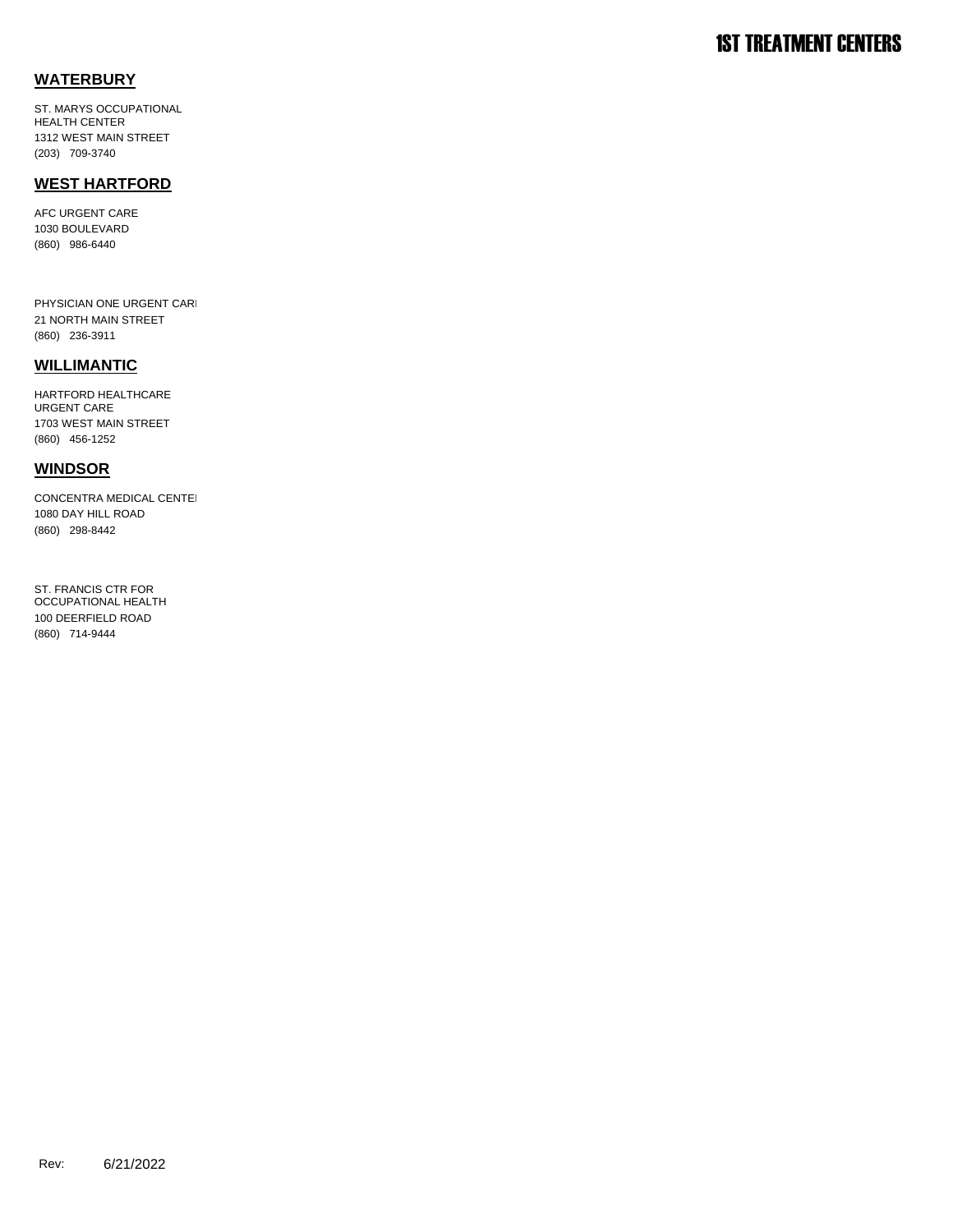# 1ST TREATMENT CENTERS

## WATERBURY

ST. MARYS OCCUPATIONAL
HEALTH CENTER
1312 WEST MAIN STREET
(203) 709-3740

## WEST HARTFORD

AFC URGENT CARE
1030 BOULEVARD
(860) 986-6440

PHYSICIAN ONE URGENT CARE
21 NORTH MAIN STREET
(860) 236-3911

## WILLIMANTIC

HARTFORD HEALTHCARE
URGENT CARE
1703 WEST MAIN STREET
(860) 456-1252

## WINDSOR

CONCENTRA MEDICAL CENTER
1080 DAY HILL ROAD
(860) 298-8442

ST. FRANCIS CTR FOR
OCCUPATIONAL HEALTH
100 DEERFIELD ROAD
(860) 714-9444

Rev: 6/21/2022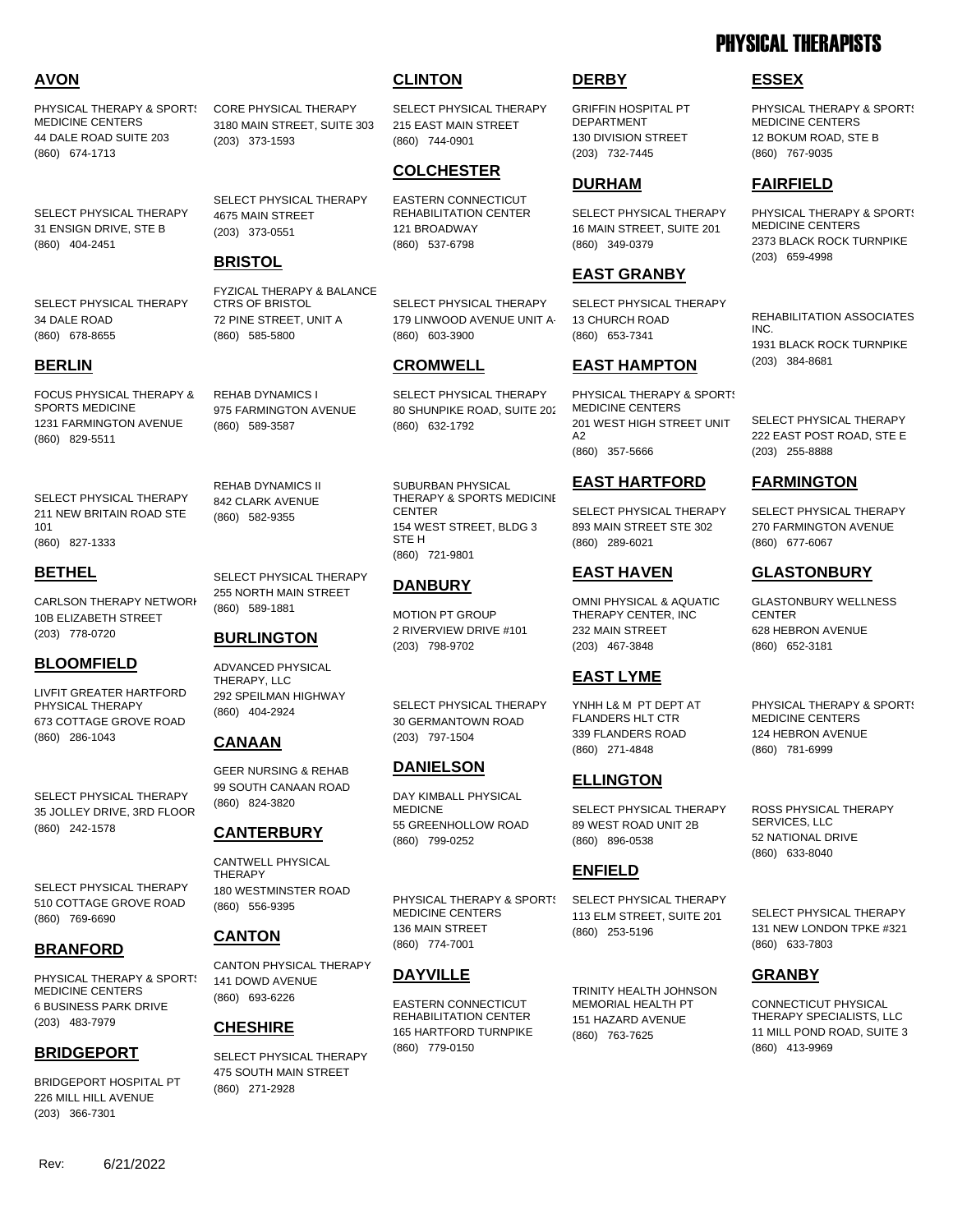# PHYSICAL THERAPISTS

## AVON

PHYSICAL THERAPY & SPORTS MEDICINE CENTERS
44 DALE ROAD SUITE 203
(860) 674-1713

SELECT PHYSICAL THERAPY
31 ENSIGN DRIVE, STE B
(860) 404-2451

SELECT PHYSICAL THERAPY
34 DALE ROAD
(860) 678-8655

## BERLIN

FOCUS PHYSICAL THERAPY & SPORTS MEDICINE
1231 FARMINGTON AVENUE
(860) 829-5511

SELECT PHYSICAL THERAPY
211 NEW BRITAIN ROAD STE 101
(860) 827-1333

## BETHEL

CARLSON THERAPY NETWORK
10B ELIZABETH STREET
(203) 778-0720

## BLOOMFIELD

LIVFIT GREATER HARTFORD PHYSICAL THERAPY
673 COTTAGE GROVE ROAD
(860) 286-1043

SELECT PHYSICAL THERAPY
35 JOLLEY DRIVE, 3RD FLOOR
(860) 242-1578

SELECT PHYSICAL THERAPY
510 COTTAGE GROVE ROAD
(860) 769-6690

## BRANFORD

PHYSICAL THERAPY & SPORTS MEDICINE CENTERS
6 BUSINESS PARK DRIVE
(203) 483-7979

## BRIDGEPORT

BRIDGEPORT HOSPITAL PT
226 MILL HILL AVENUE
(203) 366-7301

CORE PHYSICAL THERAPY
3180 MAIN STREET, SUITE 303
(203) 373-1593

SELECT PHYSICAL THERAPY
4675 MAIN STREET
(203) 373-0551

## BRISTOL

FYZICAL THERAPY & BALANCE CTRS OF BRISTOL
72 PINE STREET, UNIT A
(860) 585-5800

REHAB DYNAMICS I
975 FARMINGTON AVENUE
(860) 589-3587

REHAB DYNAMICS II
842 CLARK AVENUE
(860) 582-9355

SELECT PHYSICAL THERAPY
255 NORTH MAIN STREET
(860) 589-1881

## BURLINGTON

ADVANCED PHYSICAL THERAPY, LLC
292 SPEILMAN HIGHWAY
(860) 404-2924

## CANAAN

GEER NURSING & REHAB
99 SOUTH CANAAN ROAD
(860) 824-3820

## CANTERBURY

CANTWELL PHYSICAL THERAPY
180 WESTMINSTER ROAD
(860) 556-9395

## CANTON

CANTON PHYSICAL THERAPY
141 DOWD AVENUE
(860) 693-6226

## CHESHIRE

SELECT PHYSICAL THERAPY
475 SOUTH MAIN STREET
(860) 271-2928

## CLINTON

SELECT PHYSICAL THERAPY
215 EAST MAIN STREET
(860) 744-0901

## COLCHESTER

EASTERN CONNECTICUT REHABILITATION CENTER
121 BROADWAY
(860) 537-6798

SELECT PHYSICAL THERAPY
179 LINWOOD AVENUE UNIT A
(860) 603-3900

## CROMWELL

SELECT PHYSICAL THERAPY
80 SHUNPIKE ROAD, SUITE 202
(860) 632-1792

SUBURBAN PHYSICAL THERAPY & SPORTS MEDICINE CENTER
154 WEST STREET, BLDG 3 STE H
(860) 721-9801

## DANBURY

MOTION PT GROUP
2 RIVERVIEW DRIVE #101
(203) 798-9702

SELECT PHYSICAL THERAPY
30 GERMANTOWN ROAD
(203) 797-1504

## DANIELSON

DAY KIMBALL PHYSICAL MEDICNE
55 GREENHOLLOW ROAD
(860) 799-0252

PHYSICAL THERAPY & SPORTS MEDICINE CENTERS
136 MAIN STREET
(860) 774-7001

## DAYVILLE

EASTERN CONNECTICUT REHABILITATION CENTER
165 HARTFORD TURNPIKE
(860) 779-0150

## DERBY

GRIFFIN HOSPITAL PT DEPARTMENT
130 DIVISION STREET
(203) 732-7445

## DURHAM

SELECT PHYSICAL THERAPY
16 MAIN STREET, SUITE 201
(860) 349-0379

## EAST GRANBY

SELECT PHYSICAL THERAPY
13 CHURCH ROAD
(860) 653-7341

## EAST HAMPTON

PHYSICAL THERAPY & SPORTS MEDICINE CENTERS
201 WEST HIGH STREET UNIT A2
(860) 357-5666

## EAST HARTFORD

SELECT PHYSICAL THERAPY
893 MAIN STREET STE 302
(860) 289-6021

## EAST HAVEN

OMNI PHYSICAL & AQUATIC THERAPY CENTER, INC
232 MAIN STREET
(203) 467-3848

## EAST LYME

YNHH L& M PT DEPT AT FLANDERS HLT CTR
339 FLANDERS ROAD
(860) 271-4848

## ELLINGTON

SELECT PHYSICAL THERAPY
89 WEST ROAD UNIT 2B
(860) 896-0538

## ENFIELD

SELECT PHYSICAL THERAPY
113 ELM STREET, SUITE 201
(860) 253-5196

TRINITY HEALTH JOHNSON MEMORIAL HEALTH PT
151 HAZARD AVENUE
(860) 763-7625

## ESSEX

PHYSICAL THERAPY & SPORTS MEDICINE CENTERS
12 BOKUM ROAD, STE B
(860) 767-9035

## FAIRFIELD

PHYSICAL THERAPY & SPORTS MEDICINE CENTERS
2373 BLACK ROCK TURNPIKE
(203) 659-4998

REHABILITATION ASSOCIATES INC.
1931 BLACK ROCK TURNPIKE
(203) 384-8681

SELECT PHYSICAL THERAPY
222 EAST POST ROAD, STE E
(203) 255-8888

## FARMINGTON

SELECT PHYSICAL THERAPY
270 FARMINGTON AVENUE
(860) 677-6067

## GLASTONBURY

GLASTONBURY WELLNESS CENTER
628 HEBRON AVENUE
(860) 652-3181

PHYSICAL THERAPY & SPORTS MEDICINE CENTERS
124 HEBRON AVENUE
(860) 781-6999

ROSS PHYSICAL THERAPY SERVICES, LLC
52 NATIONAL DRIVE
(860) 633-8040

SELECT PHYSICAL THERAPY
131 NEW LONDON TPKE #321
(860) 633-7803

## GRANBY

CONNECTICUT PHYSICAL THERAPY SPECIALISTS, LLC
11 MILL POND ROAD, SUITE 3
(860) 413-9969

Rev: 6/21/2022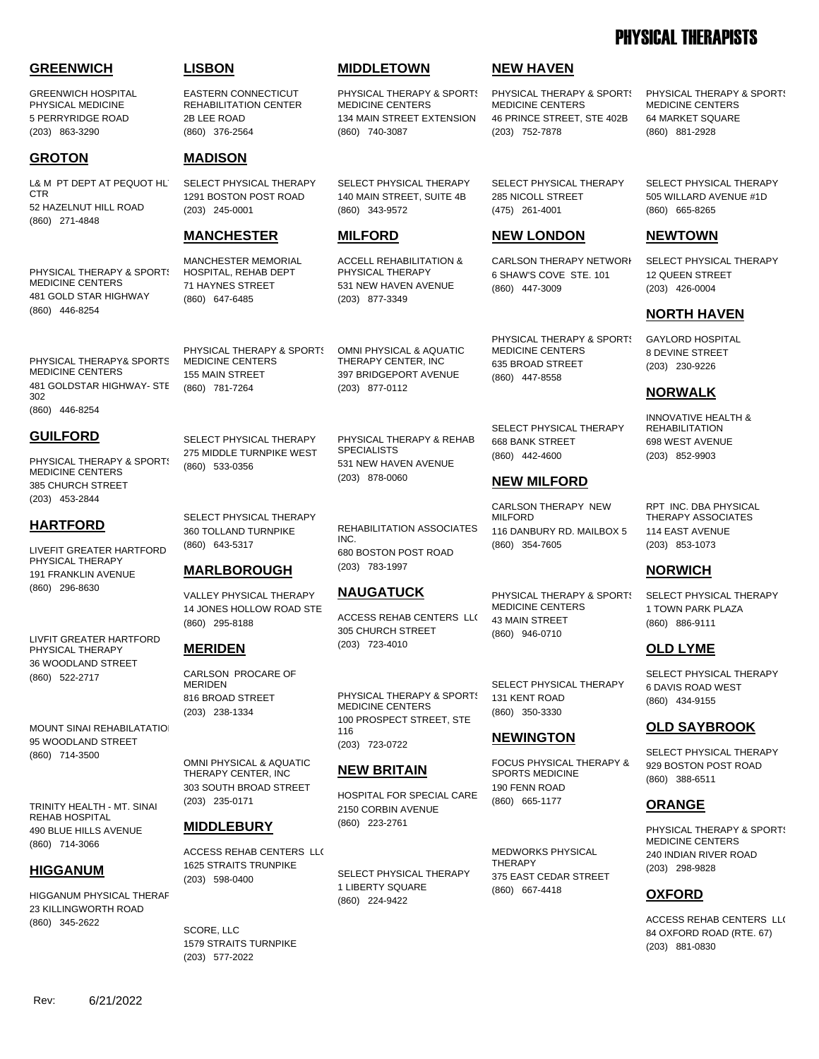# PHYSICAL THERAPISTS

## GREENWICH

GREENWICH HOSPITAL PHYSICAL MEDICINE
5 PERRYRIDGE ROAD
(203) 863-3290

## GROTON

L& M PT DEPT AT PEQUOT HL CTR
52 HAZELNUT HILL ROAD
(860) 271-4848

PHYSICAL THERAPY & SPORTS MEDICINE CENTERS
481 GOLD STAR HIGHWAY
(860) 446-8254

PHYSICAL THERAPY& SPORTS MEDICINE CENTERS
481 GOLDSTAR HIGHWAY- STE 302
(860) 446-8254

## GUILFORD

PHYSICAL THERAPY & SPORTS MEDICINE CENTERS
385 CHURCH STREET
(203) 453-2844

## HARTFORD

LIVEFIT GREATER HARTFORD PHYSICAL THERAPY
191 FRANKLIN AVENUE
(860) 296-8630

LIVFIT GREATER HARTFORD PHYSICAL THERAPY
36 WOODLAND STREET
(860) 522-2717

MOUNT SINAI REHABILATATIOI
95 WOODLAND STREET
(860) 714-3500

TRINITY HEALTH - MT. SINAI REHAB HOSPITAL
490 BLUE HILLS AVENUE
(860) 714-3066

## HIGGANUM

HIGGANUM PHYSICAL THERAF
23 KILLINGWORTH ROAD
(860) 345-2622

## LISBON

EASTERN CONNECTICUT REHABILITATION CENTER
2B LEE ROAD
(860) 376-2564

## MADISON

SELECT PHYSICAL THERAPY
1291 BOSTON POST ROAD
(203) 245-0001

## MANCHESTER

MANCHESTER MEMORIAL HOSPITAL, REHAB DEPT
71 HAYNES STREET
(860) 647-6485

PHYSICAL THERAPY & SPORTS MEDICINE CENTERS
155 MAIN STREET
(860) 781-7264

SELECT PHYSICAL THERAPY
275 MIDDLE TURNPIKE WEST
(860) 533-0356

SELECT PHYSICAL THERAPY
360 TOLLAND TURNPIKE
(860) 643-5317

## MARLBOROUGH

VALLEY PHYSICAL THERAPY
14 JONES HOLLOW ROAD STE
(860) 295-8188

## MERIDEN

CARLSON PROCARE OF MERIDEN
816 BROAD STREET
(203) 238-1334

OMNI PHYSICAL & AQUATIC THERAPY CENTER, INC
303 SOUTH BROAD STREET
(203) 235-0171

## MIDDLEBURY

ACCESS REHAB CENTERS LL(
1625 STRAITS TRUNPIKE
(203) 598-0400

SCORE, LLC
1579 STRAITS TURNPIKE
(203) 577-2022

## MIDDLETOWN

PHYSICAL THERAPY & SPORTS MEDICINE CENTERS
134 MAIN STREET EXTENSION
(860) 740-3087

SELECT PHYSICAL THERAPY
140 MAIN STREET, SUITE 4B
(860) 343-9572

## MILFORD

ACCELL REHABILITATION & PHYSICAL THERAPY
531 NEW HAVEN AVENUE
(203) 877-3349

OMNI PHYSICAL & AQUATIC THERAPY CENTER, INC
397 BRIDGEPORT AVENUE
(203) 877-0112

PHYSICAL THERAPY & REHAB SPECIALISTS
531 NEW HAVEN AVENUE
(203) 878-0060

REHABILITATION ASSOCIATES INC.
680 BOSTON POST ROAD
(203) 783-1997

## NAUGATUCK

ACCESS REHAB CENTERS LL(
305 CHURCH STREET
(203) 723-4010

PHYSICAL THERAPY & SPORTS MEDICINE CENTERS
100 PROSPECT STREET, STE 116
(203) 723-0722

## NEW BRITAIN

HOSPITAL FOR SPECIAL CARE
2150 CORBIN AVENUE
(860) 223-2761

SELECT PHYSICAL THERAPY
1 LIBERTY SQUARE
(860) 224-9422

## NEW HAVEN

PHYSICAL THERAPY & SPORTS MEDICINE CENTERS
46 PRINCE STREET, STE 402B
(203) 752-7878

SELECT PHYSICAL THERAPY
285 NICOLL STREET
(475) 261-4001

## NEW LONDON

CARLSON THERAPY NETWORI
6 SHAW'S COVE STE. 101
(860) 447-3009

PHYSICAL THERAPY & SPORTS MEDICINE CENTERS
635 BROAD STREET
(860) 447-8558

SELECT PHYSICAL THERAPY
668 BANK STREET
(860) 442-4600

## NEW MILFORD

CARLSON THERAPY NEW MILFORD
116 DANBURY RD. MAILBOX 5
(860) 354-7605

PHYSICAL THERAPY & SPORTS MEDICINE CENTERS
43 MAIN STREET
(860) 946-0710

SELECT PHYSICAL THERAPY
131 KENT ROAD
(860) 350-3330

## NEWINGTON

FOCUS PHYSICAL THERAPY & SPORTS MEDICINE
190 FENN ROAD
(860) 665-1177

MEDWORKS PHYSICAL THERAPY
375 EAST CEDAR STREET
(860) 667-4418

PHYSICAL THERAPY & SPORTS MEDICINE CENTERS
64 MARKET SQUARE
(860) 881-2928

SELECT PHYSICAL THERAPY
505 WILLARD AVENUE #1D
(860) 665-8265

## NEWTOWN

SELECT PHYSICAL THERAPY
12 QUEEN STREET
(203) 426-0004

## NORTH HAVEN

GAYLORD HOSPITAL
8 DEVINE STREET
(203) 230-9226

## NORWALK

INNOVATIVE HEALTH & REHABILITATION
698 WEST AVENUE
(203) 852-9903

RPT INC. DBA PHYSICAL THERAPY ASSOCIATES
114 EAST AVENUE
(203) 853-1073

## NORWICH

SELECT PHYSICAL THERAPY
1 TOWN PARK PLAZA
(860) 886-9111

## OLD LYME

SELECT PHYSICAL THERAPY
6 DAVIS ROAD WEST
(860) 434-9155

## OLD SAYBROOK

SELECT PHYSICAL THERAPY
929 BOSTON POST ROAD
(860) 388-6511

## ORANGE

PHYSICAL THERAPY & SPORTS MEDICINE CENTERS
240 INDIAN RIVER ROAD
(203) 298-9828

## OXFORD

ACCESS REHAB CENTERS LL(
84 OXFORD ROAD (RTE. 67)
(203) 881-0830

Rev: 6/21/2022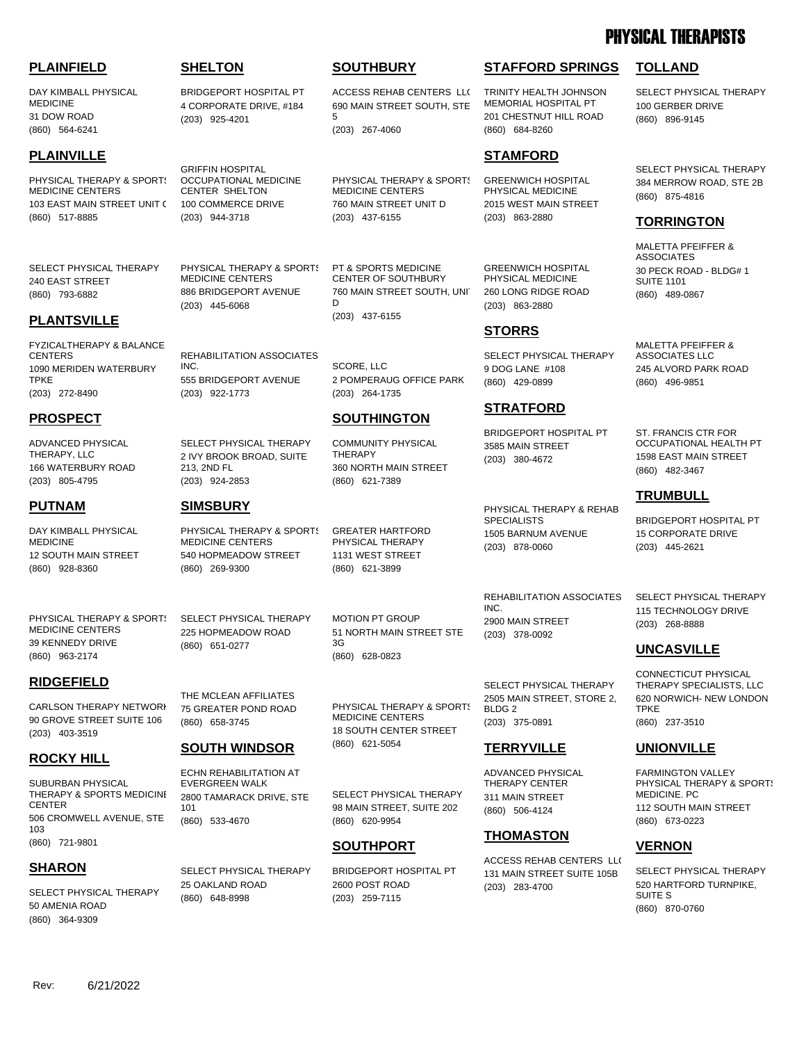# PHYSICAL THERAPISTS

## PLAINFIELD

DAY KIMBALL PHYSICAL MEDICINE
31 DOW ROAD
(860) 564-6241

## PLAINVILLE

PHYSICAL THERAPY & SPORTS MEDICINE CENTERS
103 EAST MAIN STREET UNIT C
(860) 517-8885

SELECT PHYSICAL THERAPY
240 EAST STREET
(860) 793-6882

## PLANTSVILLE

FYZICALTHERAPY & BALANCE CENTERS
1090 MERIDEN WATERBURY TPKE
(203) 272-8490

## PROSPECT

ADVANCED PHYSICAL THERAPY, LLC
166 WATERBURY ROAD
(203) 805-4795

## PUTNAM

DAY KIMBALL PHYSICAL MEDICINE
12 SOUTH MAIN STREET
(860) 928-8360

PHYSICAL THERAPY & SPORTS MEDICINE CENTERS
39 KENNEDY DRIVE
(860) 963-2174

## RIDGEFIELD

CARLSON THERAPY NETWORK
90 GROVE STREET SUITE 106
(203) 403-3519

## ROCKY HILL

SUBURBAN PHYSICAL THERAPY & SPORTS MEDICINE CENTER
506 CROMWELL AVENUE, STE 103
(860) 721-9801

## SHARON

SELECT PHYSICAL THERAPY
50 AMENIA ROAD
(860) 364-9309

## SHELTON

BRIDGEPORT HOSPITAL PT
4 CORPORATE DRIVE, #184
(203) 925-4201

GRIFFIN HOSPITAL OCCUPATIONAL MEDICINE CENTER SHELTON
100 COMMERCE DRIVE
(203) 944-3718

PHYSICAL THERAPY & SPORTS MEDICINE CENTERS
886 BRIDGEPORT AVENUE
(203) 445-6068

REHABILITATION ASSOCIATES INC.
555 BRIDGEPORT AVENUE
(203) 922-1773

SELECT PHYSICAL THERAPY
2 IVY BROOK BROAD, SUITE 213, 2ND FL
(203) 924-2853

## SIMSBURY

PHYSICAL THERAPY & SPORTS MEDICINE CENTERS
540 HOPMEADOW STREET
(860) 269-9300

SELECT PHYSICAL THERAPY
225 HOPMEADOW ROAD
(860) 651-0277

THE MCLEAN AFFILIATES
75 GREATER POND ROAD
(860) 658-3745

## SOUTH WINDSOR

ECHN REHABILITATION AT EVERGREEN WALK
2800 TAMARACK DRIVE, STE 101
(860) 533-4670

SELECT PHYSICAL THERAPY
25 OAKLAND ROAD
(860) 648-8998

## SOUTHBURY

ACCESS REHAB CENTERS LLC
690 MAIN STREET SOUTH, STE 5
(203) 267-4060

PHYSICAL THERAPY & SPORTS MEDICINE CENTERS
760 MAIN STREET UNIT D
(203) 437-6155

PT & SPORTS MEDICINE CENTER OF SOUTHBURY
760 MAIN STREET SOUTH, UNIT D
(203) 437-6155

SCORE, LLC
2 POMPERAUG OFFICE PARK
(203) 264-1735

## SOUTHINGTON

COMMUNITY PHYSICAL THERAPY
360 NORTH MAIN STREET
(860) 621-7389

GREATER HARTFORD PHYSICAL THERAPY
1131 WEST STREET
(860) 621-3899

MOTION PT GROUP
51 NORTH MAIN STREET STE 3G
(860) 628-0823

PHYSICAL THERAPY & SPORTS MEDICINE CENTERS
18 SOUTH CENTER STREET
(860) 621-5054

SELECT PHYSICAL THERAPY
98 MAIN STREET, SUITE 202
(860) 620-9954

## SOUTHPORT

BRIDGEPORT HOSPITAL PT
2600 POST ROAD
(203) 259-7115

## STAFFORD SPRINGS

TRINITY HEALTH JOHNSON MEMORIAL HOSPITAL PT
201 CHESTNUT HILL ROAD
(860) 684-8260

## STAMFORD

GREENWICH HOSPITAL PHYSICAL MEDICINE
2015 WEST MAIN STREET
(203) 863-2880

GREENWICH HOSPITAL PHYSICAL MEDICINE
260 LONG RIDGE ROAD
(203) 863-2880

## STORRS

SELECT PHYSICAL THERAPY
9 DOG LANE #108
(860) 429-0899

## STRATFORD

BRIDGEPORT HOSPITAL PT
3585 MAIN STREET
(203) 380-4672

PHYSICAL THERAPY & REHAB SPECIALISTS
1505 BARNUM AVENUE
(203) 878-0060

REHABILITATION ASSOCIATES INC.
2900 MAIN STREET
(203) 378-0092

SELECT PHYSICAL THERAPY
2505 MAIN STREET, STORE 2, BLDG 2
(203) 375-0891

## TERRYVILLE

ADVANCED PHYSICAL THERAPY CENTER
311 MAIN STREET
(860) 506-4124

## THOMASTON

ACCESS REHAB CENTERS LLC
131 MAIN STREET SUITE 105B
(203) 283-4700

## TOLLAND

SELECT PHYSICAL THERAPY
100 GERBER DRIVE
(860) 896-9145

SELECT PHYSICAL THERAPY
384 MERROW ROAD, STE 2B
(860) 875-4816

## TORRINGTON

MALETTA PFEIFFER & ASSOCIATES
30 PECK ROAD - BLDG# 1 SUITE 1101
(860) 489-0867

MALETTA PFEIFFER & ASSOCIATES LLC
245 ALVORD PARK ROAD
(860) 496-9851

ST. FRANCIS CTR FOR OCCUPATIONAL HEALTH PT
1598 EAST MAIN STREET
(860) 482-3467

## TRUMBULL

BRIDGEPORT HOSPITAL PT
15 CORPORATE DRIVE
(203) 445-2621

SELECT PHYSICAL THERAPY
115 TECHNOLOGY DRIVE
(203) 268-8888

## UNCASVILLE

CONNECTICUT PHYSICAL THERAPY SPECIALISTS, LLC
620 NORWICH- NEW LONDON TPKE
(860) 237-3510

## UNIONVILLE

FARMINGTON VALLEY PHYSICAL THERAPY & SPORTS MEDICINE. PC
112 SOUTH MAIN STREET
(860) 673-0223

## VERNON

SELECT PHYSICAL THERAPY
520 HARTFORD TURNPIKE, SUITE S
(860) 870-0760

Rev: 6/21/2022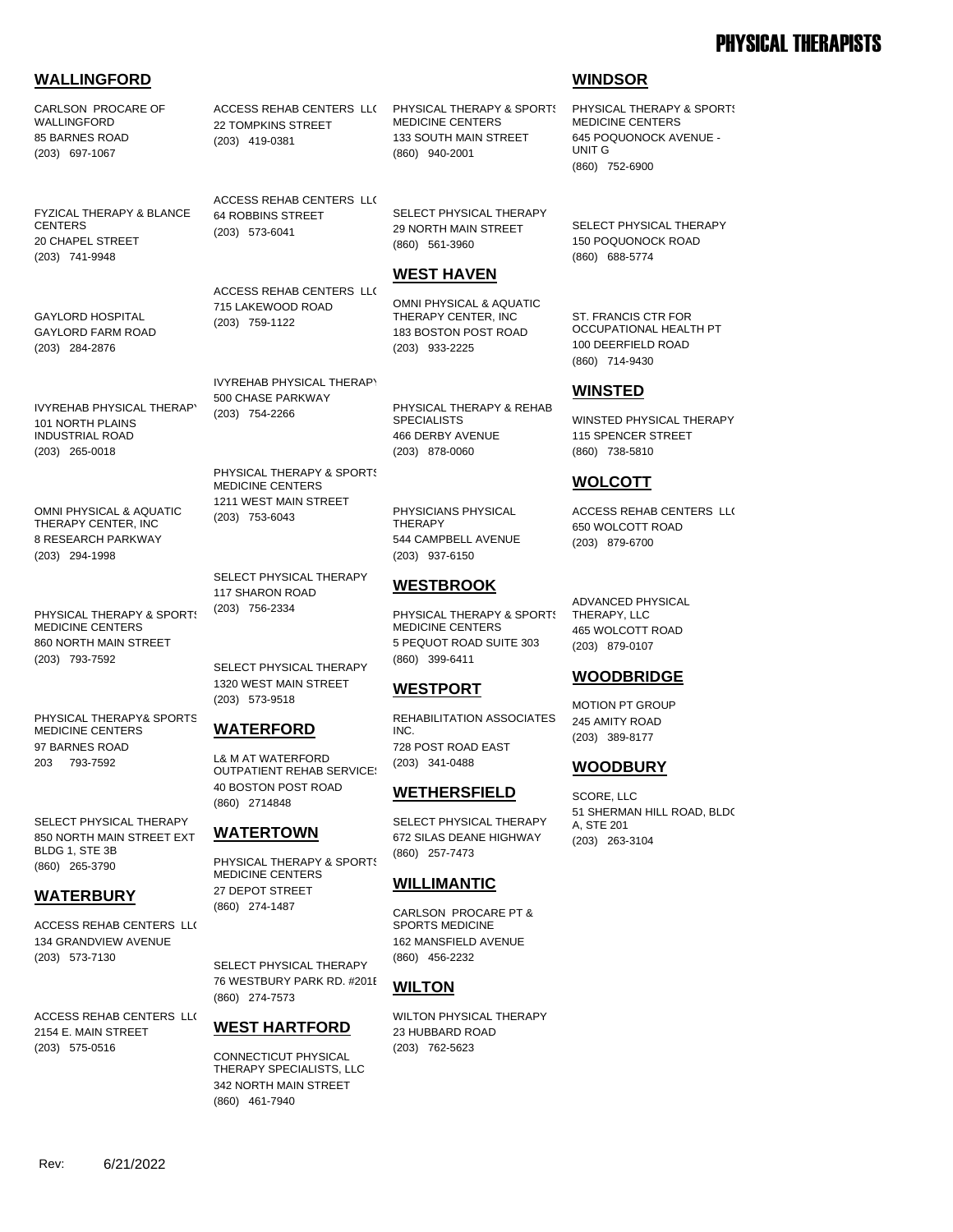# PHYSICAL THERAPISTS

## WALLINGFORD

CARLSON PROCARE OF WALLINGFORD
85 BARNES ROAD
(203) 697-1067

FYZICAL THERAPY & BLANCE CENTERS
20 CHAPEL STREET
(203) 741-9948

GAYLORD HOSPITAL
GAYLORD FARM ROAD
(203) 284-2876

IVYREHAB PHYSICAL THERAPY
101 NORTH PLAINS INDUSTRIAL ROAD
(203) 265-0018

OMNI PHYSICAL & AQUATIC THERAPY CENTER, INC
8 RESEARCH PARKWAY
(203) 294-1998

PHYSICAL THERAPY & SPORTS MEDICINE CENTERS
860 NORTH MAIN STREET
(203) 793-7592

PHYSICAL THERAPY& SPORTS MEDICINE CENTERS
97 BARNES ROAD
203 793-7592

SELECT PHYSICAL THERAPY
850 NORTH MAIN STREET EXT BLDG 1, STE 3B
(860) 265-3790

## WATERBURY

ACCESS REHAB CENTERS LLC
134 GRANDVIEW AVENUE
(203) 573-7130

ACCESS REHAB CENTERS LLC
2154 E. MAIN STREET
(203) 575-0516

ACCESS REHAB CENTERS LLC
22 TOMPKINS STREET
(203) 419-0381

ACCESS REHAB CENTERS LLC
64 ROBBINS STREET
(203) 573-6041

ACCESS REHAB CENTERS LLC
715 LAKEWOOD ROAD
(203) 759-1122

IVYREHAB PHYSICAL THERAPY
500 CHASE PARKWAY
(203) 754-2266

PHYSICAL THERAPY & SPORTS MEDICINE CENTERS
1211 WEST MAIN STREET
(203) 753-6043

SELECT PHYSICAL THERAPY
117 SHARON ROAD
(203) 756-2334

SELECT PHYSICAL THERAPY
1320 WEST MAIN STREET
(203) 573-9518

## WATERFORD

L& M AT WATERFORD OUTPATIENT REHAB SERVICES
40 BOSTON POST ROAD
(860) 2714848

## WATERTOWN

PHYSICAL THERAPY & SPORTS MEDICINE CENTERS
27 DEPOT STREET
(860) 274-1487

SELECT PHYSICAL THERAPY
76 WESTBURY PARK RD. #201E
(860) 274-7573

## WEST HARTFORD

CONNECTICUT PHYSICAL THERAPY SPECIALISTS, LLC
342 NORTH MAIN STREET
(860) 461-7940

PHYSICAL THERAPY & SPORTS MEDICINE CENTERS
133 SOUTH MAIN STREET
(860) 940-2001

SELECT PHYSICAL THERAPY
29 NORTH MAIN STREET
(860) 561-3960

## WEST HAVEN

OMNI PHYSICAL & AQUATIC THERAPY CENTER, INC
183 BOSTON POST ROAD
(203) 933-2225

PHYSICAL THERAPY & REHAB SPECIALISTS
466 DERBY AVENUE
(203) 878-0060

PHYSICIANS PHYSICAL THERAPY
544 CAMPBELL AVENUE
(203) 937-6150

## WESTBROOK

PHYSICAL THERAPY & SPORTS MEDICINE CENTERS
5 PEQUOT ROAD SUITE 303
(860) 399-6411

## WESTPORT

REHABILITATION ASSOCIATES INC.
728 POST ROAD EAST
(203) 341-0488

## WETHERSFIELD

SELECT PHYSICAL THERAPY
672 SILAS DEANE HIGHWAY
(860) 257-7473

## WILLIMANTIC

CARLSON PROCARE PT & SPORTS MEDICINE
162 MANSFIELD AVENUE
(860) 456-2232

## WILTON

WILTON PHYSICAL THERAPY
23 HUBBARD ROAD
(203) 762-5623

## WINDSOR

PHYSICAL THERAPY & SPORTS MEDICINE CENTERS
645 POQUONOCK AVENUE - UNIT G
(860) 752-6900

SELECT PHYSICAL THERAPY
150 POQUONOCK ROAD
(860) 688-5774

ST. FRANCIS CTR FOR OCCUPATIONAL HEALTH PT
100 DEERFIELD ROAD
(860) 714-9430

## WINSTED

WINSTED PHYSICAL THERAPY
115 SPENCER STREET
(860) 738-5810

## WOLCOTT

ACCESS REHAB CENTERS LLC
650 WOLCOTT ROAD
(203) 879-6700

ADVANCED PHYSICAL THERAPY, LLC
465 WOLCOTT ROAD
(203) 879-0107

## WOODBRIDGE

MOTION PT GROUP
245 AMITY ROAD
(203) 389-8177

## WOODBURY

SCORE, LLC
51 SHERMAN HILL ROAD, BLDG A, STE 201
(203) 263-3104

Rev: 6/21/2022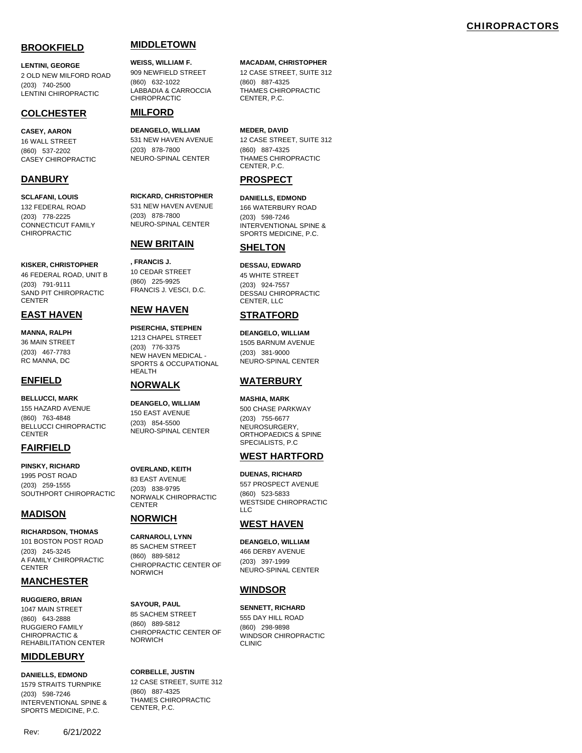# CHIROPRACTORS

## BROOKFIELD

**LENTINI, GEORGE**
2 OLD NEW MILFORD ROAD
(203) 740-2500
LENTINI CHIROPRACTIC

## COLCHESTER

**CASEY, AARON**
16 WALL STREET
(860) 537-2202
CASEY CHIROPRACTIC

## DANBURY

**SCLAFANI, LOUIS**
132 FEDERAL ROAD
(203) 778-2225
CONNECTICUT FAMILY CHIROPRACTIC

**KISKER, CHRISTOPHER**
46 FEDERAL ROAD, UNIT B
(203) 791-9111
SAND PIT CHIROPRACTIC CENTER

## EAST HAVEN

**MANNA, RALPH**
36 MAIN STREET
(203) 467-7783
RC MANNA, DC

## ENFIELD

**BELLUCCI, MARK**
155 HAZARD AVENUE
(860) 763-4848
BELLUCCI CHIROPRACTIC CENTER

## FAIRFIELD

**PINSKY, RICHARD**
1995 POST ROAD
(203) 259-1555
SOUTHPORT CHIROPRACTIC

## MADISON

**RICHARDSON, THOMAS**
101 BOSTON POST ROAD
(203) 245-3245
A FAMILY CHIROPRACTIC CENTER

## MANCHESTER

**RUGGIERO, BRIAN**
1047 MAIN STREET
(860) 643-2888
RUGGIERO FAMILY CHIROPRACTIC & REHABILITATION CENTER

## MIDDLEBURY

**DANIELLS, EDMOND**
1579 STRAITS TURNPIKE
(203) 598-7246
INTERVENTIONAL SPINE & SPORTS MEDICINE, P.C.

## MIDDLETOWN

**WEISS, WILLIAM F.**
909 NEWFIELD STREET
(860) 632-1022
LABBADIA & CARROCCIA CHIROPRACTIC

## MILFORD

**DEANGELO, WILLIAM**
531 NEW HAVEN AVENUE
(203) 878-7800
NEURO-SPINAL CENTER

**RICKARD, CHRISTOPHER**
531 NEW HAVEN AVENUE
(203) 878-7800
NEURO-SPINAL CENTER

## NEW BRITAIN

**, FRANCIS J.**
10 CEDAR STREET
(860) 225-9925
FRANCIS J. VESCI, D.C.

## NEW HAVEN

**PISERCHIA, STEPHEN**
1213 CHAPEL STREET
(203) 776-3375
NEW HAVEN MEDICAL - SPORTS & OCCUPATIONAL HEALTH

## NORWALK

**DEANGELO, WILLIAM**
150 EAST AVENUE
(203) 854-5500
NEURO-SPINAL CENTER

**OVERLAND, KEITH**
83 EAST AVENUE
(203) 838-9795
NORWALK CHIROPRACTIC CENTER

## NORWICH

**CARNAROLI, LYNN**
85 SACHEM STREET
(860) 889-5812
CHIROPRACTIC CENTER OF NORWICH

**SAYOUR, PAUL**
85 SACHEM STREET
(860) 889-5812
CHIROPRACTIC CENTER OF NORWICH

**CORBELLE, JUSTIN**
12 CASE STREET, SUITE 312
(860) 887-4325
THAMES CHIROPRACTIC CENTER, P.C.

**MACADAM, CHRISTOPHER**
12 CASE STREET, SUITE 312
(860) 887-4325
THAMES CHIROPRACTIC CENTER, P.C.

**MEDER, DAVID**
12 CASE STREET, SUITE 312
(860) 887-4325
THAMES CHIROPRACTIC CENTER, P.C.

## PROSPECT

**DANIELLS, EDMOND**
166 WATERBURY ROAD
(203) 598-7246
INTERVENTIONAL SPINE & SPORTS MEDICINE, P.C.

## SHELTON

**DESSAU, EDWARD**
45 WHITE STREET
(203) 924-7557
DESSAU CHIROPRACTIC CENTER, LLC

## STRATFORD

**DEANGELO, WILLIAM**
1505 BARNUM AVENUE
(203) 381-9000
NEURO-SPINAL CENTER

## WATERBURY

**MASHIA, MARK**
500 CHASE PARKWAY
(203) 755-6677
NEUROSURGERY, ORTHOPAEDICS & SPINE SPECIALISTS, P.C

## WEST HARTFORD

**DUENAS, RICHARD**
557 PROSPECT AVENUE
(860) 523-5833
WESTSIDE CHIROPRACTIC LLC

## WEST HAVEN

**DEANGELO, WILLIAM**
466 DERBY AVENUE
(203) 397-1999
NEURO-SPINAL CENTER

## WINDSOR

**SENNETT, RICHARD**
555 DAY HILL ROAD
(860) 298-9898
WINDSOR CHIROPRACTIC CLINIC

Rev: 6/21/2022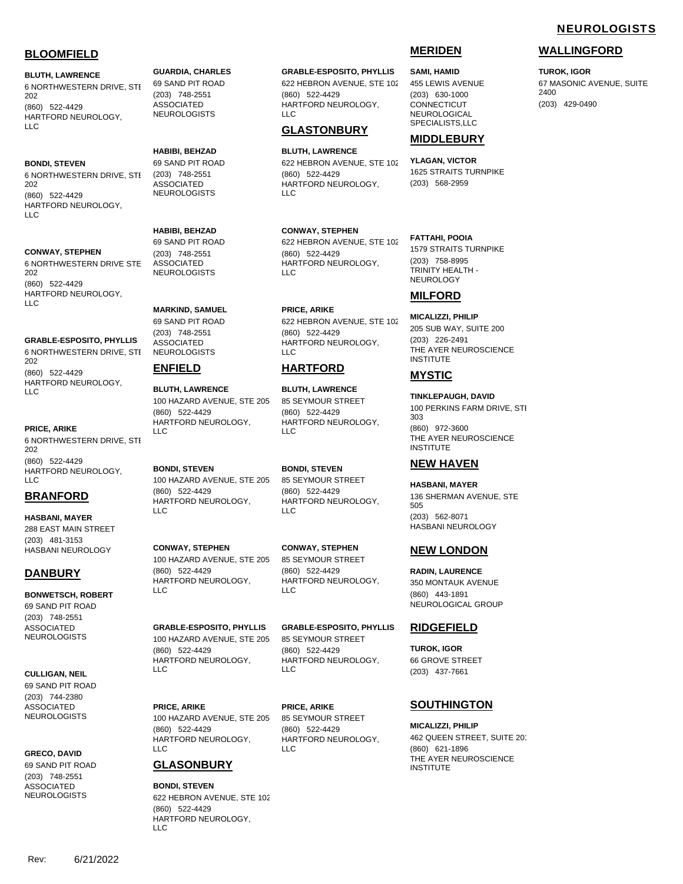# NEUROLOGISTS

## BLOOMFIELD

**BLUTH, LAWRENCE**
6 NORTHWESTERN DRIVE, STE 202
(860) 522-4429
HARTFORD NEUROLOGY, LLC

**BONDI, STEVEN**
6 NORTHWESTERN DRIVE, STE 202
(860) 522-4429
HARTFORD NEUROLOGY, LLC

**CONWAY, STEPHEN**
6 NORTHWESTERN DRIVE STE 202
(860) 522-4429
HARTFORD NEUROLOGY, LLC

**GRABLE-ESPOSITO, PHYLLIS**
6 NORTHWESTERN DRIVE, STE 202
(860) 522-4429
HARTFORD NEUROLOGY, LLC

**PRICE, ARIKE**
6 NORTHWESTERN DRIVE, STE 202
(860) 522-4429
HARTFORD NEUROLOGY, LLC

## BRANFORD

**HASBANI, MAYER**
288 EAST MAIN STREET
(203) 481-3153
HASBANI NEUROLOGY

## DANBURY

**BONWETSCH, ROBERT**
69 SAND PIT ROAD
(203) 748-2551
ASSOCIATED NEUROLOGISTS

**CULLIGAN, NEIL**
69 SAND PIT ROAD
(203) 744-2380
ASSOCIATED NEUROLOGISTS

**GRECO, DAVID**
69 SAND PIT ROAD
(203) 748-2551
ASSOCIATED NEUROLOGISTS

**GUARDIA, CHARLES**
69 SAND PIT ROAD
(203) 748-2551
ASSOCIATED NEUROLOGISTS

**HABIBI, BEHZAD**
69 SAND PIT ROAD
(203) 748-2551
ASSOCIATED NEUROLOGISTS

**HABIBI, BEHZAD**
69 SAND PIT ROAD
(203) 748-2551
ASSOCIATED NEUROLOGISTS

**MARKIND, SAMUEL**
69 SAND PIT ROAD
(203) 748-2551
ASSOCIATED NEUROLOGISTS

## ENFIELD

**BLUTH, LAWRENCE**
100 HAZARD AVENUE, STE 205
(860) 522-4429
HARTFORD NEUROLOGY, LLC

**BONDI, STEVEN**
100 HAZARD AVENUE, STE 205
(860) 522-4429
HARTFORD NEUROLOGY, LLC

**CONWAY, STEPHEN**
100 HAZARD AVENUE, STE 205
(860) 522-4429
HARTFORD NEUROLOGY, LLC

**GRABLE-ESPOSITO, PHYLLIS**
100 HAZARD AVENUE, STE 205
(860) 522-4429
HARTFORD NEUROLOGY, LLC

**PRICE, ARIKE**
100 HAZARD AVENUE, STE 205
(860) 522-4429
HARTFORD NEUROLOGY, LLC

## GLASONBURY

**BONDI, STEVEN**
622 HEBRON AVENUE, STE 102
(860) 522-4429
HARTFORD NEUROLOGY, LLC

**GRABLE-ESPOSITO, PHYLLIS**
622 HEBRON AVENUE, STE 102
(860) 522-4429
HARTFORD NEUROLOGY, LLC

## GLASTONBURY

**BLUTH, LAWRENCE**
622 HEBRON AVENUE, STE 102
(860) 522-4429
HARTFORD NEUROLOGY, LLC

**CONWAY, STEPHEN**
622 HEBRON AVENUE, STE 102
(860) 522-4429
HARTFORD NEUROLOGY, LLC

**PRICE, ARIKE**
622 HEBRON AVENUE, STE 102
(860) 522-4429
HARTFORD NEUROLOGY, LLC

## HARTFORD

**BLUTH, LAWRENCE**
85 SEYMOUR STREET
(860) 522-4429
HARTFORD NEUROLOGY, LLC

**BONDI, STEVEN**
85 SEYMOUR STREET
(860) 522-4429
HARTFORD NEUROLOGY, LLC

**CONWAY, STEPHEN**
85 SEYMOUR STREET
(860) 522-4429
HARTFORD NEUROLOGY, LLC

**GRABLE-ESPOSITO, PHYLLIS**
85 SEYMOUR STREET
(860) 522-4429
HARTFORD NEUROLOGY, LLC

**PRICE, ARIKE**
85 SEYMOUR STREET
(860) 522-4429
HARTFORD NEUROLOGY, LLC

## MERIDEN

**SAMI, HAMID**
455 LEWIS AVENUE
(203) 630-1000
CONNECTICUT NEUROLOGICAL SPECIALISTS,LLC

## MIDDLEBURY

**YLAGAN, VICTOR**
1625 STRAITS TURNPIKE
(203) 568-2959

**FATTAHI, POOIA**
1579 STRAITS TURNPIKE
(203) 758-8995
TRINITY HEALTH - NEUROLOGY

## MILFORD

**MICALIZZI, PHILIP**
205 SUB WAY, SUITE 200
(203) 226-2491
THE AYER NEUROSCIENCE INSTITUTE

## MYSTIC

**TINKLEPAUGH, DAVID**
100 PERKINS FARM DRIVE, STE 303
(860) 972-3600
THE AYER NEUROSCIENCE INSTITUTE

## NEW HAVEN

**HASBANI, MAYER**
136 SHERMAN AVENUE, STE 505
(203) 562-8071
HASBANI NEUROLOGY

## NEW LONDON

**RADIN, LAURENCE**
350 MONTAUK AVENUE
(860) 443-1891
NEUROLOGICAL GROUP

## RIDGEFIELD

**TUROK, IGOR**
66 GROVE STREET
(203) 437-7661

## SOUTHINGTON

**MICALIZZI, PHILIP**
462 QUEEN STREET, SUITE 201
(860) 621-1896
THE AYER NEUROSCIENCE INSTITUTE

## WALLINGFORD

**TUROK, IGOR**
67 MASONIC AVENUE, SUITE 2400
(203) 429-0490

Rev: 6/21/2022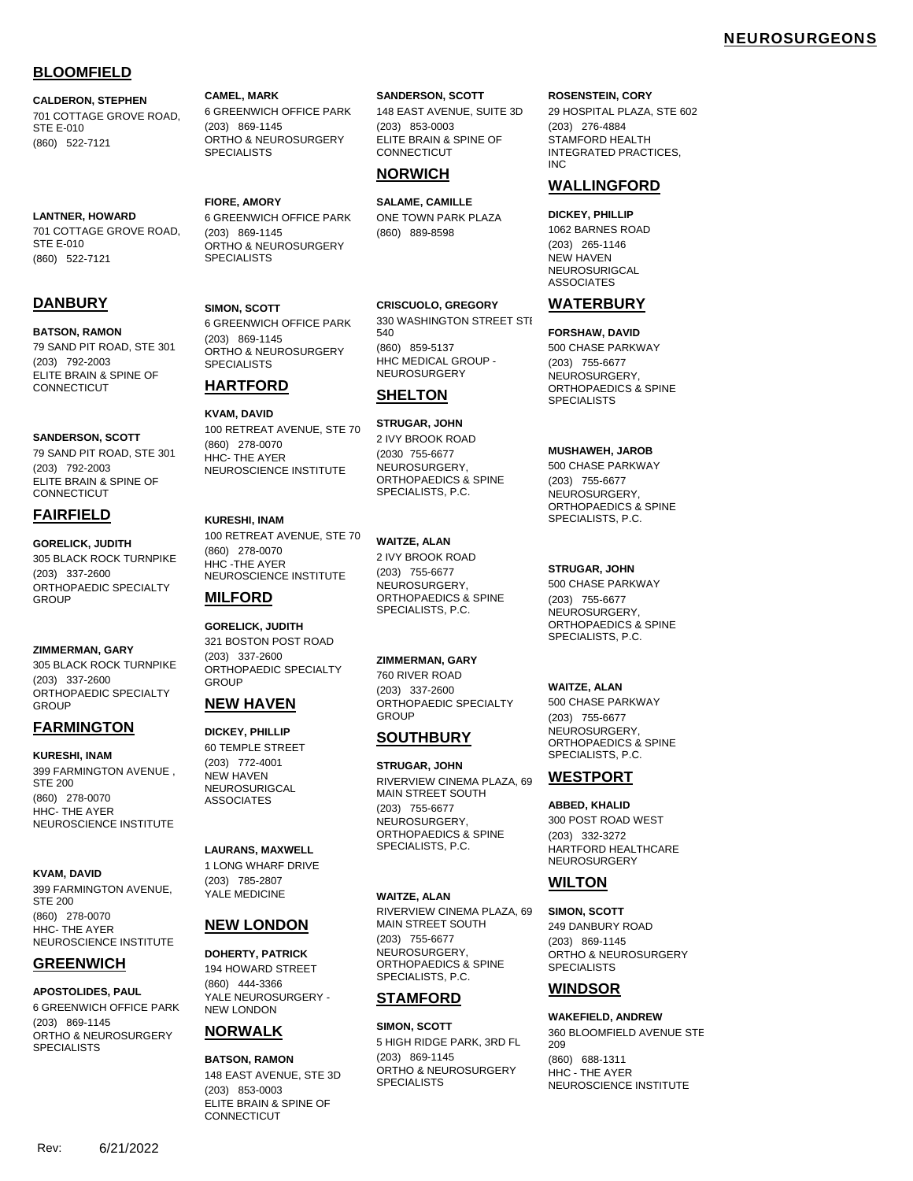# NEUROSURGEONS

## BLOOMFIELD

**CALDERON, STEPHEN**
701 COTTAGE GROVE ROAD, STE E-010
(860) 522-7121

**LANTNER, HOWARD**
701 COTTAGE GROVE ROAD, STE E-010
(860) 522-7121

## DANBURY

**BATSON, RAMON**
79 SAND PIT ROAD, STE 301
(203) 792-2003
ELITE BRAIN & SPINE OF CONNECTICUT

**SANDERSON, SCOTT**
79 SAND PIT ROAD, STE 301
(203) 792-2003
ELITE BRAIN & SPINE OF CONNECTICUT

## FAIRFIELD

**GORELICK, JUDITH**
305 BLACK ROCK TURNPIKE
(203) 337-2600
ORTHOPAEDIC SPECIALTY GROUP

**ZIMMERMAN, GARY**
305 BLACK ROCK TURNPIKE
(203) 337-2600
ORTHOPAEDIC SPECIALTY GROUP

## FARMINGTON

**KURESHI, INAM**
399 FARMINGTON AVENUE , STE 200
(860) 278-0070
HHC- THE AYER NEUROSCIENCE INSTITUTE

**KVAM, DAVID**
399 FARMINGTON AVENUE, STE 200
(860) 278-0070
HHC- THE AYER NEUROSCIENCE INSTITUTE

## GREENWICH

**APOSTOLIDES, PAUL**
6 GREENWICH OFFICE PARK
(203) 869-1145
ORTHO & NEUROSURGERY SPECIALISTS

**CAMEL, MARK**
6 GREENWICH OFFICE PARK
(203) 869-1145
ORTHO & NEUROSURGERY SPECIALISTS

**FIORE, AMORY**
6 GREENWICH OFFICE PARK
(203) 869-1145
ORTHO & NEUROSURGERY SPECIALISTS

**SIMON, SCOTT**
6 GREENWICH OFFICE PARK
(203) 869-1145
ORTHO & NEUROSURGERY SPECIALISTS

## HARTFORD

**KVAM, DAVID**
100 RETREAT AVENUE, STE 70
(860) 278-0070
HHC- THE AYER NEUROSCIENCE INSTITUTE

**KURESHI, INAM**
100 RETREAT AVENUE, STE 70
(860) 278-0070
HHC -THE AYER NEUROSCIENCE INSTITUTE

## MILFORD

**GORELICK, JUDITH**
321 BOSTON POST ROAD
(203) 337-2600
ORTHOPAEDIC SPECIALTY GROUP

## NEW HAVEN

**DICKEY, PHILLIP**
60 TEMPLE STREET
(203) 772-4001
NEW HAVEN NEUROSURIGCAL ASSOCIATES

**LAURANS, MAXWELL**
1 LONG WHARF DRIVE
(203) 785-2807
YALE MEDICINE

## NEW LONDON

**DOHERTY, PATRICK**
194 HOWARD STREET
(860) 444-3366
YALE NEUROSURGERY - NEW LONDON

## NORWALK

**BATSON, RAMON**
148 EAST AVENUE, STE 3D
(203) 853-0003
ELITE BRAIN & SPINE OF CONNECTICUT

**SANDERSON, SCOTT**
148 EAST AVENUE, SUITE 3D
(203) 853-0003
ELITE BRAIN & SPINE OF CONNECTICUT

## NORWICH

**SALAME, CAMILLE**
ONE TOWN PARK PLAZA
(860) 889-8598

**CRISCUOLO, GREGORY**
330 WASHINGTON STREET STE 540
(860) 859-5137
HHC MEDICAL GROUP - NEUROSURGERY

## SHELTON

**STRUGAR, JOHN**
2 IVY BROOK ROAD
(2030 755-6677
NEUROSURGERY, ORTHOPAEDICS & SPINE SPECIALISTS, P.C.

**WAITZE, ALAN**
2 IVY BROOK ROAD
(203) 755-6677
NEUROSURGERY, ORTHOPAEDICS & SPINE SPECIALISTS, P.C.

**ZIMMERMAN, GARY**
760 RIVER ROAD
(203) 337-2600
ORTHOPAEDIC SPECIALTY GROUP

## SOUTHBURY

**STRUGAR, JOHN**
RIVERVIEW CINEMA PLAZA, 69 MAIN STREET SOUTH
(203) 755-6677
NEUROSURGERY, ORTHOPAEDICS & SPINE SPECIALISTS, P.C.

**WAITZE, ALAN**
RIVERVIEW CINEMA PLAZA, 69 MAIN STREET SOUTH
(203) 755-6677
NEUROSURGERY, ORTHOPAEDICS & SPINE SPECIALISTS, P.C.

## STAMFORD

**SIMON, SCOTT**
5 HIGH RIDGE PARK, 3RD FL
(203) 869-1145
ORTHO & NEUROSURGERY SPECIALISTS

**ROSENSTEIN, CORY**
29 HOSPITAL PLAZA, STE 602
(203) 276-4884
STAMFORD HEALTH INTEGRATED PRACTICES, INC

## WALLINGFORD

**DICKEY, PHILLIP**
1062 BARNES ROAD
(203) 265-1146
NEW HAVEN NEUROSURIGCAL ASSOCIATES

## WATERBURY

**FORSHAW, DAVID**
500 CHASE PARKWAY
(203) 755-6677
NEUROSURGERY, ORTHOPAEDICS & SPINE SPECIALISTS

**MUSHAWEH, JAROB**
500 CHASE PARKWAY
(203) 755-6677
NEUROSURGERY, ORTHOPAEDICS & SPINE SPECIALISTS, P.C.

**STRUGAR, JOHN**
500 CHASE PARKWAY
(203) 755-6677
NEUROSURGERY, ORTHOPAEDICS & SPINE SPECIALISTS, P.C.

**WAITZE, ALAN**
500 CHASE PARKWAY
(203) 755-6677
NEUROSURGERY, ORTHOPAEDICS & SPINE SPECIALISTS, P.C.

## WESTPORT

**ABBED, KHALID**
300 POST ROAD WEST
(203) 332-3272
HARTFORD HEALTHCARE NEUROSURGERY

## WILTON

**SIMON, SCOTT**
249 DANBURY ROAD
(203) 869-1145
ORTHO & NEUROSURGERY SPECIALISTS

## WINDSOR

**WAKEFIELD, ANDREW**
360 BLOOMFIELD AVENUE STE 209
(860) 688-1311
HHC - THE AYER NEUROSCIENCE INSTITUTE

Rev: 6/21/2022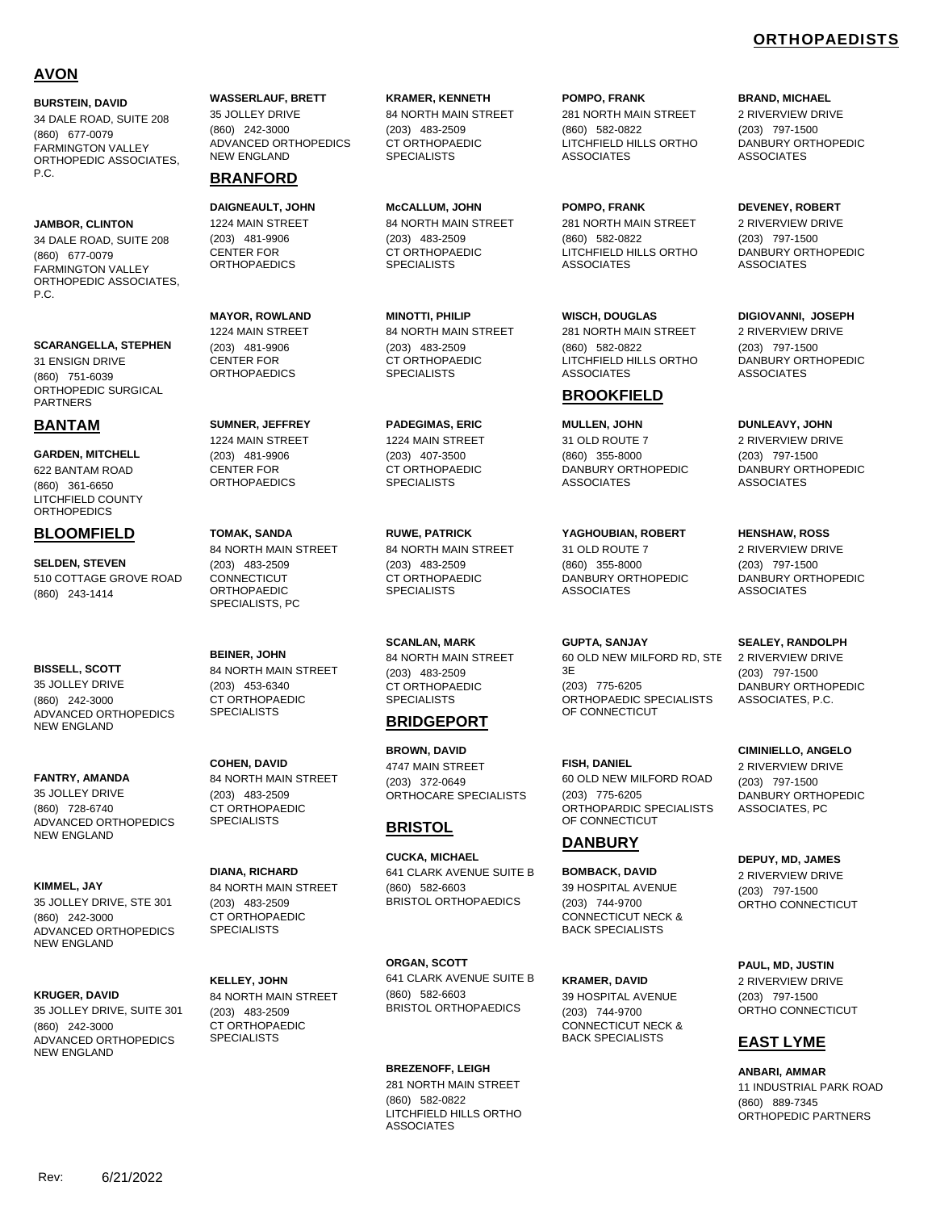# ORTHOPAEDISTS

## AVON

**BURSTEIN, DAVID**
34 DALE ROAD, SUITE 208
(860) 677-0079
FARMINGTON VALLEY ORTHOPEDIC ASSOCIATES, P.C.

**JAMBOR, CLINTON**
34 DALE ROAD, SUITE 208
(860) 677-0079
FARMINGTON VALLEY ORTHOPEDIC ASSOCIATES, P.C.

**SCARANGELLA, STEPHEN**
31 ENSIGN DRIVE
(860) 751-6039
ORTHOPEDIC SURGICAL PARTNERS

## BANTAM

**GARDEN, MITCHELL**
622 BANTAM ROAD
(860) 361-6650
LITCHFIELD COUNTY ORTHOPEDICS

## BLOOMFIELD

**SELDEN, STEVEN**
510 COTTAGE GROVE ROAD
(860) 243-1414

**BISSELL, SCOTT**
35 JOLLEY DRIVE
(860) 242-3000
ADVANCED ORTHOPEDICS NEW ENGLAND

**FANTRY, AMANDA**
35 JOLLEY DRIVE
(860) 728-6740
ADVANCED ORTHOPEDICS NEW ENGLAND

**KIMMEL, JAY**
35 JOLLEY DRIVE, STE 301
(860) 242-3000
ADVANCED ORTHOPEDICS NEW ENGLAND

**KRUGER, DAVID**
35 JOLLEY DRIVE, SUITE 301
(860) 242-3000
ADVANCED ORTHOPEDICS NEW ENGLAND

**WASSERLAUF, BRETT**
35 JOLLEY DRIVE
(860) 242-3000
ADVANCED ORTHOPEDICS NEW ENGLAND

## BRANFORD

**DAIGNEAULT, JOHN**
1224 MAIN STREET
(203) 481-9906
CENTER FOR ORTHOPAEDICS

**MAYOR, ROWLAND**
1224 MAIN STREET
(203) 481-9906
CENTER FOR ORTHOPAEDICS

**SUMNER, JEFFREY**
1224 MAIN STREET
(203) 481-9906
CENTER FOR ORTHOPAEDICS

**TOMAK, SANDA**
84 NORTH MAIN STREET
(203) 483-2509
CONNECTICUT ORTHOPAEDIC SPECIALISTS, PC

**BEINER, JOHN**
84 NORTH MAIN STREET
(203) 453-6340
CT ORTHOPAEDIC SPECIALISTS

**COHEN, DAVID**
84 NORTH MAIN STREET
(203) 483-2509
CT ORTHOPAEDIC SPECIALISTS

**DIANA, RICHARD**
84 NORTH MAIN STREET
(203) 483-2509
CT ORTHOPAEDIC SPECIALISTS

**KELLEY, JOHN**
84 NORTH MAIN STREET
(203) 483-2509
CT ORTHOPAEDIC SPECIALISTS

**KRAMER, KENNETH**
84 NORTH MAIN STREET
(203) 483-2509
CT ORTHOPAEDIC SPECIALISTS

**McCALLUM, JOHN**
84 NORTH MAIN STREET
(203) 483-2509
CT ORTHOPAEDIC SPECIALISTS

**MINOTTI, PHILIP**
84 NORTH MAIN STREET
(203) 483-2509
CT ORTHOPAEDIC SPECIALISTS

**PADEGIMAS, ERIC**
1224 MAIN STREET
(203) 407-3500
CT ORTHOPAEDIC SPECIALISTS

**RUWE, PATRICK**
84 NORTH MAIN STREET
(203) 483-2509
CT ORTHOPAEDIC SPECIALISTS

**SCANLAN, MARK**
84 NORTH MAIN STREET
(203) 483-2509
CT ORTHOPAEDIC SPECIALISTS

## BRIDGEPORT

**BROWN, DAVID**
4747 MAIN STREET
(203) 372-0649
ORTHOCARE SPECIALISTS

## BRISTOL

**CUCKA, MICHAEL**
641 CLARK AVENUE SUITE B
(860) 582-6603
BRISTOL ORTHOPAEDICS

**ORGAN, SCOTT**
641 CLARK AVENUE SUITE B
(860) 582-6603
BRISTOL ORTHOPAEDICS

**BREZENOFF, LEIGH**
281 NORTH MAIN STREET
(860) 582-0822
LITCHFIELD HILLS ORTHO ASSOCIATES

**POMPO, FRANK**
281 NORTH MAIN STREET
(860) 582-0822
LITCHFIELD HILLS ORTHO ASSOCIATES

**POMPO, FRANK**
281 NORTH MAIN STREET
(860) 582-0822
LITCHFIELD HILLS ORTHO ASSOCIATES

**WISCH, DOUGLAS**
281 NORTH MAIN STREET
(860) 582-0822
LITCHFIELD HILLS ORTHO ASSOCIATES

## BROOKFIELD

**MULLEN, JOHN**
31 OLD ROUTE 7
(860) 355-8000
DANBURY ORTHOPEDIC ASSOCIATES

**YAGHOUBIAN, ROBERT**
31 OLD ROUTE 7
(860) 355-8000
DANBURY ORTHOPEDIC ASSOCIATES

**GUPTA, SANJAY**
60 OLD NEW MILFORD RD, STE 3E
(203) 775-6205
ORTHOPAEDIC SPECIALISTS OF CONNECTICUT

**FISH, DANIEL**
60 OLD NEW MILFORD ROAD
(203) 775-6205
ORTHOPARDIC SPECIALISTS OF CONNECTICUT

## DANBURY

**BOMBACK, DAVID**
39 HOSPITAL AVENUE
(203) 744-9700
CONNECTICUT NECK & BACK SPECIALISTS

**KRAMER, DAVID**
39 HOSPITAL AVENUE
(203) 744-9700
CONNECTICUT NECK & BACK SPECIALISTS

**BRAND, MICHAEL**
2 RIVERVIEW DRIVE
(203) 797-1500
DANBURY ORTHOPEDIC ASSOCIATES

**DEVENEY, ROBERT**
2 RIVERVIEW DRIVE
(203) 797-1500
DANBURY ORTHOPEDIC ASSOCIATES

**DIGIOVANNI, JOSEPH**
2 RIVERVIEW DRIVE
(203) 797-1500
DANBURY ORTHOPEDIC ASSOCIATES

**DUNLEAVY, JOHN**
2 RIVERVIEW DRIVE
(203) 797-1500
DANBURY ORTHOPEDIC ASSOCIATES

**HENSHAW, ROSS**
2 RIVERVIEW DRIVE
(203) 797-1500
DANBURY ORTHOPEDIC ASSOCIATES

**SEALEY, RANDOLPH**
2 RIVERVIEW DRIVE
(203) 797-1500
DANBURY ORTHOPEDIC ASSOCIATES, P.C.

**CIMINIELLO, ANGELO**
2 RIVERVIEW DRIVE
(203) 797-1500
DANBURY ORTHOPEDIC ASSOCIATES, PC

**DEPUY, MD, JAMES**
2 RIVERVIEW DRIVE
(203) 797-1500
ORTHO CONNECTICUT

**PAUL, MD, JUSTIN**
2 RIVERVIEW DRIVE
(203) 797-1500
ORTHO CONNECTICUT

## EAST LYME

**ANBARI, AMMAR**
11 INDUSTRIAL PARK ROAD
(860) 889-7345
ORTHOPEDIC PARTNERS

Rev: 6/21/2022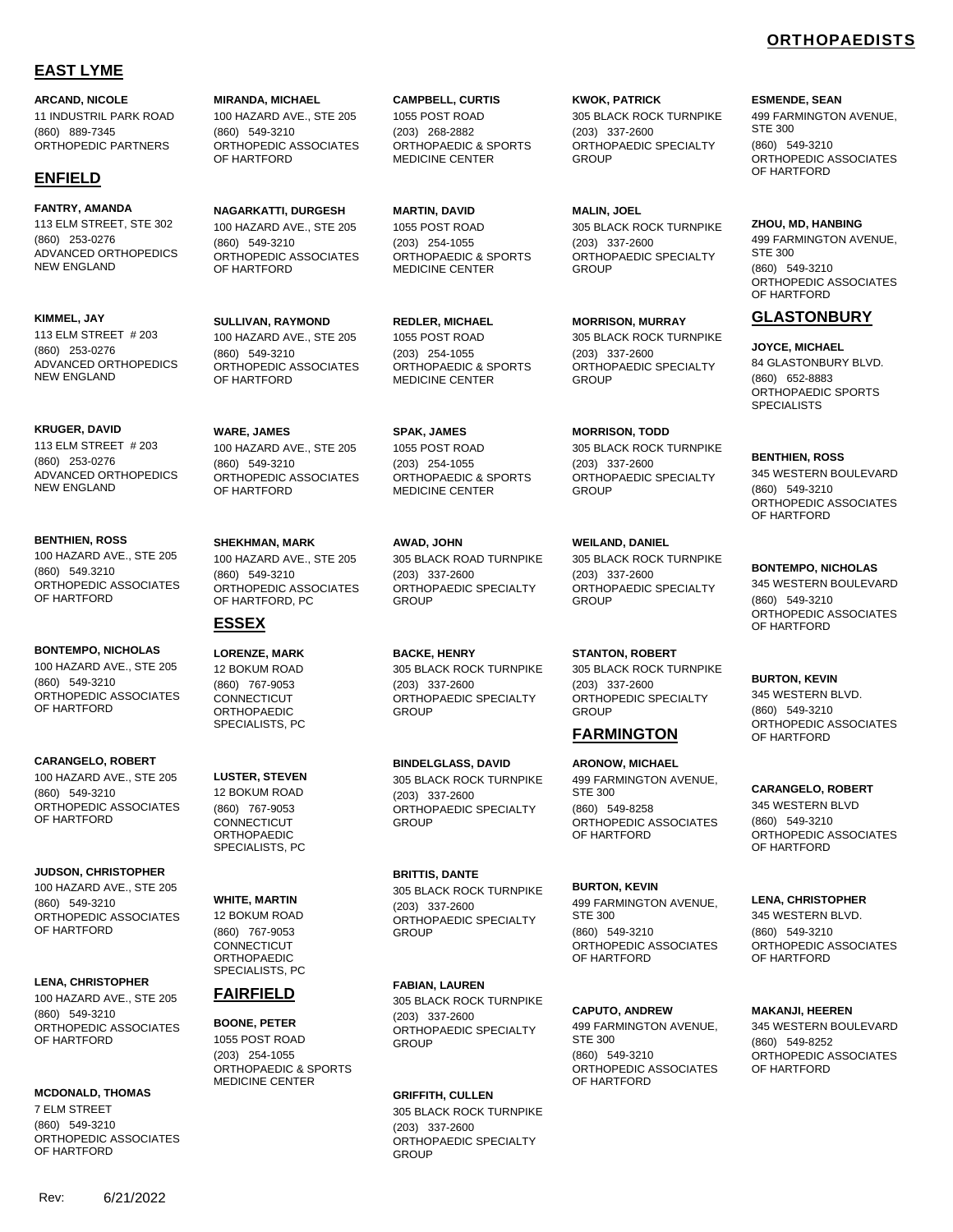# ORTHOPAEDISTS

## EAST LYME

**ARCAND, NICOLE**
11 INDUSTRIL PARK ROAD
(860) 889-7345
ORTHOPEDIC PARTNERS

## ENFIELD

**FANTRY, AMANDA**
113 ELM STREET, STE 302
(860) 253-0276
ADVANCED ORTHOPEDICS NEW ENGLAND

**KIMMEL, JAY**
113 ELM STREET # 203
(860) 253-0276
ADVANCED ORTHOPEDICS NEW ENGLAND

**KRUGER, DAVID**
113 ELM STREET # 203
(860) 253-0276
ADVANCED ORTHOPEDICS NEW ENGLAND

**BENTHIEN, ROSS**
100 HAZARD AVE., STE 205
(860) 549.3210
ORTHOPEDIC ASSOCIATES OF HARTFORD

**BONTEMPO, NICHOLAS**
100 HAZARD AVE., STE 205
(860) 549-3210
ORTHOPEDIC ASSOCIATES OF HARTFORD

**CARANGELO, ROBERT**
100 HAZARD AVE., STE 205
(860) 549-3210
ORTHOPEDIC ASSOCIATES OF HARTFORD

**JUDSON, CHRISTOPHER**
100 HAZARD AVE., STE 205
(860) 549-3210
ORTHOPEDIC ASSOCIATES OF HARTFORD

**LENA, CHRISTOPHER**
100 HAZARD AVE., STE 205
(860) 549-3210
ORTHOPEDIC ASSOCIATES OF HARTFORD

**MCDONALD, THOMAS**
7 ELM STREET
(860) 549-3210
ORTHOPEDIC ASSOCIATES OF HARTFORD

**MIRANDA, MICHAEL**
100 HAZARD AVE., STE 205
(860) 549-3210
ORTHOPEDIC ASSOCIATES OF HARTFORD

**NAGARKATTI, DURGESH**
100 HAZARD AVE., STE 205
(860) 549-3210
ORTHOPEDIC ASSOCIATES OF HARTFORD

**SULLIVAN, RAYMOND**
100 HAZARD AVE., STE 205
(860) 549-3210
ORTHOPEDIC ASSOCIATES OF HARTFORD

**WARE, JAMES**
100 HAZARD AVE., STE 205
(860) 549-3210
ORTHOPEDIC ASSOCIATES OF HARTFORD

**SHEKHMAN, MARK**
100 HAZARD AVE., STE 205
(860) 549-3210
ORTHOPEDIC ASSOCIATES OF HARTFORD, PC

## ESSEX

**LORENZE, MARK**
12 BOKUM ROAD
(860) 767-9053
CONNECTICUT ORTHOPAEDIC SPECIALISTS, PC

**LUSTER, STEVEN**
12 BOKUM ROAD
(860) 767-9053
CONNECTICUT ORTHOPAEDIC SPECIALISTS, PC

**WHITE, MARTIN**
12 BOKUM ROAD
(860) 767-9053
CONNECTICUT ORTHOPAEDIC SPECIALISTS, PC

## FAIRFIELD

**BOONE, PETER**
1055 POST ROAD
(203) 254-1055
ORTHOPAEDIC & SPORTS MEDICINE CENTER

**CAMPBELL, CURTIS**
1055 POST ROAD
(203) 268-2882
ORTHOPAEDIC & SPORTS MEDICINE CENTER

**MARTIN, DAVID**
1055 POST ROAD
(203) 254-1055
ORTHOPAEDIC & SPORTS MEDICINE CENTER

**REDLER, MICHAEL**
1055 POST ROAD
(203) 254-1055
ORTHOPAEDIC & SPORTS MEDICINE CENTER

**SPAK, JAMES**
1055 POST ROAD
(203) 254-1055
ORTHOPAEDIC & SPORTS MEDICINE CENTER

**AWAD, JOHN**
305 BLACK ROAD TURNPIKE
(203) 337-2600
ORTHOPAEDIC SPECIALTY GROUP

**BACKE, HENRY**
305 BLACK ROCK TURNPIKE
(203) 337-2600
ORTHOPAEDIC SPECIALTY GROUP

**BINDELGLASS, DAVID**
305 BLACK ROCK TURNPIKE
(203) 337-2600
ORTHOPAEDIC SPECIALTY GROUP

**BRITTIS, DANTE**
305 BLACK ROCK TURNPIKE
(203) 337-2600
ORTHOPAEDIC SPECIALTY GROUP

**FABIAN, LAUREN**
305 BLACK ROCK TURNPIKE
(203) 337-2600
ORTHOPAEDIC SPECIALTY GROUP

**GRIFFITH, CULLEN**
305 BLACK ROCK TURNPIKE
(203) 337-2600
ORTHOPAEDIC SPECIALTY GROUP

**KWOK, PATRICK**
305 BLACK ROCK TURNPIKE
(203) 337-2600
ORTHOPAEDIC SPECIALTY GROUP

**MALIN, JOEL**
305 BLACK ROCK TURNPIKE
(203) 337-2600
ORTHOPAEDIC SPECIALTY GROUP

**MORRISON, MURRAY**
305 BLACK ROCK TURNPIKE
(203) 337-2600
ORTHOPAEDIC SPECIALTY GROUP

**MORRISON, TODD**
305 BLACK ROCK TURNPIKE
(203) 337-2600
ORTHOPAEDIC SPECIALTY GROUP

**WEILAND, DANIEL**
305 BLACK ROCK TURNPIKE
(203) 337-2600
ORTHOPAEDIC SPECIALTY GROUP

**STANTON, ROBERT**
305 BLACK ROCK TURNPIKE
(203) 337-2600
ORTHOPEDIC SPECIALTY GROUP

## FARMINGTON

**ARONOW, MICHAEL**
499 FARMINGTON AVENUE, STE 300
(860) 549-8258
ORTHOPEDIC ASSOCIATES OF HARTFORD

**BURTON, KEVIN**
499 FARMINGTON AVENUE, STE 300
(860) 549-3210
ORTHOPEDIC ASSOCIATES OF HARTFORD

**CAPUTO, ANDREW**
499 FARMINGTON AVENUE, STE 300
(860) 549-3210
ORTHOPEDIC ASSOCIATES OF HARTFORD

**ESMENDE, SEAN**
499 FARMINGTON AVENUE, STE 300
(860) 549-3210
ORTHOPEDIC ASSOCIATES OF HARTFORD

**ZHOU, MD, HANBING**
499 FARMINGTON AVENUE, STE 300
(860) 549-3210
ORTHOPEDIC ASSOCIATES OF HARTFORD

## GLASTONBURY

**JOYCE, MICHAEL**
84 GLASTONBURY BLVD.
(860) 652-8883
ORTHOPAEDIC SPORTS SPECIALISTS

**BENTHIEN, ROSS**
345 WESTERN BOULEVARD
(860) 549-3210
ORTHOPEDIC ASSOCIATES OF HARTFORD

**BONTEMPO, NICHOLAS**
345 WESTERN BOULEVARD
(860) 549-3210
ORTHOPEDIC ASSOCIATES OF HARTFORD

**BURTON, KEVIN**
345 WESTERN BLVD.
(860) 549-3210
ORTHOPEDIC ASSOCIATES OF HARTFORD

**CARANGELO, ROBERT**
345 WESTERN BLVD
(860) 549-3210
ORTHOPEDIC ASSOCIATES OF HARTFORD

**LENA, CHRISTOPHER**
345 WESTERN BLVD.
(860) 549-3210
ORTHOPEDIC ASSOCIATES OF HARTFORD

**MAKANJI, HEEREN**
345 WESTERN BOULEVARD
(860) 549-8252
ORTHOPEDIC ASSOCIATES OF HARTFORD

Rev: 6/21/2022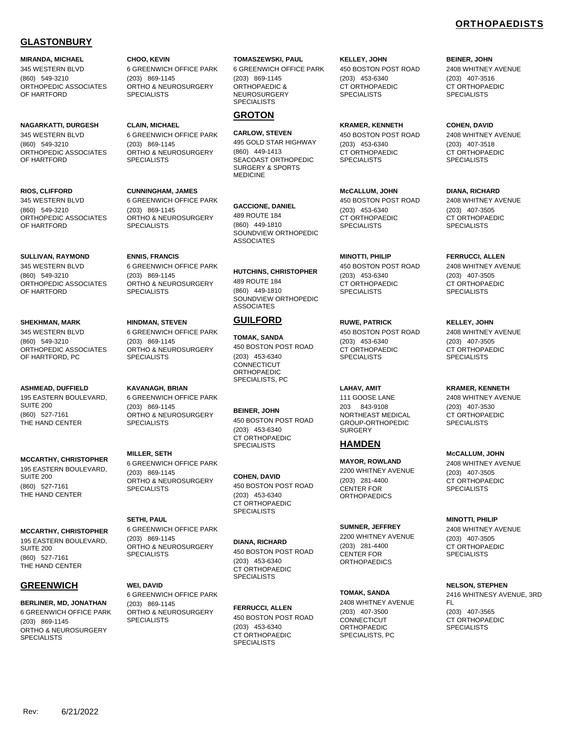# ORTHOPAEDISTS

## GLASTONBURY

**MIRANDA, MICHAEL**
345 WESTERN BLVD
(860) 549-3210
ORTHOPEDIC ASSOCIATES OF HARTFORD

**NAGARKATTI, DURGESH**
345 WESTERN BLVD
(860) 549-3210
ORTHOPEDIC ASSOCIATES OF HARTFORD

**RIOS, CLIFFORD**
345 WESTERN BLVD
(860) 549-3210
ORTHOPEDIC ASSOCIATES OF HARTFORD

**SULLIVAN, RAYMOND**
345 WESTERN BLVD
(860) 549-3210
ORTHOPEDIC ASSOCIATES OF HARTFORD

**SHEKHMAN, MARK**
345 WESTERN BLVD
(860) 549-3210
ORTHOPEDIC ASSOCIATES OF HARTFORD, PC

**ASHMEAD, DUFFIELD**
195 EASTERN BOULEVARD, SUITE 200
(860) 527-7161
THE HAND CENTER

**MCCARTHY, CHRISTOPHER**
195 EASTERN BOULEVARD, SUITE 200
(860) 527-7161
THE HAND CENTER

**MCCARTHY, CHRISTOPHER**
195 EASTERN BOULEVARD, SUITE 200
(860) 527-7161
THE HAND CENTER

## GREENWICH

**BERLINER, MD, JONATHAN**
6 GREENWICH OFFICE PARK
(203) 869-1145
ORTHO & NEUROSURGERY SPECIALISTS

**CHOO, KEVIN**
6 GREENWICH OFFICE PARK
(203) 869-1145
ORTHO & NEUROSURGERY SPECIALISTS

**CLAIN, MICHAEL**
6 GREENWICH OFFICE PARK
(203) 869-1145
ORTHO & NEUROSURGERY SPECIALISTS

**CUNNINGHAM, JAMES**
6 GREENWICH OFFICE PARK
(203) 869-1145
ORTHO & NEUROSURGERY SPECIALISTS

**ENNIS, FRANCIS**
6 GREENWICH OFFICE PARK
(203) 869-1145
ORTHO & NEUROSURGERY SPECIALISTS

**HINDMAN, STEVEN**
6 GREENWICH OFFICE PARK
(203) 869-1145
ORTHO & NEUROSURGERY SPECIALISTS

**KAVANAGH, BRIAN**
6 GREENWICH OFFICE PARK
(203) 869-1145
ORTHO & NEUROSURGERY SPECIALISTS

**MILLER, SETH**
6 GREENWICH OFFICE PARK
(203) 869-1145
ORTHO & NEUROSURGERY SPECIALISTS

**SETHI, PAUL**
6 GREENWICH OFFICE PARK
(203) 869-1145
ORTHO & NEUROSURGERY SPECIALISTS

**WEI, DAVID**
6 GREENWICH OFFICE PARK
(203) 869-1145
ORTHO & NEUROSURGERY SPECIALISTS

**TOMASZEWSKI, PAUL**
6 GREENWICH OFFICE PARK
(203) 869-1145
ORTHOPAEDIC & NEUROSURGERY SPECIALISTS

## GROTON

**CARLOW, STEVEN**
495 GOLD STAR HIGHWAY
(860) 449-1413
SEACOAST ORTHOPEDIC SURGERY & SPORTS MEDICINE

**GACCIONE, DANIEL**
489 ROUTE 184
(860) 449-1810
SOUNDVIEW ORTHOPEDIC ASSOCIATES

**HUTCHINS, CHRISTOPHER**
489 ROUTE 184
(860) 449-1810
SOUNDVIEW ORTHOPEDIC ASSOCIATES

## GUILFORD

**TOMAK, SANDA**
450 BOSTON POST ROAD
(203) 453-6340
CONNECTICUT ORTHOPAEDIC SPECIALISTS, PC

**BEINER, JOHN**
450 BOSTON POST ROAD
(203) 453-6340
CT ORTHOPAEDIC SPECIALISTS

**COHEN, DAVID**
450 BOSTON POST ROAD
(203) 453-6340
CT ORTHOPAEDIC SPECIALISTS

**DIANA, RICHARD**
450 BOSTON POST ROAD
(203) 453-6340
CT ORTHOPAEDIC SPECIALISTS

**FERRUCCI, ALLEN**
450 BOSTON POST ROAD
(203) 453-6340
CT ORTHOPAEDIC SPECIALISTS

**KELLEY, JOHN**
450 BOSTON POST ROAD
(203) 453-6340
CT ORTHOPAEDIC SPECIALISTS

**KRAMER, KENNETH**
450 BOSTON POST ROAD
(203) 453-6340
CT ORTHOPAEDIC SPECIALISTS

**McCALLUM, JOHN**
450 BOSTON POST ROAD
(203) 453-6340
CT ORTHOPAEDIC SPECIALISTS

**MINOTTI, PHILIP**
450 BOSTON POST ROAD
(203) 453-6340
CT ORTHOPAEDIC SPECIALISTS

**RUWE, PATRICK**
450 BOSTON POST ROAD
(203) 453-6340
CT ORTHOPAEDIC SPECIALISTS

**LAHAV, AMIT**
111 GOOSE LANE
203 843-9108
NORTHEAST MEDICAL GROUP-ORTHOPEDIC SURGERY

## HAMDEN

**MAYOR, ROWLAND**
2200 WHITNEY AVENUE
(203) 281-4400
CENTER FOR ORTHOPAEDICS

**SUMNER, JEFFREY**
2200 WHITNEY AVENUE
(203) 281-4400
CENTER FOR ORTHOPAEDICS

**TOMAK, SANDA**
2408 WHITNEY AVENUE
(203) 407-3500
CONNECTICUT ORTHOPAEDIC SPECIALISTS, PC

**BEINER, JOHN**
2408 WHITNEY AVENUE
(203) 407-3516
CT ORTHOPAEDIC SPECIALISTS

**COHEN, DAVID**
2408 WHITNEY AVENUE
(203) 407-3518
CT ORTHOPAEDIC SPECIALISTS

**DIANA, RICHARD**
2408 WHITNEY AVENUE
(203) 407-3505
CT ORTHOPAEDIC SPECIALISTS

**FERRUCCI, ALLEN**
2408 WHITNEY AVENUE
(203) 407-3505
CT ORTHOPAEDIC SPECIALISTS

**KELLEY, JOHN**
2408 WHITNEY AVENUE
(203) 407-3505
CT ORTHOPAEDIC SPECIALISTS

**KRAMER, KENNETH**
2408 WHITNEY AVENUE
(203) 407-3530
CT ORTHOPAEDIC SPECIALISTS

**McCALLUM, JOHN**
2408 WHITNEY AVENUE
(203) 407-3505
CT ORTHOPAEDIC SPECIALISTS

**MINOTTI, PHILIP**
2408 WHITNEY AVENUE
(203) 407-3505
CT ORTHOPAEDIC SPECIALISTS

**NELSON, STEPHEN**
2416 WHITNESY AVENUE, 3RD FL
(203) 407-3565
CT ORTHOPAEDIC SPECIALISTS

Rev: 6/21/2022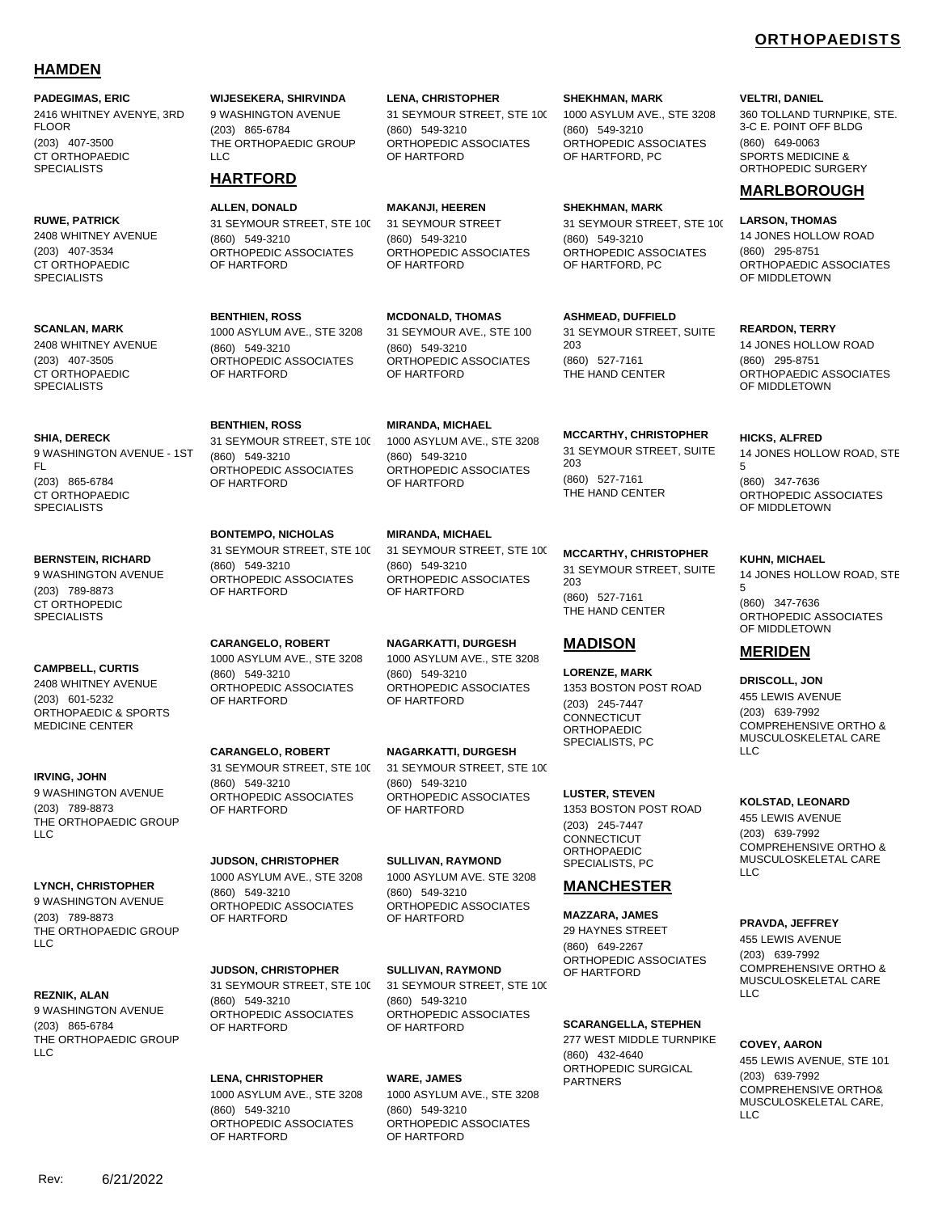# ORTHOPAEDISTS

## HAMDEN

**PADEGIMAS, ERIC**
2416 WHITNEY AVENYE, 3RD FLOOR
(203) 407-3500
CT ORTHOPAEDIC SPECIALISTS

**RUWE, PATRICK**
2408 WHITNEY AVENUE
(203) 407-3534
CT ORTHOPAEDIC SPECIALISTS

**SCANLAN, MARK**
2408 WHITNEY AVENUE
(203) 407-3505
CT ORTHOPAEDIC SPECIALISTS

**SHIA, DERECK**
9 WASHINGTON AVENUE - 1ST FL
(203) 865-6784
CT ORTHOPAEDIC SPECIALISTS

**BERNSTEIN, RICHARD**
9 WASHINGTON AVENUE
(203) 789-8873
CT ORTHOPEDIC SPECIALISTS

**CAMPBELL, CURTIS**
2408 WHITNEY AVENUE
(203) 601-5232
ORTHOPAEDIC & SPORTS MEDICINE CENTER

**IRVING, JOHN**
9 WASHINGTON AVENUE
(203) 789-8873
THE ORTHOPAEDIC GROUP LLC

**LYNCH, CHRISTOPHER**
9 WASHINGTON AVENUE
(203) 789-8873
THE ORTHOPAEDIC GROUP LLC

**REZNIK, ALAN**
9 WASHINGTON AVENUE
(203) 865-6784
THE ORTHOPAEDIC GROUP LLC

**WIJESEKERA, SHIRVINDA**
9 WASHINGTON AVENUE
(203) 865-6784
THE ORTHOPAEDIC GROUP LLC

## HARTFORD

**ALLEN, DONALD**
31 SEYMOUR STREET, STE 100
(860) 549-3210
ORTHOPEDIC ASSOCIATES OF HARTFORD

**BENTHIEN, ROSS**
1000 ASYLUM AVE., STE 3208
(860) 549-3210
ORTHOPEDIC ASSOCIATES OF HARTFORD

**BENTHIEN, ROSS**
31 SEYMOUR STREET, STE 100
(860) 549-3210
ORTHOPEDIC ASSOCIATES OF HARTFORD

**BONTEMPO, NICHOLAS**
31 SEYMOUR STREET, STE 100
(860) 549-3210
ORTHOPEDIC ASSOCIATES OF HARTFORD

**CARANGELO, ROBERT**
1000 ASYLUM AVE., STE 3208
(860) 549-3210
ORTHOPEDIC ASSOCIATES OF HARTFORD

**CARANGELO, ROBERT**
31 SEYMOUR STREET, STE 100
(860) 549-3210
ORTHOPEDIC ASSOCIATES OF HARTFORD

**JUDSON, CHRISTOPHER**
1000 ASYLUM AVE., STE 3208
(860) 549-3210
ORTHOPEDIC ASSOCIATES OF HARTFORD

**JUDSON, CHRISTOPHER**
31 SEYMOUR STREET, STE 100
(860) 549-3210
ORTHOPEDIC ASSOCIATES OF HARTFORD

**LENA, CHRISTOPHER**
1000 ASYLUM AVE., STE 3208
(860) 549-3210
ORTHOPEDIC ASSOCIATES OF HARTFORD

**LENA, CHRISTOPHER**
31 SEYMOUR STREET, STE 100
(860) 549-3210
ORTHOPEDIC ASSOCIATES OF HARTFORD

**MAKANJI, HEEREN**
31 SEYMOUR STREET
(860) 549-3210
ORTHOPEDIC ASSOCIATES OF HARTFORD

**MCDONALD, THOMAS**
31 SEYMOUR AVE., STE 100
(860) 549-3210
ORTHOPEDIC ASSOCIATES OF HARTFORD

**MIRANDA, MICHAEL**
1000 ASYLUM AVE., STE 3208
(860) 549-3210
ORTHOPEDIC ASSOCIATES OF HARTFORD

**MIRANDA, MICHAEL**
31 SEYMOUR STREET, STE 100
(860) 549-3210
ORTHOPEDIC ASSOCIATES OF HARTFORD

**NAGARKATTI, DURGESH**
1000 ASYLUM AVE., STE 3208
(860) 549-3210
ORTHOPEDIC ASSOCIATES OF HARTFORD

**NAGARKATTI, DURGESH**
31 SEYMOUR STREET, STE 100
(860) 549-3210
ORTHOPEDIC ASSOCIATES OF HARTFORD

**SULLIVAN, RAYMOND**
1000 ASYLUM AVE. STE 3208
(860) 549-3210
ORTHOPEDIC ASSOCIATES OF HARTFORD

**SULLIVAN, RAYMOND**
31 SEYMOUR STREET, STE 100
(860) 549-3210
ORTHOPEDIC ASSOCIATES OF HARTFORD

**WARE, JAMES**
1000 ASYLUM AVE., STE 3208
(860) 549-3210
ORTHOPEDIC ASSOCIATES OF HARTFORD

**SHEKHMAN, MARK**
1000 ASYLUM AVE., STE 3208
(860) 549-3210
ORTHOPEDIC ASSOCIATES OF HARTFORD, PC

**SHEKHMAN, MARK**
31 SEYMOUR STREET, STE 100
(860) 549-3210
ORTHOPEDIC ASSOCIATES OF HARTFORD, PC

**ASHMEAD, DUFFIELD**
31 SEYMOUR STREET, SUITE 203
(860) 527-7161
THE HAND CENTER

**MCCARTHY, CHRISTOPHER**
31 SEYMOUR STREET, SUITE 203
(860) 527-7161
THE HAND CENTER

**MCCARTHY, CHRISTOPHER**
31 SEYMOUR STREET, SUITE 203
(860) 527-7161
THE HAND CENTER

## MADISON

**LORENZE, MARK**
1353 BOSTON POST ROAD
(203) 245-7447
CONNECTICUT ORTHOPAEDIC SPECIALISTS, PC

**LUSTER, STEVEN**
1353 BOSTON POST ROAD
(203) 245-7447
CONNECTICUT ORTHOPAEDIC SPECIALISTS, PC

## MANCHESTER

**MAZZARA, JAMES**
29 HAYNES STREET
(860) 649-2267
ORTHOPEDIC ASSOCIATES OF HARTFORD

**SCARANGELLA, STEPHEN**
277 WEST MIDDLE TURNPIKE
(860) 432-4640
ORTHOPEDIC SURGICAL PARTNERS

**VELTRI, DANIEL**
360 TOLLAND TURNPIKE, STE. 3-C E. POINT OFF BLDG
(860) 649-0063
SPORTS MEDICINE & ORTHOPEDIC SURGERY

## MARLBOROUGH

**LARSON, THOMAS**
14 JONES HOLLOW ROAD
(860) 295-8751
ORTHOPAEDIC ASSOCIATES OF MIDDLETOWN

**REARDON, TERRY**
14 JONES HOLLOW ROAD
(860) 295-8751
ORTHOPAEDIC ASSOCIATES OF MIDDLETOWN

**HICKS, ALFRED**
14 JONES HOLLOW ROAD, STE 5
(860) 347-7636
ORTHOPEDIC ASSOCIATES OF MIDDLETOWN

**KUHN, MICHAEL**
14 JONES HOLLOW ROAD, STE 5
(860) 347-7636
ORTHOPEDIC ASSOCIATES OF MIDDLETOWN

## MERIDEN

**DRISCOLL, JON**
455 LEWIS AVENUE
(203) 639-7992
COMPREHENSIVE ORTHO & MUSCULOSKELETAL CARE LLC

**KOLSTAD, LEONARD**
455 LEWIS AVENUE
(203) 639-7992
COMPREHENSIVE ORTHO & MUSCULOSKELETAL CARE LLC

**PRAVDA, JEFFREY**
455 LEWIS AVENUE
(203) 639-7992
COMPREHENSIVE ORTHO & MUSCULOSKELETAL CARE LLC

**COVEY, AARON**
455 LEWIS AVENUE, STE 101
(203) 639-7992
COMPREHENSIVE ORTHO& MUSCULOSKELETAL CARE, LLC

Rev: 6/21/2022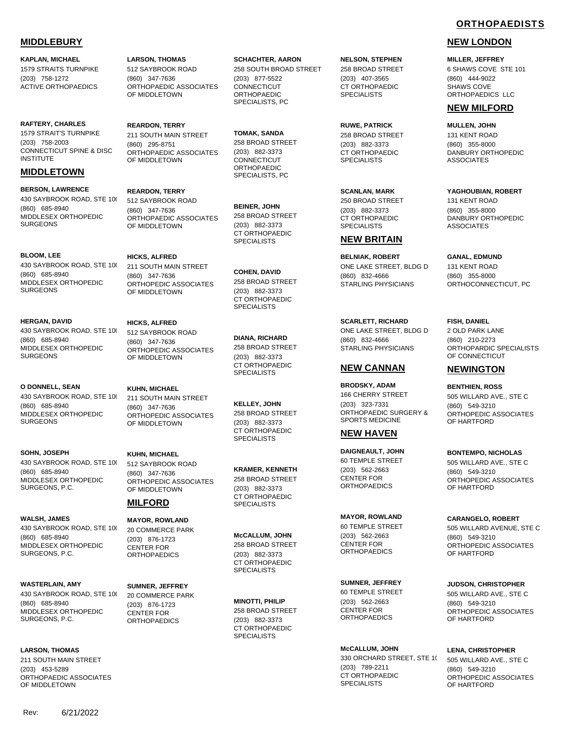# ORTHOPAEDISTS

## MIDDLEBURY

**KAPLAN, MICHAEL**
1579 STRAITS TURNPIKE
(203) 758-1272
ACTIVE ORTHOPAEDICS

**RAFTERY, CHARLES**
1579 STRAIT'S TURNPIKE
(203) 758-2003
CONNECTICUT SPINE & DISC INSTITUTE

## MIDDLETOWN

**BERSON, LAWRENCE**
430 SAYBROOK ROAD, STE 10(
(860) 685-8940
MIDDLESEX ORTHOPEDIC SURGEONS

**BLOOM, LEE**
430 SAYBROOK ROAD, STE 10(
(860) 685-8940
MIDDLESEX ORTHOPEDIC SURGEONS

**HERGAN, DAVID**
430 SAYBROOK ROAD. STE 10(
(860) 685-8940
MIDDLESEX ORTHOPEDIC SURGEONS

**O DONNELL, SEAN**
430 SAYBROOK ROAD, STE 10(
(860) 685-8940
MIDDLESEX ORTHOPEDIC SURGEONS

**SOHN, JOSEPH**
430 SAYBROOK ROAD, STE 10(
(860) 685-8940
MIDDLESEX ORTHOPEDIC SURGEONS, P.C.

**WALSH, JAMES**
430 SAYBROOK ROAD, STE 10(
(860) 685-8940
MIDDLESEX ORTHOPEDIC SURGEONS, P.C.

**WASTERLAIN, AMY**
430 SAYBROOK ROAD, STE 10(
(860) 685-8940
MIDDLESEX ORTHOPEDIC SURGEONS, P.C.

**LARSON, THOMAS**
211 SOUTH MAIN STREET
(203) 453-5289
ORTHOPAEDIC ASSOCIATES OF MIDDLETOWN

**LARSON, THOMAS**
512 SAYBROOK ROAD
(860) 347-7636
ORTHOPAEDIC ASSOCIATES OF MIDDLETOWN

**REARDON, TERRY**
211 SOUTH MAIN STREET
(860) 295-8751
ORTHOPAEDIC ASSOCIATES OF MIDDLETOWN

**REARDON, TERRY**
512 SAYBROOK ROAD
(860) 347-7636
ORTHOPAEDIC ASSOCIATES OF MIDDLETOWN

**HICKS, ALFRED**
211 SOUTH MAIN STREET
(860) 347-7636
ORTHOPAEDIC ASSOCIATES OF MIDDLETOWN

**HICKS, ALFRED**
512 SAYBROOK ROAD
(860) 347-7636
ORTHOPAEDIC ASSOCIATES OF MIDDLETOWN

**KUHN, MICHAEL**
211 SOUTH MAIN STREET
(860) 347-7636
ORTHOPAEDIC ASSOCIATES OF MIDDLETOWN

**KUHN, MICHAEL**
512 SAYBROOK ROAD
(860) 347-7636
ORTHOPAEDIC ASSOCIATES OF MIDDLETOWN

## MILFORD

**MAYOR, ROWLAND**
20 COMMERCE PARK
(203) 876-1723
CENTER FOR ORTHOPAEDICS

**SUMNER, JEFFREY**
20 COMMERCE PARK
(203) 876-1723
CENTER FOR ORTHOPAEDICS

**SCHACHTER, AARON**
258 SOUTH BROAD STREET
(203) 877-5522
CONNECTICUT ORTHOPAEDIC SPECIALISTS, PC

**TOMAK, SANDA**
258 BROAD STREET
(203) 882-3373
CONNECTICUT ORTHOPAEDIC SPECIALISTS, PC

**BEINER, JOHN**
258 BROAD STREET
(203) 882-3373
CT ORTHOPAEDIC SPECIALISTS

**COHEN, DAVID**
258 BROAD STREET
(203) 882-3373
CT ORTHOPAEDIC SPECIALISTS

**DIANA, RICHARD**
258 BROAD STREET
(203) 882-3373
CT ORTHOPAEDIC SPECIALISTS

**KELLEY, JOHN**
258 BROAD STREET
(203) 882-3373
CT ORTHOPAEDIC SPECIALISTS

**KRAMER, KENNETH**
258 BROAD STREET
(203) 882-3373
CT ORTHOPAEDIC SPECIALISTS

**McCALLUM, JOHN**
258 BROAD STREET
(203) 882-3373
CT ORTHOPAEDIC SPECIALISTS

**MINOTTI, PHILIP**
258 BROAD STREET
(203) 882-3373
CT ORTHOPAEDIC SPECIALISTS

**NELSON, STEPHEN**
258 BROAD STREET
(203) 407-3565
CT ORTHOPAEDIC SPECIALISTS

**RUWE, PATRICK**
258 BROAD STREET
(203) 882-3373
CT ORTHOPAEDIC SPECIALISTS

**SCANLAN, MARK**
250 BROAD STREET
(203) 882-3373
CT ORTHOPAEDIC SPECIALISTS

## NEW BRITAIN

**BELNIAK, ROBERT**
ONE LAKE STREET, BLDG D
(860) 832-4666
STARLING PHYSICIANS

**SCARLETT, RICHARD**
ONE LAKE STREET, BLDG D
(860) 832-4666
STARLING PHYSICIANS

## NEW CANNAN

**BRODSKY, ADAM**
166 CHERRY STREET
(203) 323-7331
ORTHOPAEDIC SURGERY & SPORTS MEDICINE

## NEW HAVEN

**DAIGNEAULT, JOHN**
60 TEMPLE STREET
(203) 562-2663
CENTER FOR ORTHOPAEDICS

**MAYOR, ROWLAND**
60 TEMPLE STREET
(203) 562-2663
CENTER FOR ORTHOPAEDICS

**SUMNER, JEFFREY**
60 TEMPLE STREET
(203) 562-2663
CENTER FOR ORTHOPAEDICS

**McCALLUM, JOHN**
330 ORCHARD STREET, STE 1(
(203) 789-2211
CT ORTHOPAEDIC SPECIALISTS

## NEW LONDON

**MILLER, JEFFREY**
6 SHAWS COVE STE 101
(860) 444-9022
SHAWS COVE ORTHOPAEDICS LLC

## NEW MILFORD

**MULLEN, JOHN**
131 KENT ROAD
(860) 355-8000
DANBURY ORTHOPEDIC ASSOCIATES

**YAGHOUBIAN, ROBERT**
131 KENT ROAD
(860) 355-8000
DANBURY ORTHOPEDIC ASSOCIATES

**GANAL, EDMUND**
131 KENT ROAD
(860) 355-8000
ORTHOCONNECTICUT, PC

**FISH, DANIEL**
2 OLD PARK LANE
(860) 210-2273
ORTHOPARDIC SPECIALISTS OF CONNECTICUT

## NEWINGTON

**BENTHIEN, ROSS**
505 WILLARD AVE., STE C
(860) 549-3210
ORTHOPEDIC ASSOCIATES OF HARTFORD

**BONTEMPO, NICHOLAS**
505 WILLARD AVE., STE C
(860) 549-3210
ORTHOPEDIC ASSOCIATES OF HARTFORD

**CARANGELO, ROBERT**
505 WILLARD AVENUE, STE C
(860) 549-3210
ORTHOPEDIC ASSOCIATES OF HARTFORD

**JUDSON, CHRISTOPHER**
505 WILLARD AVE., STE C
(860) 549-3210
ORTHOPEDIC ASSOCIATES OF HARTFORD

**LENA, CHRISTOPHER**
505 WILLARD AVE., STE C
(860) 549-3210
ORTHOPEDIC ASSOCIATES OF HARTFORD

Rev: 6/21/2022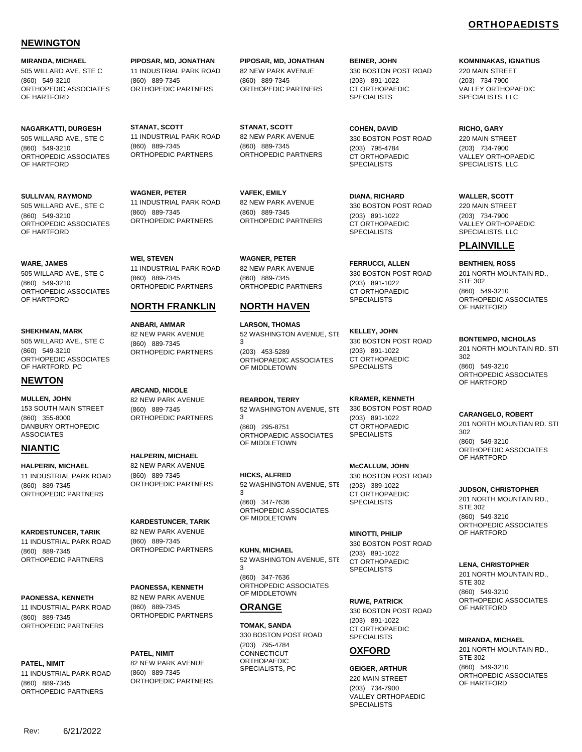# ORTHOPAEDISTS

## NEWINGTON

**MIRANDA, MICHAEL**
505 WILLARD AVE, STE C
(860) 549-3210
ORTHOPEDIC ASSOCIATES OF HARTFORD

**NAGARKATTI, DURGESH**
505 WILLARD AVE., STE C
(860) 549-3210
ORTHOPEDIC ASSOCIATES OF HARTFORD

**SULLIVAN, RAYMOND**
505 WILLARD AVE., STE C
(860) 549-3210
ORTHOPEDIC ASSOCIATES OF HARTFORD

**WARE, JAMES**
505 WILLARD AVE., STE C
(860) 549-3210
ORTHOPEDIC ASSOCIATES OF HARTFORD

**SHEKHMAN, MARK**
505 WILLARD AVE., STE C
(860) 549-3210
ORTHOPEDIC ASSOCIATES OF HARTFORD, PC

## NEWTON

**MULLEN, JOHN**
153 SOUTH MAIN STREET
(860) 355-8000
DANBURY ORTHOPEDIC ASSOCIATES

## NIANTIC

**HALPERIN, MICHAEL**
11 INDUSTRIAL PARK ROAD
(860) 889-7345
ORTHOPEDIC PARTNERS

**KARDESTUNCER, TARIK**
11 INDUSTRIAL PARK ROAD
(860) 889-7345
ORTHOPEDIC PARTNERS

**PAONESSA, KENNETH**
11 INDUSTRIAL PARK ROAD
(860) 889-7345
ORTHOPEDIC PARTNERS

**PATEL, NIMIT**
11 INDUSTRIAL PARK ROAD
(860) 889-7345
ORTHOPEDIC PARTNERS

**PIPOSAR, MD, JONATHAN**
11 INDUSTRIAL PARK ROAD
(860) 889-7345
ORTHOPEDIC PARTNERS

**STANAT, SCOTT**
11 INDUSTRIAL PARK ROAD
(860) 889-7345
ORTHOPEDIC PARTNERS

**WAGNER, PETER**
11 INDUSTRIAL PARK ROAD
(860) 889-7345
ORTHOPEDIC PARTNERS

**WEI, STEVEN**
11 INDUSTRIAL PARK ROAD
(860) 889-7345
ORTHOPEDIC PARTNERS

## NORTH FRANKLIN

**ANBARI, AMMAR**
82 NEW PARK AVENUE
(860) 889-7345
ORTHOPEDIC PARTNERS

**ARCAND, NICOLE**
82 NEW PARK AVENUE
(860) 889-7345
ORTHOPEDIC PARTNERS

**HALPERIN, MICHAEL**
82 NEW PARK AVENUE
(860) 889-7345
ORTHOPEDIC PARTNERS

**KARDESTUNCER, TARIK**
82 NEW PARK AVENUE
(860) 889-7345
ORTHOPEDIC PARTNERS

**PAONESSA, KENNETH**
82 NEW PARK AVENUE
(860) 889-7345
ORTHOPEDIC PARTNERS

**PATEL, NIMIT**
82 NEW PARK AVENUE
(860) 889-7345
ORTHOPEDIC PARTNERS

**PIPOSAR, MD, JONATHAN**
82 NEW PARK AVENUE
(860) 889-7345
ORTHOPEDIC PARTNERS

**STANAT, SCOTT**
82 NEW PARK AVENUE
(860) 889-7345
ORTHOPEDIC PARTNERS

**VAFEK, EMILY**
82 NEW PARK AVENUE
(860) 889-7345
ORTHOPEDIC PARTNERS

**WAGNER, PETER**
82 NEW PARK AVENUE
(860) 889-7345
ORTHOPEDIC PARTNERS

## NORTH HAVEN

**LARSON, THOMAS**
52 WASHINGTON AVENUE, STE 3
(203) 453-5289
ORTHOPAEDIC ASSOCIATES OF MIDDLETOWN

**REARDON, TERRY**
52 WASHINGTON AVENUE, STE 3
(860) 295-8751
ORTHOPAEDIC ASSOCIATES OF MIDDLETOWN

**HICKS, ALFRED**
52 WASHINGTON AVENUE, STE 3
(860) 347-7636
ORTHOPEDIC ASSOCIATES OF MIDDLETOWN

**KUHN, MICHAEL**
52 WASHINGTON AVENUE, STE 3
(860) 347-7636
ORTHOPEDIC ASSOCIATES OF MIDDLETOWN

## ORANGE

**TOMAK, SANDA**
330 BOSTON POST ROAD
(203) 795-4784
CONNECTICUT ORTHOPAEDIC SPECIALISTS, PC

**BEINER, JOHN**
330 BOSTON POST ROAD
(203) 891-1022
CT ORTHOPAEDIC SPECIALISTS

**COHEN, DAVID**
330 BOSTON POST ROAD
(203) 795-4784
CT ORTHOPAEDIC SPECIALISTS

**DIANA, RICHARD**
330 BOSTON POST ROAD
(203) 891-1022
CT ORTHOPAEDIC SPECIALISTS

**FERRUCCI, ALLEN**
330 BOSTON POST ROAD
(203) 891-1022
CT ORTHOPAEDIC SPECIALISTS

**KELLEY, JOHN**
330 BOSTON POST ROAD
(203) 891-1022
CT ORTHOPAEDIC SPECIALISTS

**KRAMER, KENNETH**
330 BOSTON POST ROAD
(203) 891-1022
CT ORTHOPAEDIC SPECIALISTS

**McCALLUM, JOHN**
330 BOSTON POST ROAD
(203) 389-1022
CT ORTHOPAEDIC SPECIALISTS

**MINOTTI, PHILIP**
330 BOSTON POST ROAD
(203) 891-1022
CT ORTHOPAEDIC SPECIALISTS

**RUWE, PATRICK**
330 BOSTON POST ROAD
(203) 891-1022
CT ORTHOPAEDIC SPECIALISTS

## OXFORD

**GEIGER, ARTHUR**
220 MAIN STREET
(203) 734-7900
VALLEY ORTHOPAEDIC SPECIALISTS

**KOMNINAKAS, IGNATIUS**
220 MAIN STREET
(203) 734-7900
VALLEY ORTHOPAEDIC SPECIALISTS, LLC

**RICHO, GARY**
220 MAIN STREET
(203) 734-7900
VALLEY ORTHOPAEDIC SPECIALISTS, LLC

**WALLER, SCOTT**
220 MAIN STREET
(203) 734-7900
VALLEY ORTHOPAEDIC SPECIALISTS, LLC

## PLAINVILLE

**BENTHIEN, ROSS**
201 NORTH MOUNTAIN RD., STE 302
(860) 549-3210
ORTHOPEDIC ASSOCIATES OF HARTFORD

**BONTEMPO, NICHOLAS**
201 NORTH MOUNTAIN RD. STE 302
(860) 549-3210
ORTHOPEDIC ASSOCIATES OF HARTFORD

**CARANGELO, ROBERT**
201 NORTH MOUNTIAN RD. STE 302
(860) 549-3210
ORTHOPEDIC ASSOCIATES OF HARTFORD

**JUDSON, CHRISTOPHER**
201 NORTH MOUNTAIN RD., STE 302
(860) 549-3210
ORTHOPEDIC ASSOCIATES OF HARTFORD

**LENA, CHRISTOPHER**
201 NORTH MOUNTAIN RD., STE 302
(860) 549-3210
ORTHOPEDIC ASSOCIATES OF HARTFORD

**MIRANDA, MICHAEL**
201 NORTH MOUNTAIN RD., STE 302
(860) 549-3210
ORTHOPEDIC ASSOCIATES OF HARTFORD

Rev: 6/21/2022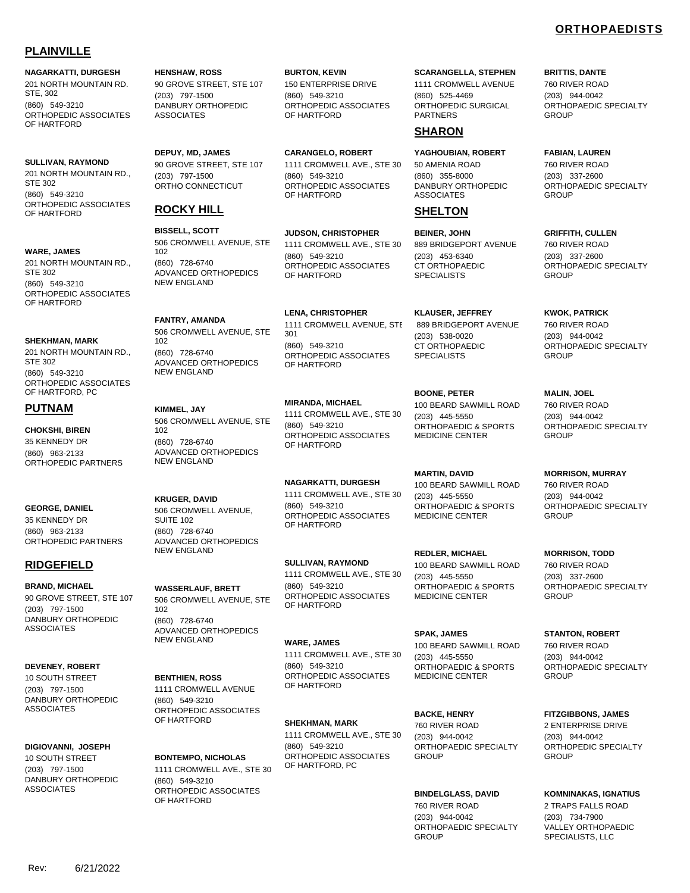## ORTHOPAEDISTS

## PLAINVILLE

**NAGARKATTI, DURGESH**
201 NORTH MOUNTAIN RD. STE, 302
(860) 549-3210
ORTHOPEDIC ASSOCIATES OF HARTFORD

**SULLIVAN, RAYMOND**
201 NORTH MOUNTAIN RD., STE 302
(860) 549-3210
ORTHOPEDIC ASSOCIATES OF HARTFORD

**WARE, JAMES**
201 NORTH MOUNTAIN RD., STE 302
(860) 549-3210
ORTHOPEDIC ASSOCIATES OF HARTFORD

**SHEKHMAN, MARK**
201 NORTH MOUNTAIN RD., STE 302
(860) 549-3210
ORTHOPEDIC ASSOCIATES OF HARTFORD, PC

## PUTNAM

**CHOKSHI, BIREN**
35 KENNEDY DR
(860) 963-2133
ORTHOPEDIC PARTNERS

**GEORGE, DANIEL**
35 KENNEDY DR
(860) 963-2133
ORTHOPEDIC PARTNERS

## RIDGEFIELD

**BRAND, MICHAEL**
90 GROVE STREET, STE 107
(203) 797-1500
DANBURY ORTHOPEDIC ASSOCIATES

**DEVENEY, ROBERT**
10 SOUTH STREET
(203) 797-1500
DANBURY ORTHOPEDIC ASSOCIATES

**DIGIOVANNI, JOSEPH**
10 SOUTH STREET
(203) 797-1500
DANBURY ORTHOPEDIC ASSOCIATES

**HENSHAW, ROSS**
90 GROVE STREET, STE 107
(203) 797-1500
DANBURY ORTHOPEDIC ASSOCIATES

**DEPUY, MD, JAMES**
90 GROVE STREET, STE 107
(203) 797-1500
ORTHO CONNECTICUT

## ROCKY HILL

**BISSELL, SCOTT**
506 CROMWELL AVENUE, STE 102
(860) 728-6740
ADVANCED ORTHOPEDICS NEW ENGLAND

**FANTRY, AMANDA**
506 CROMWELL AVENUE, STE 102
(860) 728-6740
ADVANCED ORTHOPEDICS NEW ENGLAND

**KIMMEL, JAY**
506 CROMWELL AVENUE, STE 102
(860) 728-6740
ADVANCED ORTHOPEDICS NEW ENGLAND

**KRUGER, DAVID**
506 CROMWELL AVENUE, SUITE 102
(860) 728-6740
ADVANCED ORTHOPEDICS NEW ENGLAND

**WASSERLAUF, BRETT**
506 CROMWELL AVENUE, STE 102
(860) 728-6740
ADVANCED ORTHOPEDICS NEW ENGLAND

**BENTHIEN, ROSS**
1111 CROMWELL AVENUE
(860) 549-3210
ORTHOPEDIC ASSOCIATES OF HARTFORD

**BONTEMPO, NICHOLAS**
1111 CROMWELL AVE., STE 30
(860) 549-3210
ORTHOPEDIC ASSOCIATES OF HARTFORD

**BURTON, KEVIN**
150 ENTERPRISE DRIVE
(860) 549-3210
ORTHOPEDIC ASSOCIATES OF HARTFORD

**CARANGELO, ROBERT**
1111 CROMWELL AVE., STE 30
(860) 549-3210
ORTHOPEDIC ASSOCIATES OF HARTFORD

**JUDSON, CHRISTOPHER**
1111 CROMWELL AVE., STE 30
(860) 549-3210
ORTHOPEDIC ASSOCIATES OF HARTFORD

**LENA, CHRISTOPHER**
1111 CROMWELL AVENUE, STE 301
(860) 549-3210
ORTHOPEDIC ASSOCIATES OF HARTFORD

**MIRANDA, MICHAEL**
1111 CROMWELL AVE., STE 30
(860) 549-3210
ORTHOPEDIC ASSOCIATES OF HARTFORD

**NAGARKATTI, DURGESH**
1111 CROMWELL AVE., STE 30
(860) 549-3210
ORTHOPEDIC ASSOCIATES OF HARTFORD

**SULLIVAN, RAYMOND**
1111 CROMWELL AVE., STE 30
(860) 549-3210
ORTHOPEDIC ASSOCIATES OF HARTFORD

**WARE, JAMES**
1111 CROMWELL AVE., STE 30
(860) 549-3210
ORTHOPEDIC ASSOCIATES OF HARTFORD

**SHEKHMAN, MARK**
1111 CROMWELL AVE., STE 30
(860) 549-3210
ORTHOPEDIC ASSOCIATES OF HARTFORD, PC

**SCARANGELLA, STEPHEN**
1111 CROMWELL AVENUE
(860) 525-4469
ORTHOPEDIC SURGICAL PARTNERS

## SHARON

**YAGHOUBIAN, ROBERT**
50 AMENIA ROAD
(860) 355-8000
DANBURY ORTHOPEDIC ASSOCIATES

## SHELTON

**BEINER, JOHN**
889 BRIDGEPORT AVENUE
(203) 453-6340
CT ORTHOPAEDIC SPECIALISTS

**KLAUSER, JEFFREY**
889 BRIDGEPORT AVENUE
(203) 538-0020
CT ORTHOPAEDIC SPECIALISTS

**BOONE, PETER**
100 BEARD SAWMILL ROAD
(203) 445-5550
ORTHOPAEDIC & SPORTS MEDICINE CENTER

**MARTIN, DAVID**
100 BEARD SAWMILL ROAD
(203) 445-5550
ORTHOPAEDIC & SPORTS MEDICINE CENTER

**REDLER, MICHAEL**
100 BEARD SAWMILL ROAD
(203) 445-5550
ORTHOPAEDIC & SPORTS MEDICINE CENTER

**SPAK, JAMES**
100 BEARD SAWMILL ROAD
(203) 445-5550
ORTHOPAEDIC & SPORTS MEDICINE CENTER

**BACKE, HENRY**
760 RIVER ROAD
(203) 944-0042
ORTHOPAEDIC SPECIALTY GROUP

**BINDELGLASS, DAVID**
760 RIVER ROAD
(203) 944-0042
ORTHOPAEDIC SPECIALTY GROUP

**BRITTIS, DANTE**
760 RIVER ROAD
(203) 944-0042
ORTHOPAEDIC SPECIALTY GROUP

**FABIAN, LAUREN**
760 RIVER ROAD
(203) 337-2600
ORTHOPAEDIC SPECIALTY GROUP

**GRIFFITH, CULLEN**
760 RIVER ROAD
(203) 337-2600
ORTHOPAEDIC SPECIALTY GROUP

**KWOK, PATRICK**
760 RIVER ROAD
(203) 944-0042
ORTHOPAEDIC SPECIALTY GROUP

**MALIN, JOEL**
760 RIVER ROAD
(203) 944-0042
ORTHOPAEDIC SPECIALTY GROUP

**MORRISON, MURRAY**
760 RIVER ROAD
(203) 944-0042
ORTHOPAEDIC SPECIALTY GROUP

**MORRISON, TODD**
760 RIVER ROAD
(203) 337-2600
ORTHOPAEDIC SPECIALTY GROUP

**STANTON, ROBERT**
760 RIVER ROAD
(203) 944-0042
ORTHOPAEDIC SPECIALTY GROUP

**FITZGIBBONS, JAMES**
2 ENTERPRISE DRIVE
(203) 944-0042
ORTHOPAEDIC SPECIALTY GROUP

**KOMNINAKAS, IGNATIUS**
2 TRAPS FALLS ROAD
(203) 734-7900
VALLEY ORTHOPAEDIC SPECIALISTS, LLC

Rev: 6/21/2022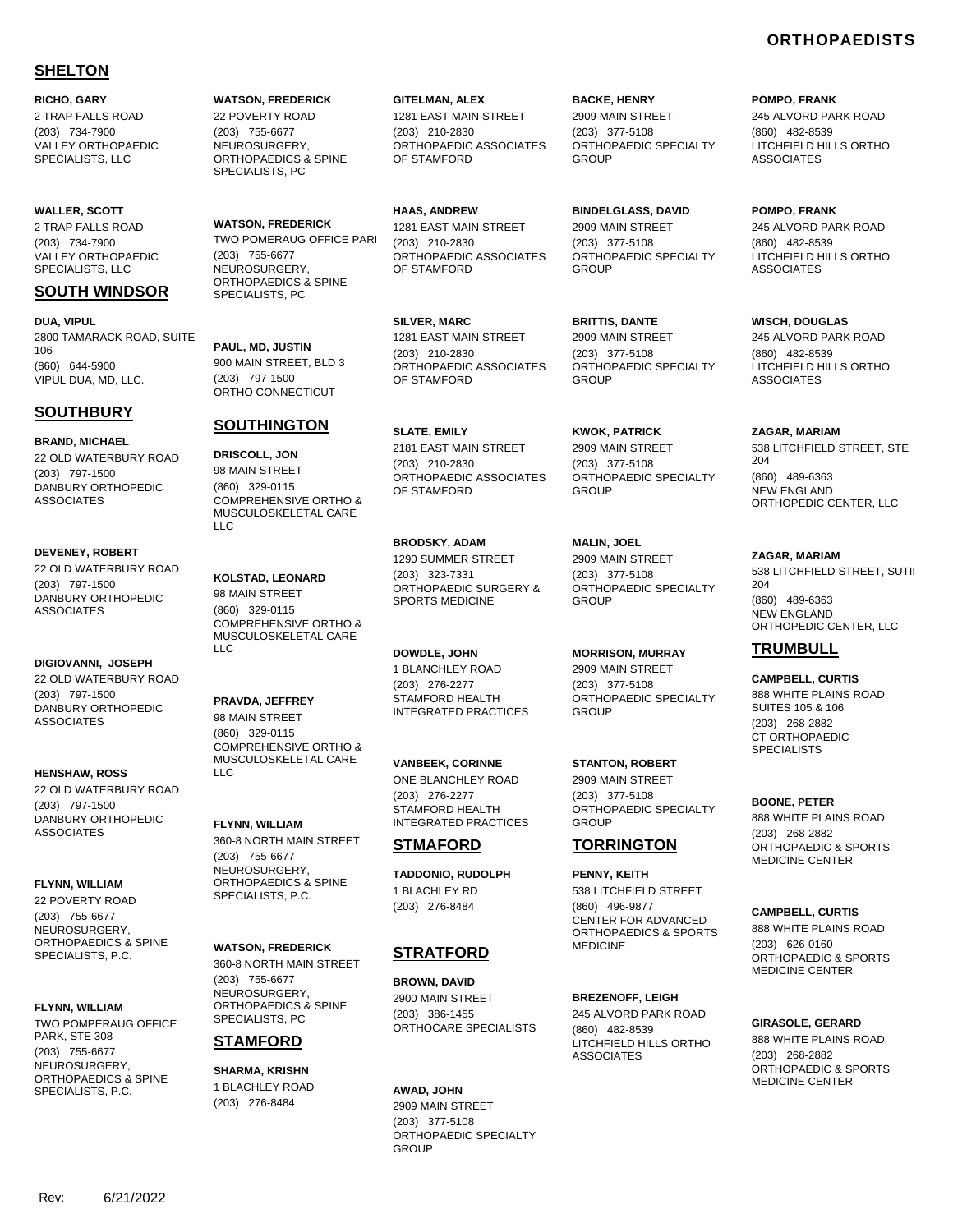# ORTHOPAEDISTS

## SHELTON

**RICHO, GARY**
2 TRAP FALLS ROAD
(203) 734-7900
VALLEY ORTHOPAEDIC SPECIALISTS, LLC

**WALLER, SCOTT**
2 TRAP FALLS ROAD
(203) 734-7900
VALLEY ORTHOPAEDIC SPECIALISTS, LLC

## SOUTH WINDSOR

**DUA, VIPUL**
2800 TAMARACK ROAD, SUITE 106
(860) 644-5900
VIPUL DUA, MD, LLC.

## SOUTHBURY

**BRAND, MICHAEL**
22 OLD WATERBURY ROAD
(203) 797-1500
DANBURY ORTHOPEDIC ASSOCIATES

**DEVENEY, ROBERT**
22 OLD WATERBURY ROAD
(203) 797-1500
DANBURY ORTHOPEDIC ASSOCIATES

**DIGIOVANNI, JOSEPH**
22 OLD WATERBURY ROAD
(203) 797-1500
DANBURY ORTHOPEDIC ASSOCIATES

**HENSHAW, ROSS**
22 OLD WATERBURY ROAD
(203) 797-1500
DANBURY ORTHOPEDIC ASSOCIATES

**FLYNN, WILLIAM**
22 POVERTY ROAD
(203) 755-6677
NEUROSURGERY, ORTHOPAEDICS & SPINE SPECIALISTS, P.C.

**FLYNN, WILLIAM**
TWO POMPERAUG OFFICE PARK, STE 308
(203) 755-6677
NEUROSURGERY, ORTHOPAEDICS & SPINE SPECIALISTS, P.C.

**WATSON, FREDERICK**
22 POVERTY ROAD
(203) 755-6677
NEUROSURGERY, ORTHOPAEDICS & SPINE SPECIALISTS, PC

**WATSON, FREDERICK**
TWO POMERAUG OFFICE PARI
(203) 755-6677
NEUROSURGERY, ORTHOPAEDICS & SPINE SPECIALISTS, PC

**PAUL, MD, JUSTIN**
900 MAIN STREET, BLD 3
(203) 797-1500
ORTHO CONNECTICUT

## SOUTHINGTON

**DRISCOLL, JON**
98 MAIN STREET
(860) 329-0115
COMPREHENSIVE ORTHO & MUSCULOSKELETAL CARE LLC

**KOLSTAD, LEONARD**
98 MAIN STREET
(860) 329-0115
COMPREHENSIVE ORTHO & MUSCULOSKELETAL CARE LLC

**PRAVDA, JEFFREY**
98 MAIN STREET
(860) 329-0115
COMPREHENSIVE ORTHO & MUSCULOSKELETAL CARE LLC

**FLYNN, WILLIAM**
360-8 NORTH MAIN STREET
(203) 755-6677
NEUROSURGERY, ORTHOPAEDICS & SPINE SPECIALISTS, P.C.

**WATSON, FREDERICK**
360-8 NORTH MAIN STREET
(203) 755-6677
NEUROSURGERY, ORTHOPAEDICS & SPINE SPECIALISTS, PC

## STAMFORD

**SHARMA, KRISHN**
1 BLACHLEY ROAD
(203) 276-8484

**GITELMAN, ALEX**
1281 EAST MAIN STREET
(203) 210-2830
ORTHOPAEDIC ASSOCIATES OF STAMFORD

**HAAS, ANDREW**
1281 EAST MAIN STREET
(203) 210-2830
ORTHOPAEDIC ASSOCIATES OF STAMFORD

**SILVER, MARC**
1281 EAST MAIN STREET
(203) 210-2830
ORTHOPAEDIC ASSOCIATES OF STAMFORD

**SLATE, EMILY**
2181 EAST MAIN STREET
(203) 210-2830
ORTHOPAEDIC ASSOCIATES OF STAMFORD

**BRODSKY, ADAM**
1290 SUMMER STREET
(203) 323-7331
ORTHOPAEDIC SURGERY & SPORTS MEDICINE

**DOWDLE, JOHN**
1 BLANCHLEY ROAD
(203) 276-2277
STAMFORD HEALTH INTEGRATED PRACTICES

**VANBEEK, CORINNE**
ONE BLANCHLEY ROAD
(203) 276-2277
STAMFORD HEALTH INTEGRATED PRACTICES

## STMAFORD

**TADDONIO, RUDOLPH**
1 BLACHLEY RD
(203) 276-8484

## STRATFORD

**BROWN, DAVID**
2900 MAIN STREET
(203) 386-1455
ORTHOCARE SPECIALISTS

**AWAD, JOHN**
2909 MAIN STREET
(203) 377-5108
ORTHOPAEDIC SPECIALTY GROUP

**BACKE, HENRY**
2909 MAIN STREET
(203) 377-5108
ORTHOPAEDIC SPECIALTY GROUP

**BINDELGLASS, DAVID**
2909 MAIN STREET
(203) 377-5108
ORTHOPAEDIC SPECIALTY GROUP

**BRITTIS, DANTE**
2909 MAIN STREET
(203) 377-5108
ORTHOPAEDIC SPECIALTY GROUP

**KWOK, PATRICK**
2909 MAIN STREET
(203) 377-5108
ORTHOPAEDIC SPECIALTY GROUP

**MALIN, JOEL**
2909 MAIN STREET
(203) 377-5108
ORTHOPAEDIC SPECIALTY GROUP

**MORRISON, MURRAY**
2909 MAIN STREET
(203) 377-5108
ORTHOPAEDIC SPECIALTY GROUP

**STANTON, ROBERT**
2909 MAIN STREET
(203) 377-5108
ORTHOPAEDIC SPECIALTY GROUP

## TORRINGTON

**PENNY, KEITH**
538 LITCHFIELD STREET
(860) 496-9877
CENTER FOR ADVANCED ORTHOPAEDICS & SPORTS MEDICINE

**BREZENOFF, LEIGH**
245 ALVORD PARK ROAD
(860) 482-8539
LITCHFIELD HILLS ORTHO ASSOCIATES

**POMPO, FRANK**
245 ALVORD PARK ROAD
(860) 482-8539
LITCHFIELD HILLS ORTHO ASSOCIATES

**POMPO, FRANK**
245 ALVORD PARK ROAD
(860) 482-8539
LITCHFIELD HILLS ORTHO ASSOCIATES

**WISCH, DOUGLAS**
245 ALVORD PARK ROAD
(860) 482-8539
LITCHFIELD HILLS ORTHO ASSOCIATES

**ZAGAR, MARIAM**
538 LITCHFIELD STREET, STE 204
(860) 489-6363
NEW ENGLAND ORTHOPEDIC CENTER, LLC

**ZAGAR, MARIAM**
538 LITCHFIELD STREET, SUTI 204
(860) 489-6363
NEW ENGLAND ORTHOPEDIC CENTER, LLC

## TRUMBULL

**CAMPBELL, CURTIS**
888 WHITE PLAINS ROAD SUITES 105 & 106
(203) 268-2882
CT ORTHOPAEDIC SPECIALISTS

**BOONE, PETER**
888 WHITE PLAINS ROAD
(203) 268-2882
ORTHOPAEDIC & SPORTS MEDICINE CENTER

**CAMPBELL, CURTIS**
888 WHITE PLAINS ROAD
(203) 626-0160
ORTHOPAEDIC & SPORTS MEDICINE CENTER

**GIRASOLE, GERARD**
888 WHITE PLAINS ROAD
(203) 268-2882
ORTHOPAEDIC & SPORTS MEDICINE CENTER

Rev: 6/21/2022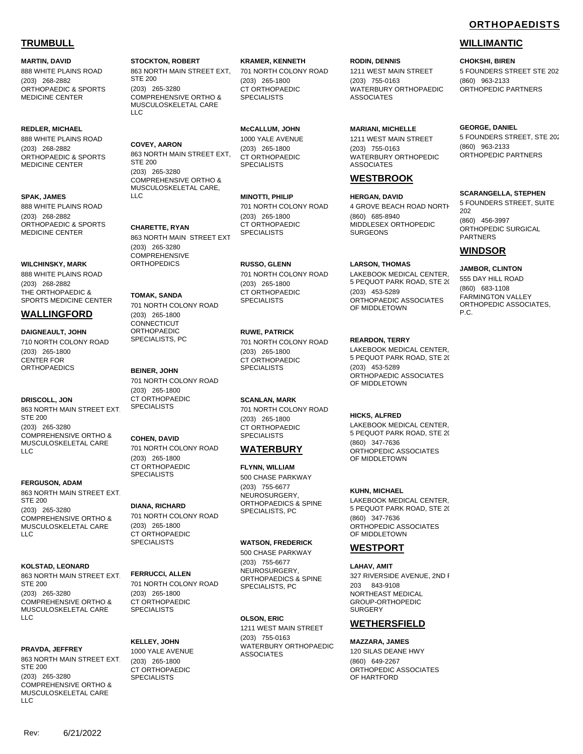## ORTHOPAEDISTS

### TRUMBULL

**MARTIN, DAVID**
888 WHITE PLAINS ROAD
(203) 268-2882
ORTHOPAEDIC & SPORTS MEDICINE CENTER

**REDLER, MICHAEL**
888 WHITE PLAINS ROAD
(203) 268-2882
ORTHOPAEDIC & SPORTS MEDICINE CENTER

**SPAK, JAMES**
888 WHITE PLAINS ROAD
(203) 268-2882
ORTHOPAEDIC & SPORTS MEDICINE CENTER

**WILCHINSKY, MARK**
888 WHITE PLAINS ROAD
(203) 268-2882
THE ORTHOPAEDIC & SPORTS MEDICINE CENTER

### WALLINGFORD

**DAIGNEAULT, JOHN**
710 NORTH COLONY ROAD
(203) 265-1800
CENTER FOR ORTHOPAEDICS

**DRISCOLL, JON**
863 NORTH MAIN STREET EXT, STE 200
(203) 265-3280
COMPREHENSIVE ORTHO & MUSCULOSKELETAL CARE LLC

**FERGUSON, ADAM**
863 NORTH MAIN STREET EXT, STE 200
(203) 265-3280
COMPREHENSIVE ORTHO & MUSCULOSKELETAL CARE LLC

**KOLSTAD, LEONARD**
863 NORTH MAIN STREET EXT, STE 200
(203) 265-3280
COMPREHENSIVE ORTHO & MUSCULOSKELETAL CARE LLC

**PRAVDA, JEFFREY**
863 NORTH MAIN STREET EXT, STE 200
(203) 265-3280
COMPREHENSIVE ORTHO & MUSCULOSKELETAL CARE LLC

**STOCKTON, ROBERT**
863 NORTH MAIN STREET EXT, STE 200
(203) 265-3280
COMPREHENSIVE ORTHO & MUSCULOSKELETAL CARE LLC

**COVEY, AARON**
863 NORTH MAIN STREET EXT, STE 200
(203) 265-3280
COMPREHENSIVE ORTHO & MUSCULOSKELETAL CARE, LLC

**CHARETTE, RYAN**
863 NORTH MAIN STREET EXT
(203) 265-3280
COMPREHENSIVE ORTHOPEDICS

**TOMAK, SANDA**
701 NORTH COLONY ROAD
(203) 265-1800
CONNECTICUT ORTHOPAEDIC SPECIALISTS, PC

**BEINER, JOHN**
701 NORTH COLONY ROAD
(203) 265-1800
CT ORTHOPAEDIC SPECIALISTS

**COHEN, DAVID**
701 NORTH COLONY ROAD
(203) 265-1800
CT ORTHOPAEDIC SPECIALISTS

**DIANA, RICHARD**
701 NORTH COLONY ROAD
(203) 265-1800
CT ORTHOPAEDIC SPECIALISTS

**FERRUCCI, ALLEN**
701 NORTH COLONY ROAD
(203) 265-1800
CT ORTHOPAEDIC SPECIALISTS

**KELLEY, JOHN**
1000 YALE AVENUE
(203) 265-1800
CT ORTHOPAEDIC SPECIALISTS

**KRAMER, KENNETH**
701 NORTH COLONY ROAD
(203) 265-1800
CT ORTHOPAEDIC SPECIALISTS

**McCALLUM, JOHN**
1000 YALE AVENUE
(203) 265-1800
CT ORTHOPAEDIC SPECIALISTS

**MINOTTI, PHILIP**
701 NORTH COLONY ROAD
(203) 265-1800
CT ORTHOPAEDIC SPECIALISTS

**RUSSO, GLENN**
701 NORTH COLONY ROAD
(203) 265-1800
CT ORTHOPAEDIC SPECIALISTS

**RUWE, PATRICK**
701 NORTH COLONY ROAD
(203) 265-1800
CT ORTHOPAEDIC SPECIALISTS

**SCANLAN, MARK**
701 NORTH COLONY ROAD
(203) 265-1800
CT ORTHOPAEDIC SPECIALISTS

### WATERBURY

**FLYNN, WILLIAM**
500 CHASE PARKWAY
(203) 755-6677
NEUROSURGERY, ORTHOPAEDICS & SPINE SPECIALISTS, PC

**WATSON, FREDERICK**
500 CHASE PARKWAY
(203) 755-6677
NEUROSURGERY, ORTHOPAEDICS & SPINE SPECIALISTS, PC

**OLSON, ERIC**
1211 WEST MAIN STREET
(203) 755-0163
WATERBURY ORTHOPAEDIC ASSOCIATES

**RODIN, DENNIS**
1211 WEST MAIN STREET
(203) 755-0163
WATERBURY ORTHOPAEDIC ASSOCIATES

**MARIANI, MICHELLE**
1211 WEST MAIN STREET
(203) 755-0163
WATERBURY ORTHOPEDIC ASSOCIATES

### WESTBROOK

**HERGAN, DAVID**
4 GROVE BEACH ROAD NORTH
(860) 685-8940
MIDDLESEX ORTHOPEDIC SURGEONS

**LARSON, THOMAS**
LAKEBOOK MEDICAL CENTER, 5 PEQUOT PARK ROAD, STE 20
(203) 453-5289
ORTHOPAEDIC ASSOCIATES OF MIDDLETOWN

**REARDON, TERRY**
LAKEBOOK MEDICAL CENTER, 5 PEQUOT PARK ROAD, STE 20
(203) 453-5289
ORTHOPAEDIC ASSOCIATES OF MIDDLETOWN

**HICKS, ALFRED**
LAKEBOOK MEDICAL CENTER, 5 PEQUOT PARK ROAD, STE 20
(860) 347-7636
ORTHOPEDIC ASSOCIATES OF MIDDLETOWN

**KUHN, MICHAEL**
LAKEBOOK MEDICAL CENTER, 5 PEQUOT PARK ROAD, STE 20
(860) 347-7636
ORTHOPEDIC ASSOCIATES OF MIDDLETOWN

### WESTPORT

**LAHAV, AMIT**
327 RIVERSIDE AVENUE, 2ND F
203 843-9108
NORTHEAST MEDICAL GROUP-ORTHOPEDIC SURGERY

### WETHERSFIELD

**MAZZARA, JAMES**
120 SILAS DEANE HWY
(860) 649-2267
ORTHOPEDIC ASSOCIATES OF HARTFORD

### WILLIMANTIC

**CHOKSHI, BIREN**
5 FOUNDERS STREET STE 202
(860) 963-2133
ORTHOPEDIC PARTNERS

**GEORGE, DANIEL**
5 FOUNDERS STREET, STE 202
(860) 963-2133
ORTHOPEDIC PARTNERS

**SCARANGELLA, STEPHEN**
5 FOUNDERS STREET, SUITE 202
(860) 456-3997
ORTHOPEDIC SURGICAL PARTNERS

### WINDSOR

**JAMBOR, CLINTON**
555 DAY HILL ROAD
(860) 683-1108
FARMINGTON VALLEY ORTHOPEDIC ASSOCIATES, P.C.

Rev: 6/21/2022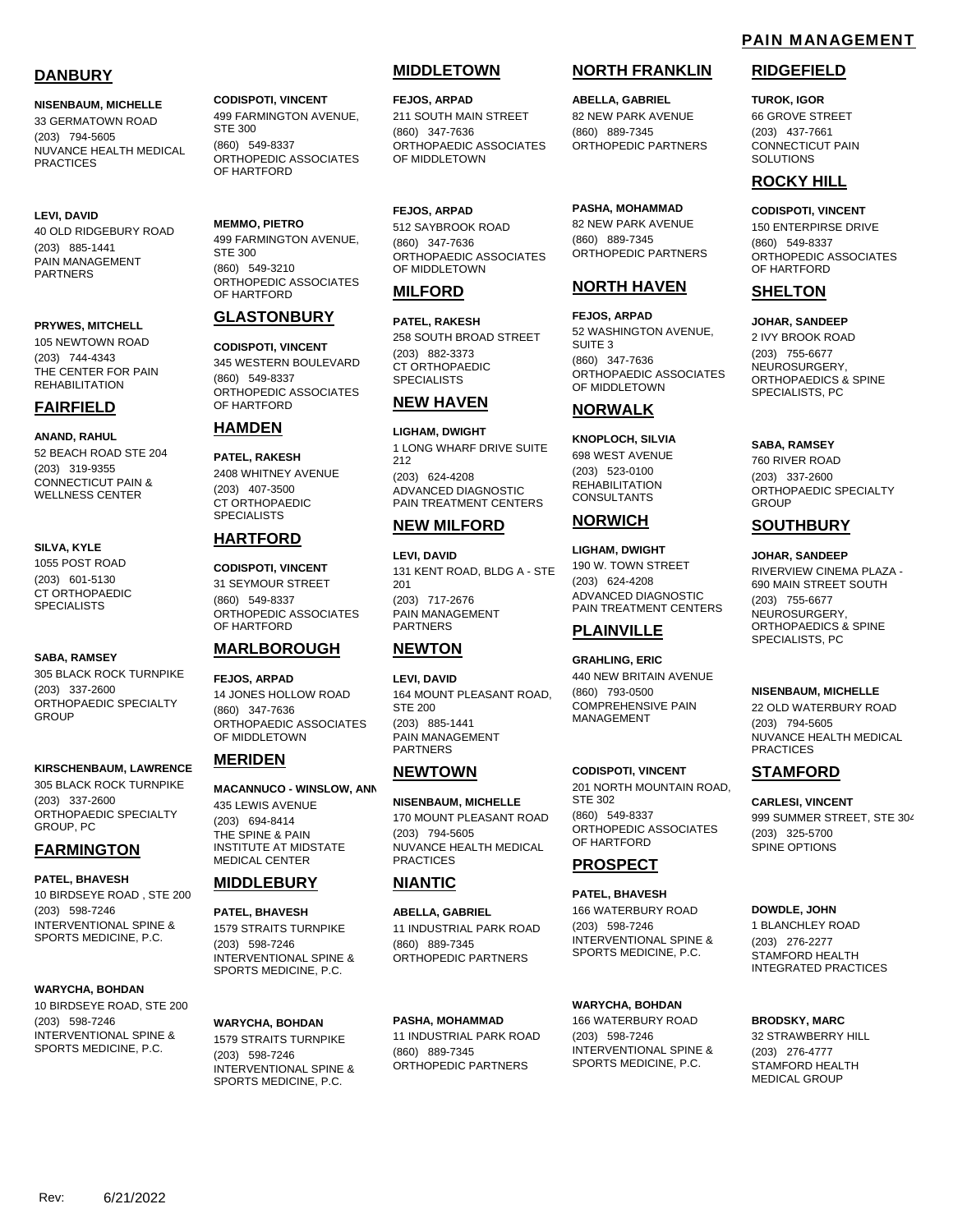# PAIN MANAGEMENT

## DANBURY

**NISENBAUM, MICHELLE**
33 GERMATOWN ROAD
(203) 794-5605
NUVANCE HEALTH MEDICAL PRACTICES

**LEVI, DAVID**
40 OLD RIDGEBURY ROAD
(203) 885-1441
PAIN MANAGEMENT PARTNERS

**PRYWES, MITCHELL**
105 NEWTOWN ROAD
(203) 744-4343
THE CENTER FOR PAIN REHABILITATION

## FAIRFIELD

**ANAND, RAHUL**
52 BEACH ROAD STE 204
(203) 319-9355
CONNECTICUT PAIN & WELLNESS CENTER

**SILVA, KYLE**
1055 POST ROAD
(203) 601-5130
CT ORTHOPAEDIC SPECIALISTS

**SABA, RAMSEY**
305 BLACK ROCK TURNPIKE
(203) 337-2600
ORTHOPAEDIC SPECIALTY GROUP

**KIRSCHENBAUM, LAWRENCE**
305 BLACK ROCK TURNPIKE
(203) 337-2600
ORTHOPAEDIC SPECIALTY GROUP, PC

## FARMINGTON

**PATEL, BHAVESH**
10 BIRDSEYE ROAD , STE 200
(203) 598-7246
INTERVENTIONAL SPINE & SPORTS MEDICINE, P.C.

**WARYCHA, BOHDAN**
10 BIRDSEYE ROAD, STE 200
(203) 598-7246
INTERVENTIONAL SPINE & SPORTS MEDICINE, P.C.

**CODISPOTI, VINCENT**
499 FARMINGTON AVENUE, STE 300
(860) 549-8337
ORTHOPEDIC ASSOCIATES OF HARTFORD

**MEMMO, PIETRO**
499 FARMINGTON AVENUE, STE 300
(860) 549-3210
ORTHOPEDIC ASSOCIATES OF HARTFORD

## GLASTONBURY

**CODISPOTI, VINCENT**
345 WESTERN BOULEVARD
(860) 549-8337
ORTHOPEDIC ASSOCIATES OF HARTFORD

## HAMDEN

**PATEL, RAKESH**
2408 WHITNEY AVENUE
(203) 407-3500
CT ORTHOPAEDIC SPECIALISTS

## HARTFORD

**CODISPOTI, VINCENT**
31 SEYMOUR STREET
(860) 549-8337
ORTHOPEDIC ASSOCIATES OF HARTFORD

## MARLBOROUGH

**FEJOS, ARPAD**
14 JONES HOLLOW ROAD
(860) 347-7636
ORTHOPAEDIC ASSOCIATES OF MIDDLETOWN

## MERIDEN

**MACANNUCO - WINSLOW, ANN**
435 LEWIS AVENUE
(203) 694-8414
THE SPINE & PAIN INSTITUTE AT MIDSTATE MEDICAL CENTER

## MIDDLEBURY

**PATEL, BHAVESH**
1579 STRAITS TURNPIKE
(203) 598-7246
INTERVENTIONAL SPINE & SPORTS MEDICINE, P.C.

**WARYCHA, BOHDAN**
1579 STRAITS TURNPIKE
(203) 598-7246
INTERVENTIONAL SPINE & SPORTS MEDICINE, P.C.

## MIDDLETOWN

**FEJOS, ARPAD**
211 SOUTH MAIN STREET
(860) 347-7636
ORTHOPAEDIC ASSOCIATES OF MIDDLETOWN

**FEJOS, ARPAD**
512 SAYBROOK ROAD
(860) 347-7636
ORTHOPAEDIC ASSOCIATES OF MIDDLETOWN

## MILFORD

**PATEL, RAKESH**
258 SOUTH BROAD STREET
(203) 882-3373
CT ORTHOPAEDIC SPECIALISTS

## NEW HAVEN

**LIGHAM, DWIGHT**
1 LONG WHARF DRIVE SUITE 212
(203) 624-4208
ADVANCED DIAGNOSTIC PAIN TREATMENT CENTERS

## NEW MILFORD

**LEVI, DAVID**
131 KENT ROAD, BLDG A - STE 201
(203) 717-2676
PAIN MANAGEMENT PARTNERS

## NEWTON

**LEVI, DAVID**
164 MOUNT PLEASANT ROAD, STE 200
(203) 885-1441
PAIN MANAGEMENT PARTNERS

## NEWTOWN

**NISENBAUM, MICHELLE**
170 MOUNT PLEASANT ROAD
(203) 794-5605
NUVANCE HEALTH MEDICAL PRACTICES

## NIANTIC

**ABELLA, GABRIEL**
11 INDUSTRIAL PARK ROAD
(860) 889-7345
ORTHOPEDIC PARTNERS

**PASHA, MOHAMMAD**
11 INDUSTRIAL PARK ROAD
(860) 889-7345
ORTHOPEDIC PARTNERS

## NORTH FRANKLIN

**ABELLA, GABRIEL**
82 NEW PARK AVENUE
(860) 889-7345
ORTHOPEDIC PARTNERS

**PASHA, MOHAMMAD**
82 NEW PARK AVENUE
(860) 889-7345
ORTHOPEDIC PARTNERS

## NORTH HAVEN

**FEJOS, ARPAD**
52 WASHINGTON AVENUE, SUITE 3
(860) 347-7636
ORTHOPAEDIC ASSOCIATES OF MIDDLETOWN

## NORWALK

**KNOPLOCH, SILVIA**
698 WEST AVENUE
(203) 523-0100
REHABILITATION CONSULTANTS

## NORWICH

**LIGHAM, DWIGHT**
190 W. TOWN STREET
(203) 624-4208
ADVANCED DIAGNOSTIC PAIN TREATMENT CENTERS

## PLAINVILLE

**GRAHLING, ERIC**
440 NEW BRITAIN AVENUE
(860) 793-0500
COMPREHENSIVE PAIN MANAGEMENT

**CODISPOTI, VINCENT**
201 NORTH MOUNTAIN ROAD, STE 302
(860) 549-8337
ORTHOPEDIC ASSOCIATES OF HARTFORD

## PROSPECT

**PATEL, BHAVESH**
166 WATERBURY ROAD
(203) 598-7246
INTERVENTIONAL SPINE & SPORTS MEDICINE, P.C.

**WARYCHA, BOHDAN**
166 WATERBURY ROAD
(203) 598-7246
INTERVENTIONAL SPINE & SPORTS MEDICINE, P.C.

## RIDGEFIELD

**TUROK, IGOR**
66 GROVE STREET
(203) 437-7661
CONNECTICUT PAIN SOLUTIONS

## ROCKY HILL

**CODISPOTI, VINCENT**
150 ENTERPIRSE DRIVE
(860) 549-8337
ORTHOPEDIC ASSOCIATES OF HARTFORD

## SHELTON

**JOHAR, SANDEEP**
2 IVY BROOK ROAD
(203) 755-6677
NEUROSURGERY, ORTHOPAEDICS & SPINE SPECIALISTS, PC

**SABA, RAMSEY**
760 RIVER ROAD
(203) 337-2600
ORTHOPAEDIC SPECIALTY GROUP

## SOUTHBURY

**JOHAR, SANDEEP**
RIVERVIEW CINEMA PLAZA - 690 MAIN STREET SOUTH
(203) 755-6677
NEUROSURGERY, ORTHOPAEDICS & SPINE SPECIALISTS, PC

**NISENBAUM, MICHELLE**
22 OLD WATERBURY ROAD
(203) 794-5605
NUVANCE HEALTH MEDICAL PRACTICES

## STAMFORD

**CARLESI, VINCENT**
999 SUMMER STREET, STE 304
(203) 325-5700
SPINE OPTIONS

**DOWDLE, JOHN**
1 BLANCHLEY ROAD
(203) 276-2277
STAMFORD HEALTH INTEGRATED PRACTICES

**BRODSKY, MARC**
32 STRAWBERRY HILL
(203) 276-4777
STAMFORD HEALTH MEDICAL GROUP

Rev: 6/21/2022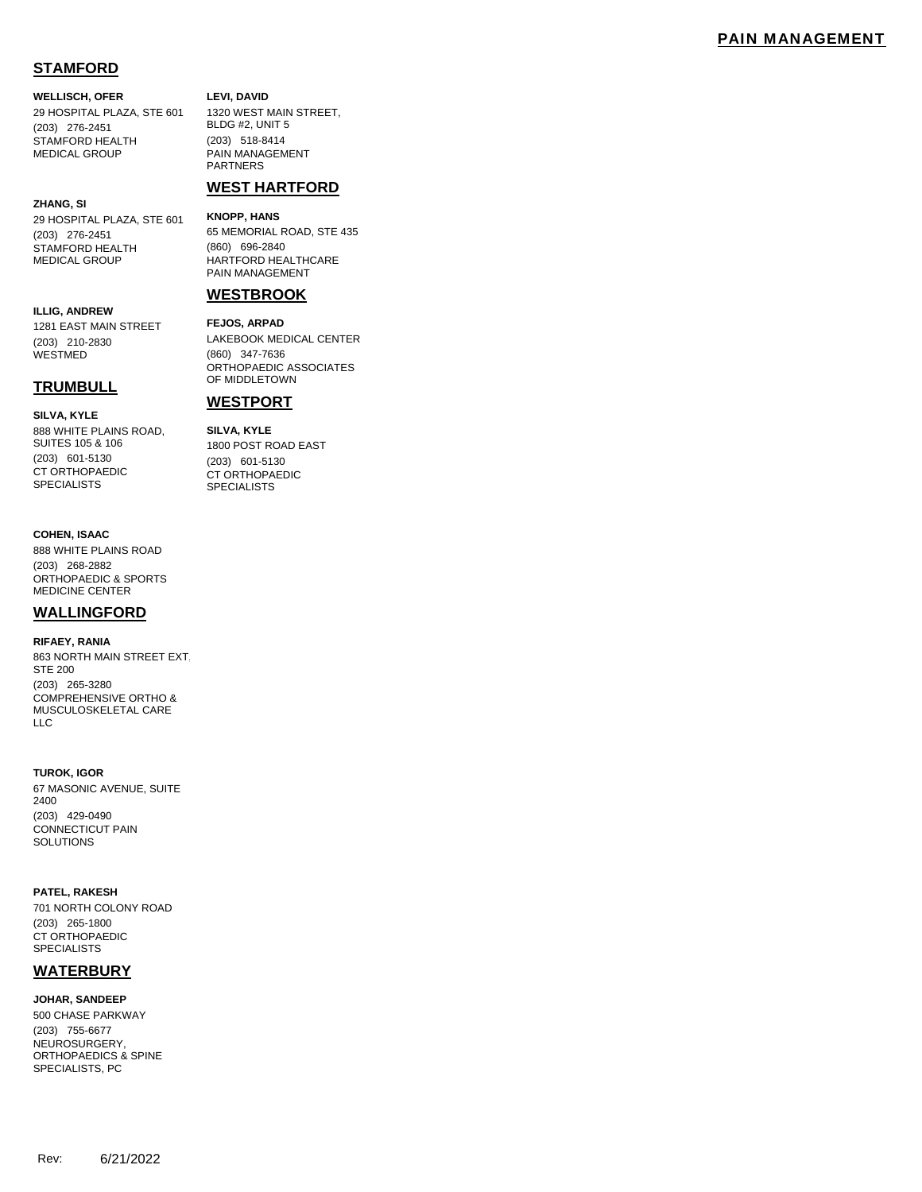# PAIN MANAGEMENT

## STAMFORD

**WELLISCH, OFER**
29 HOSPITAL PLAZA, STE 601
(203) 276-2451
STAMFORD HEALTH MEDICAL GROUP

**ZHANG, SI**
29 HOSPITAL PLAZA, STE 601
(203) 276-2451
STAMFORD HEALTH MEDICAL GROUP

**ILLIG, ANDREW**
1281 EAST MAIN STREET
(203) 210-2830
WESTMED

**LEVI, DAVID**
1320 WEST MAIN STREET, BLDG #2, UNIT 5
(203) 518-8414
PAIN MANAGEMENT PARTNERS

## TRUMBULL

**SILVA, KYLE**
888 WHITE PLAINS ROAD, SUITES 105 & 106
(203) 601-5130
CT ORTHOPAEDIC SPECIALISTS

**COHEN, ISAAC**
888 WHITE PLAINS ROAD
(203) 268-2882
ORTHOPAEDIC & SPORTS MEDICINE CENTER

## WALLINGFORD

**RIFAEY, RANIA**
863 NORTH MAIN STREET EXT, STE 200
(203) 265-3280
COMPREHENSIVE ORTHO & MUSCULOSKELETAL CARE LLC

**TUROK, IGOR**
67 MASONIC AVENUE, SUITE 2400
(203) 429-0490
CONNECTICUT PAIN SOLUTIONS

**PATEL, RAKESH**
701 NORTH COLONY ROAD
(203) 265-1800
CT ORTHOPAEDIC SPECIALISTS

## WATERBURY

**JOHAR, SANDEEP**
500 CHASE PARKWAY
(203) 755-6677
NEUROSURGERY, ORTHOPAEDICS & SPINE SPECIALISTS, PC

## WEST HARTFORD

**KNOPP, HANS**
65 MEMORIAL ROAD, STE 435
(860) 696-2840
HARTFORD HEALTHCARE PAIN MANAGEMENT

## WESTBROOK

**FEJOS, ARPAD**
LAKEBOOK MEDICAL CENTER
(860) 347-7636
ORTHOPAEDIC ASSOCIATES OF MIDDLETOWN

## WESTPORT

**SILVA, KYLE**
1800 POST ROAD EAST
(203) 601-5130
CT ORTHOPAEDIC SPECIALISTS

Rev: 6/21/2022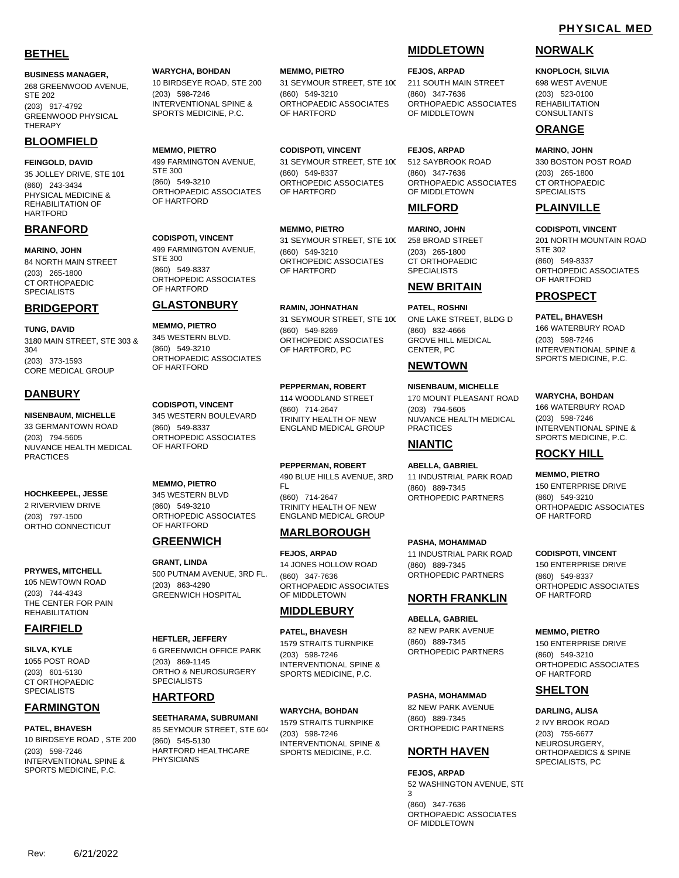## PHYSICAL MED

## BETHEL

**BUSINESS MANAGER,**
268 GREENWOOD AVENUE, STE 202
(203) 917-4792
GREENWOOD PHYSICAL THERAPY

## BLOOMFIELD

**FEINGOLD, DAVID**
35 JOLLEY DRIVE, STE 101
(860) 243-3434
PHYSICAL MEDICINE & REHABILITATION OF HARTFORD

## BRANFORD

**MARINO, JOHN**
84 NORTH MAIN STREET
(203) 265-1800
CT ORTHOPAEDIC SPECIALISTS

## BRIDGEPORT

**TUNG, DAVID**
3180 MAIN STREET, STE 303 & 304
(203) 373-1593
CORE MEDICAL GROUP

## DANBURY

**NISENBAUM, MICHELLE**
33 GERMANTOWN ROAD
(203) 794-5605
NUVANCE HEALTH MEDICAL PRACTICES

**HOCHKEEPEL, JESSE**
2 RIVERVIEW DRIVE
(203) 797-1500
ORTHO CONNECTICUT

**PRYWES, MITCHELL**
105 NEWTOWN ROAD
(203) 744-4343
THE CENTER FOR PAIN REHABILITATION

## FAIRFIELD

**SILVA, KYLE**
1055 POST ROAD
(203) 601-5130
CT ORTHOPAEDIC SPECIALISTS

## FARMINGTON

**PATEL, BHAVESH**
10 BIRDSEYE ROAD , STE 200
(203) 598-7246
INTERVENTIONAL SPINE & SPORTS MEDICINE, P.C.

**WARYCHA, BOHDAN**
10 BIRDSEYE ROAD, STE 200
(203) 598-7246
INTERVENTIONAL SPINE & SPORTS MEDICINE, P.C.

**MEMMO, PIETRO**
499 FARMINGTON AVENUE, STE 300
(860) 549-3210
ORTHOPAEDIC ASSOCIATES OF HARTFORD

**CODISPOTI, VINCENT**
499 FARMINGTON AVENUE, STE 300
(860) 549-8337
ORTHOPEDIC ASSOCIATES OF HARTFORD

## GLASTONBURY

**MEMMO, PIETRO**
345 WESTERN BLVD.
(860) 549-3210
ORTHOPAEDIC ASSOCIATES OF HARTFORD

**CODISPOTI, VINCENT**
345 WESTERN BOULEVARD
(860) 549-8337
ORTHOPEDIC ASSOCIATES OF HARTFORD

**MEMMO, PIETRO**
345 WESTERN BLVD
(860) 549-3210
ORTHOPEDIC ASSOCIATES OF HARTFORD

## GREENWICH

**GRANT, LINDA**
500 PUTNAM AVENUE, 3RD FL.
(203) 863-4290
GREENWICH HOSPITAL

**HEFTLER, JEFFERY**
6 GREENWICH OFFICE PARK
(203) 869-1145
ORTHO & NEUROSURGERY SPECIALISTS

## HARTFORD

**SEETHARAMA, SUBRUMANI**
85 SEYMOUR STREET, STE 604
(860) 545-5130
HARTFORD HEALTHCARE PHYSICIANS

**MEMMO, PIETRO**
31 SEYMOUR STREET, STE 100
(860) 549-3210
ORTHOPAEDIC ASSOCIATES OF HARTFORD

**CODISPOTI, VINCENT**
31 SEYMOUR STREET, STE 100
(860) 549-8337
ORTHOPEDIC ASSOCIATES OF HARTFORD

**MEMMO, PIETRO**
31 SEYMOUR STREET, STE 100
(860) 549-3210
ORTHOPEDIC ASSOCIATES OF HARTFORD

**RAMIN, JOHNATHAN**
31 SEYMOUR STREET, STE 100
(860) 549-8269
ORTHOPEDIC ASSOCIATES OF HARTFORD, PC

**PEPPERMAN, ROBERT**
114 WOODLAND STREET
(860) 714-2647
TRINITY HEALTH OF NEW ENGLAND MEDICAL GROUP

**PEPPERMAN, ROBERT**
490 BLUE HILLS AVENUE, 3RD FL
(860) 714-2647
TRINITY HEALTH OF NEW ENGLAND MEDICAL GROUP

## MARLBOROUGH

**FEJOS, ARPAD**
14 JONES HOLLOW ROAD
(860) 347-7636
ORTHOPAEDIC ASSOCIATES OF MIDDLETOWN

## MIDDLEBURY

**PATEL, BHAVESH**
1579 STRAITS TURNPIKE
(203) 598-7246
INTERVENTIONAL SPINE & SPORTS MEDICINE, P.C.

**WARYCHA, BOHDAN**
1579 STRAITS TURNPIKE
(203) 598-7246
INTERVENTIONAL SPINE & SPORTS MEDICINE, P.C.

## MIDDLETOWN

**FEJOS, ARPAD**
211 SOUTH MAIN STREET
(860) 347-7636
ORTHOPAEDIC ASSOCIATES OF MIDDLETOWN

**FEJOS, ARPAD**
512 SAYBROOK ROAD
(860) 347-7636
ORTHOPAEDIC ASSOCIATES OF MIDDLETOWN

## MILFORD

**MARINO, JOHN**
258 BROAD STREET
(203) 265-1800
CT ORTHOPAEDIC SPECIALISTS

## NEW BRITAIN

**PATEL, ROSHNI**
ONE LAKE STREET, BLDG D
(860) 832-4666
GROVE HILL MEDICAL CENTER, PC

## NEWTOWN

**NISENBAUM, MICHELLE**
170 MOUNT PLEASANT ROAD
(203) 794-5605
NUVANCE HEALTH MEDICAL PRACTICES

## NIANTIC

**ABELLA, GABRIEL**
11 INDUSTRIAL PARK ROAD
(860) 889-7345
ORTHOPEDIC PARTNERS

**PASHA, MOHAMMAD**
11 INDUSTRIAL PARK ROAD
(860) 889-7345
ORTHOPEDIC PARTNERS

## NORTH FRANKLIN

**ABELLA, GABRIEL**
82 NEW PARK AVENUE
(860) 889-7345
ORTHOPEDIC PARTNERS

**PASHA, MOHAMMAD**
82 NEW PARK AVENUE
(860) 889-7345
ORTHOPEDIC PARTNERS

## NORTH HAVEN

**FEJOS, ARPAD**
52 WASHINGTON AVENUE, STE 3
(860) 347-7636
ORTHOPAEDIC ASSOCIATES OF MIDDLETOWN

## NORWALK

**KNOPLOCH, SILVIA**
698 WEST AVENUE
(203) 523-0100
REHABILITATION CONSULTANTS

## ORANGE

**MARINO, JOHN**
330 BOSTON POST ROAD
(203) 265-1800
CT ORTHOPAEDIC SPECIALISTS

## PLAINVILLE

**CODISPOTI, VINCENT**
201 NORTH MOUNTAIN ROAD STE 302
(860) 549-8337
ORTHOPEDIC ASSOCIATES OF HARTFORD

## PROSPECT

**PATEL, BHAVESH**
166 WATERBURY ROAD
(203) 598-7246
INTERVENTIONAL SPINE & SPORTS MEDICINE, P.C.

**WARYCHA, BOHDAN**
166 WATERBURY ROAD
(203) 598-7246
INTERVENTIONAL SPINE & SPORTS MEDICINE, P.C.

## ROCKY HILL

**MEMMO, PIETRO**
150 ENTERPRISE DRIVE
(860) 549-3210
ORTHOPAEDIC ASSOCIATES OF HARTFORD

**CODISPOTI, VINCENT**
150 ENTERPRISE DRIVE
(860) 549-8337
ORTHOPEDIC ASSOCIATES OF HARTFORD

**MEMMO, PIETRO**
150 ENTERPRISE DRIVE
(860) 549-3210
ORTHOPEDIC ASSOCIATES OF HARTFORD

## SHELTON

**DARLING, ALISA**
2 IVY BROOK ROAD
(203) 755-6677
NEUROSURGERY, ORTHOPAEDICS & SPINE SPECIALISTS, PC

Rev: 6/21/2022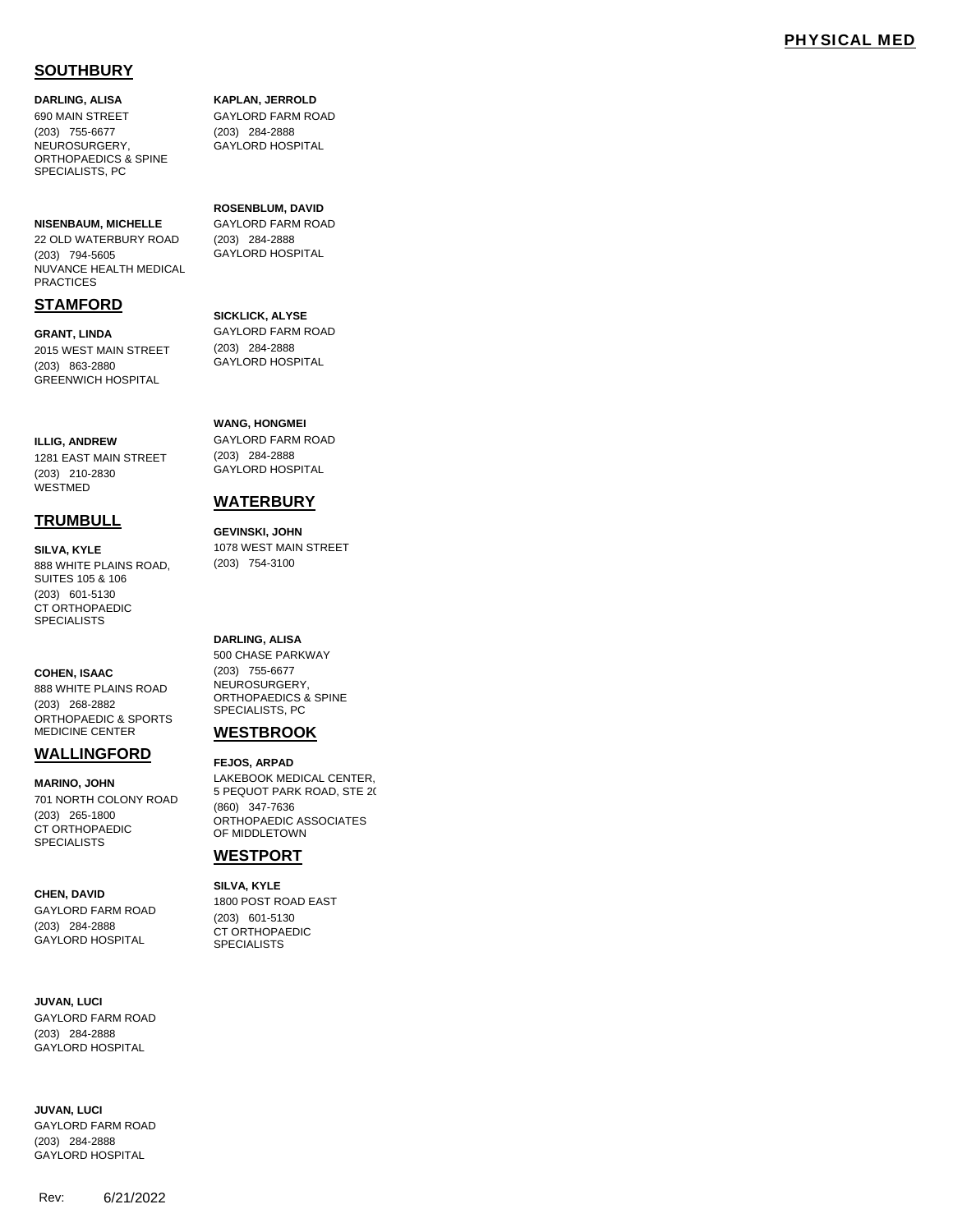## SOUTHBURY

**DARLING, ALISA**
690 MAIN STREET
(203) 755-6677
NEUROSURGERY, ORTHOPAEDICS & SPINE SPECIALISTS, PC

**NISENBAUM, MICHELLE**
22 OLD WATERBURY ROAD
(203) 794-5605
NUVANCE HEALTH MEDICAL PRACTICES

## STAMFORD

**GRANT, LINDA**
2015 WEST MAIN STREET
(203) 863-2880
GREENWICH HOSPITAL

**ILLIG, ANDREW**
1281 EAST MAIN STREET
(203) 210-2830
WESTMED

## TRUMBULL

**SILVA, KYLE**
888 WHITE PLAINS ROAD, SUITES 105 & 106
(203) 601-5130
CT ORTHOPAEDIC SPECIALISTS

**COHEN, ISAAC**
888 WHITE PLAINS ROAD
(203) 268-2882
ORTHOPAEDIC & SPORTS MEDICINE CENTER

## WALLINGFORD

**MARINO, JOHN**
701 NORTH COLONY ROAD
(203) 265-1800
CT ORTHOPAEDIC SPECIALISTS

**CHEN, DAVID**
GAYLORD FARM ROAD
(203) 284-2888
GAYLORD HOSPITAL

**JUVAN, LUCI**
GAYLORD FARM ROAD
(203) 284-2888
GAYLORD HOSPITAL

**JUVAN, LUCI**
GAYLORD FARM ROAD
(203) 284-2888
GAYLORD HOSPITAL

**KAPLAN, JERROLD**
GAYLORD FARM ROAD
(203) 284-2888
GAYLORD HOSPITAL

**ROSENBLUM, DAVID**
GAYLORD FARM ROAD
(203) 284-2888
GAYLORD HOSPITAL

**SICKLICK, ALYSE**
GAYLORD FARM ROAD
(203) 284-2888
GAYLORD HOSPITAL

**WANG, HONGMEI**
GAYLORD FARM ROAD
(203) 284-2888
GAYLORD HOSPITAL

## WATERBURY

**GEVINSKI, JOHN**
1078 WEST MAIN STREET
(203) 754-3100

**DARLING, ALISA**
500 CHASE PARKWAY
(203) 755-6677
NEUROSURGERY, ORTHOPAEDICS & SPINE SPECIALISTS, PC

## WESTBROOK

**FEJOS, ARPAD**
LAKEBOOK MEDICAL CENTER, 5 PEQUOT PARK ROAD, STE 20
(860) 347-7636
ORTHOPAEDIC ASSOCIATES OF MIDDLETOWN

## WESTPORT

**SILVA, KYLE**
1800 POST ROAD EAST
(203) 601-5130
CT ORTHOPAEDIC SPECIALISTS

Rev: 6/21/2022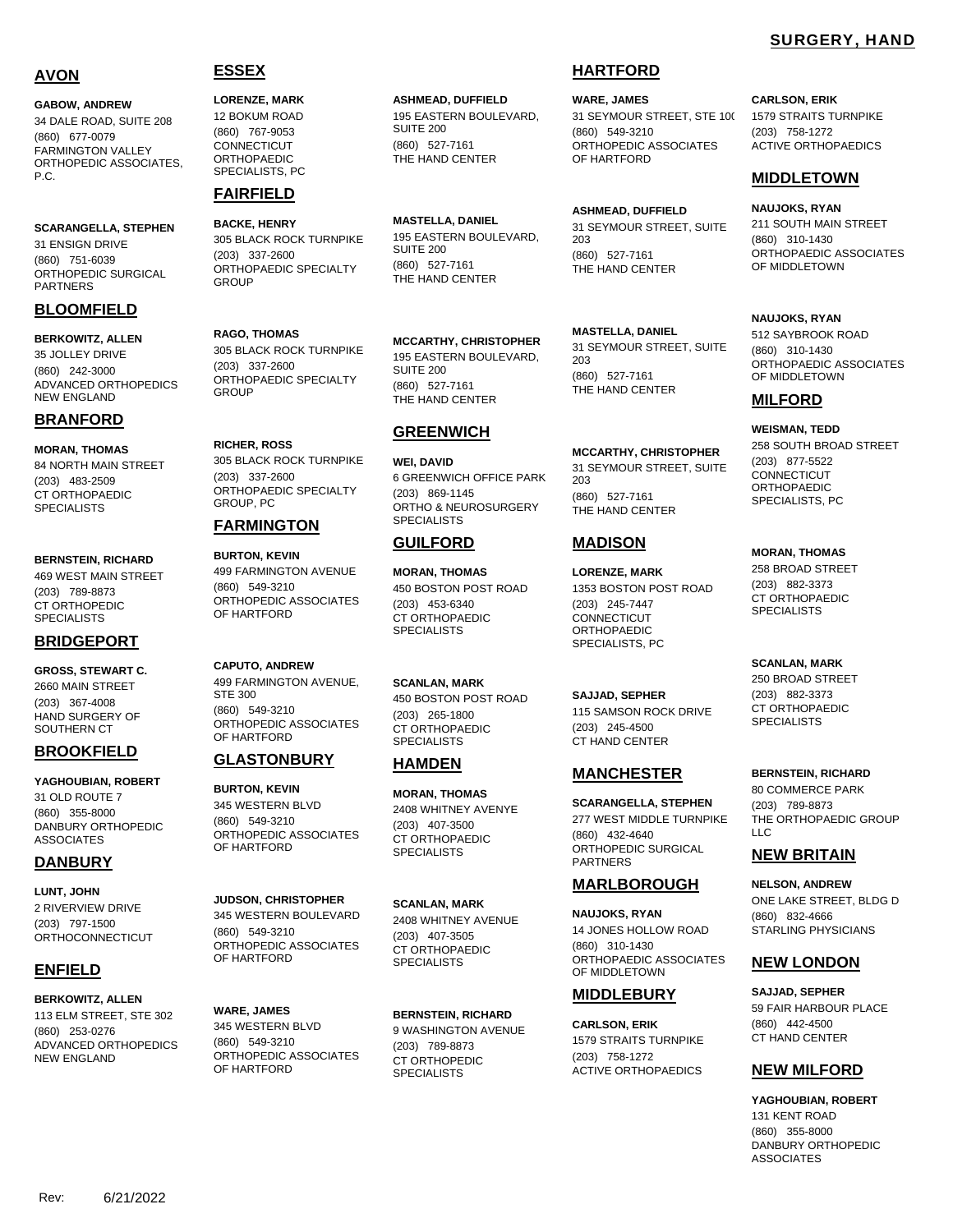# SURGERY, HAND

## AVON

**GABOW, ANDREW**
34 DALE ROAD, SUITE 208
(860) 677-0079
FARMINGTON VALLEY ORTHOPEDIC ASSOCIATES, P.C.

**SCARANGELLA, STEPHEN**
31 ENSIGN DRIVE
(860) 751-6039
ORTHOPEDIC SURGICAL PARTNERS

## BLOOMFIELD

**BERKOWITZ, ALLEN**
35 JOLLEY DRIVE
(860) 242-3000
ADVANCED ORTHOPEDICS NEW ENGLAND

## BRANFORD

**MORAN, THOMAS**
84 NORTH MAIN STREET
(203) 483-2509
CT ORTHOPAEDIC SPECIALISTS

**BERNSTEIN, RICHARD**
469 WEST MAIN STREET
(203) 789-8873
CT ORTHOPEDIC SPECIALISTS

## BRIDGEPORT

**GROSS, STEWART C.**
2660 MAIN STREET
(203) 367-4008
HAND SURGERY OF SOUTHERN CT

## BROOKFIELD

**YAGHOUBIAN, ROBERT**
31 OLD ROUTE 7
(860) 355-8000
DANBURY ORTHOPEDIC ASSOCIATES

## DANBURY

**LUNT, JOHN**
2 RIVERVIEW DRIVE
(203) 797-1500
ORTHOCONNECTICUT

## ENFIELD

**BERKOWITZ, ALLEN**
113 ELM STREET, STE 302
(860) 253-0276
ADVANCED ORTHOPEDICS NEW ENGLAND

## ESSEX

**LORENZE, MARK**
12 BOKUM ROAD
(860) 767-9053
CONNECTICUT ORTHOPAEDIC SPECIALISTS, PC

## FAIRFIELD

**BACKE, HENRY**
305 BLACK ROCK TURNPIKE
(203) 337-2600
ORTHOPAEDIC SPECIALTY GROUP

**RAGO, THOMAS**
305 BLACK ROCK TURNPIKE
(203) 337-2600
ORTHOPAEDIC SPECIALTY GROUP

**RICHER, ROSS**
305 BLACK ROCK TURNPIKE
(203) 337-2600
ORTHOPAEDIC SPECIALTY GROUP, PC

## FARMINGTON

**BURTON, KEVIN**
499 FARMINGTON AVENUE
(860) 549-3210
ORTHOPEDIC ASSOCIATES OF HARTFORD

**CAPUTO, ANDREW**
499 FARMINGTON AVENUE, STE 300
(860) 549-3210
ORTHOPEDIC ASSOCIATES OF HARTFORD

**ASHMEAD, DUFFIELD**
195 EASTERN BOULEVARD, SUITE 200
(860) 527-7161
THE HAND CENTER

**MASTELLA, DANIEL**
195 EASTERN BOULEVARD, SUITE 200
(860) 527-7161
THE HAND CENTER

**MCCARTHY, CHRISTOPHER**
195 EASTERN BOULEVARD, SUITE 200
(860) 527-7161
THE HAND CENTER

## GLASTONBURY

**BURTON, KEVIN**
345 WESTERN BLVD
(860) 549-3210
ORTHOPEDIC ASSOCIATES OF HARTFORD

**JUDSON, CHRISTOPHER**
345 WESTERN BOULEVARD
(860) 549-3210
ORTHOPEDIC ASSOCIATES OF HARTFORD

**WARE, JAMES**
345 WESTERN BLVD
(860) 549-3210
ORTHOPEDIC ASSOCIATES OF HARTFORD

## GREENWICH

**WEI, DAVID**
6 GREENWICH OFFICE PARK
(203) 869-1145
ORTHO & NEUROSURGERY SPECIALISTS

## GUILFORD

**MORAN, THOMAS**
450 BOSTON POST ROAD
(203) 453-6340
CT ORTHOPAEDIC SPECIALISTS

**SCANLAN, MARK**
450 BOSTON POST ROAD
(203) 265-1800
CT ORTHOPAEDIC SPECIALISTS

## HAMDEN

**MORAN, THOMAS**
2408 WHITNEY AVENYE
(203) 407-3500
CT ORTHOPAEDIC SPECIALISTS

**SCANLAN, MARK**
2408 WHITNEY AVENUE
(203) 407-3505
CT ORTHOPAEDIC SPECIALISTS

**BERNSTEIN, RICHARD**
9 WASHINGTON AVENUE
(203) 789-8873
CT ORTHOPEDIC SPECIALISTS

## HARTFORD

**WARE, JAMES**
31 SEYMOUR STREET, STE 100
(860) 549-3210
ORTHOPEDIC ASSOCIATES OF HARTFORD

**ASHMEAD, DUFFIELD**
31 SEYMOUR STREET, SUITE 203
(860) 527-7161
THE HAND CENTER

**MASTELLA, DANIEL**
31 SEYMOUR STREET, SUITE 203
(860) 527-7161
THE HAND CENTER

**MCCARTHY, CHRISTOPHER**
31 SEYMOUR STREET, SUITE 203
(860) 527-7161
THE HAND CENTER

## MADISON

**LORENZE, MARK**
1353 BOSTON POST ROAD
(203) 245-7447
CONNECTICUT ORTHOPAEDIC SPECIALISTS, PC

**SAJJAD, SEPHER**
115 SAMSON ROCK DRIVE
(203) 245-4500
CT HAND CENTER

## MANCHESTER

**SCARANGELLA, STEPHEN**
277 WEST MIDDLE TURNPIKE
(860) 432-4640
ORTHOPEDIC SURGICAL PARTNERS

## MARLBOROUGH

**NAUJOKS, RYAN**
14 JONES HOLLOW ROAD
(860) 310-1430
ORTHOPAEDIC ASSOCIATES OF MIDDLETOWN

## MIDDLEBURY

**CARLSON, ERIK**
1579 STRAITS TURNPIKE
(203) 758-1272
ACTIVE ORTHOPAEDICS

**CARLSON, ERIK**
1579 STRAITS TURNPIKE
(203) 758-1272
ACTIVE ORTHOPAEDICS

## MIDDLETOWN

**NAUJOKS, RYAN**
211 SOUTH MAIN STREET
(860) 310-1430
ORTHOPAEDIC ASSOCIATES OF MIDDLETOWN

**NAUJOKS, RYAN**
512 SAYBROOK ROAD
(860) 310-1430
ORTHOPAEDIC ASSOCIATES OF MIDDLETOWN

## MILFORD

**WEISMAN, TEDD**
258 SOUTH BROAD STREET
(203) 877-5522
CONNECTICUT ORTHOPAEDIC SPECIALISTS, PC

**MORAN, THOMAS**
258 BROAD STREET
(203) 882-3373
CT ORTHOPAEDIC SPECIALISTS

**SCANLAN, MARK**
250 BROAD STREET
(203) 882-3373
CT ORTHOPAEDIC SPECIALISTS

**BERNSTEIN, RICHARD**
80 COMMERCE PARK
(203) 789-8873
THE ORTHOPAEDIC GROUP LLC

## NEW BRITAIN

**NELSON, ANDREW**
ONE LAKE STREET, BLDG D
(860) 832-4666
STARLING PHYSICIANS

## NEW LONDON

**SAJJAD, SEPHER**
59 FAIR HARBOUR PLACE
(860) 442-4500
CT HAND CENTER

## NEW MILFORD

**YAGHOUBIAN, ROBERT**
131 KENT ROAD
(860) 355-8000
DANBURY ORTHOPEDIC ASSOCIATES

Rev: 6/21/2022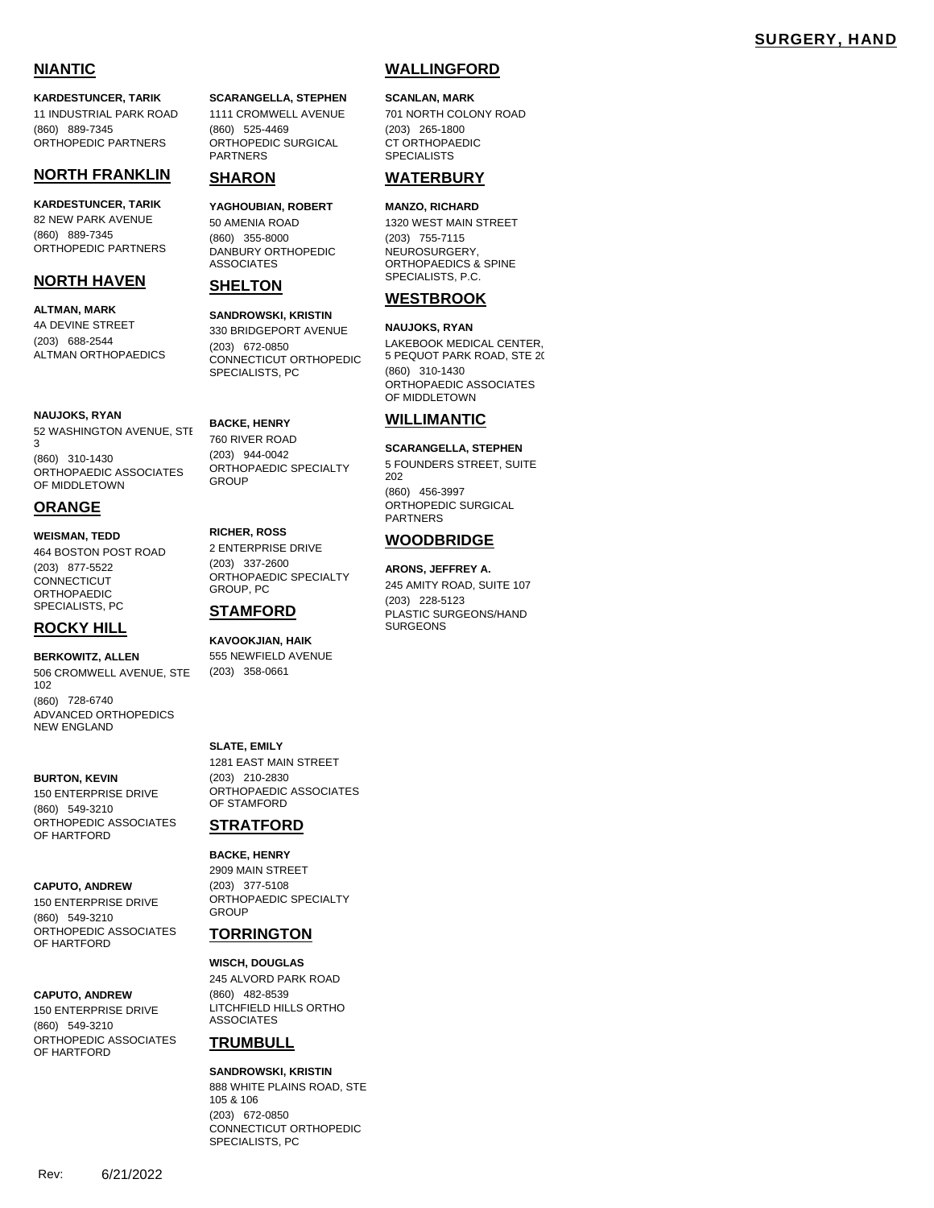## NIANTIC

**KARDESTUNCER, TARIK**
11 INDUSTRIAL PARK ROAD
(860) 889-7345
ORTHOPEDIC PARTNERS

## NORTH FRANKLIN

**KARDESTUNCER, TARIK**
82 NEW PARK AVENUE
(860) 889-7345
ORTHOPEDIC PARTNERS

## NORTH HAVEN

**ALTMAN, MARK**
4A DEVINE STREET
(203) 688-2544
ALTMAN ORTHOPAEDICS

**NAUJOKS, RYAN**
52 WASHINGTON AVENUE, STE 3
(860) 310-1430
ORTHOPAEDIC ASSOCIATES OF MIDDLETOWN

## ORANGE

**WEISMAN, TEDD**
464 BOSTON POST ROAD
(203) 877-5522
CONNECTICUT ORTHOPAEDIC SPECIALISTS, PC

## ROCKY HILL

**BERKOWITZ, ALLEN**
506 CROMWELL AVENUE, STE 102
(860) 728-6740
ADVANCED ORTHOPEDICS NEW ENGLAND

**BURTON, KEVIN**
150 ENTERPRISE DRIVE
(860) 549-3210
ORTHOPEDIC ASSOCIATES OF HARTFORD

**CAPUTO, ANDREW**
150 ENTERPRISE DRIVE
(860) 549-3210
ORTHOPEDIC ASSOCIATES OF HARTFORD

**CAPUTO, ANDREW**
150 ENTERPRISE DRIVE
(860) 549-3210
ORTHOPEDIC ASSOCIATES OF HARTFORD

**SCARANGELLA, STEPHEN**
1111 CROMWELL AVENUE
(860) 525-4469
ORTHOPEDIC SURGICAL PARTNERS

## SHARON

**YAGHOUBIAN, ROBERT**
50 AMENIA ROAD
(860) 355-8000
DANBURY ORTHOPEDIC ASSOCIATES

## SHELTON

**SANDROWSKI, KRISTIN**
330 BRIDGEPORT AVENUE
(203) 672-0850
CONNECTICUT ORTHOPEDIC SPECIALISTS, PC

**BACKE, HENRY**
760 RIVER ROAD
(203) 944-0042
ORTHOPAEDIC SPECIALTY GROUP

**RICHER, ROSS**
2 ENTERPRISE DRIVE
(203) 337-2600
ORTHOPAEDIC SPECIALTY GROUP, PC

## STAMFORD

**KAVOOKJIAN, HAIK**
555 NEWFIELD AVENUE
(203) 358-0661

**SLATE, EMILY**
1281 EAST MAIN STREET
(203) 210-2830
ORTHOPAEDIC ASSOCIATES OF STAMFORD

## STRATFORD

**BACKE, HENRY**
2909 MAIN STREET
(203) 377-5108
ORTHOPAEDIC SPECIALTY GROUP

## TORRINGTON

**WISCH, DOUGLAS**
245 ALVORD PARK ROAD
(860) 482-8539
LITCHFIELD HILLS ORTHO ASSOCIATES

## TRUMBULL

**SANDROWSKI, KRISTIN**
888 WHITE PLAINS ROAD, STE 105 & 106
(203) 672-0850
CONNECTICUT ORTHOPEDIC SPECIALISTS, PC

## WALLINGFORD

**SCANLAN, MARK**
701 NORTH COLONY ROAD
(203) 265-1800
CT ORTHOPAEDIC SPECIALISTS

## WATERBURY

**MANZO, RICHARD**
1320 WEST MAIN STREET
(203) 755-7115
NEUROSURGERY, ORTHOPAEDICS & SPINE SPECIALISTS, P.C.

## WESTBROOK

**NAUJOKS, RYAN**
LAKEBOOK MEDICAL CENTER, 5 PEQUOT PARK ROAD, STE 20
(860) 310-1430
ORTHOPAEDIC ASSOCIATES OF MIDDLETOWN

## WILLIMANTIC

**SCARANGELLA, STEPHEN**
5 FOUNDERS STREET, SUITE 202
(860) 456-3997
ORTHOPEDIC SURGICAL PARTNERS

## WOODBRIDGE

**ARONS, JEFFREY A.**
245 AMITY ROAD, SUITE 107
(203) 228-5123
PLASTIC SURGEONS/HAND SURGEONS

Rev: 6/21/2022